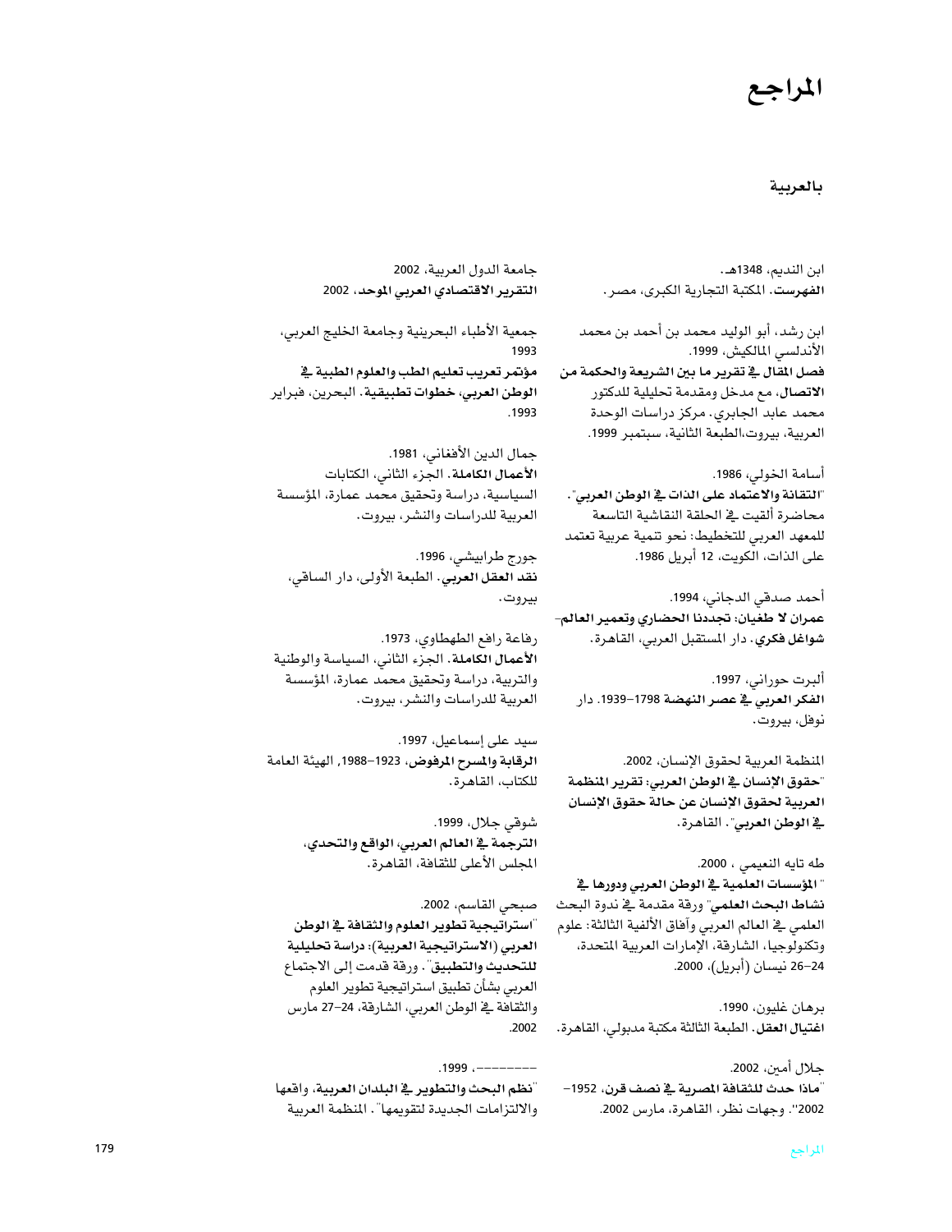# المراجع

## بالعربية

ابن النديم، 1348هـ.
**الفهرست**. المكتبة التجارية الكبرى، مصر.

ابن رشد، أبو الوليد محمد بن أحمد بن محمد الأندلسي المالكيش، 1999.
**فصل المقال في تقرير ما بين الشريعة والحكمة من الاتصال**، مع مدخل ومقدمة تحليلية للدكتور محمد عابد الجابري. مركز دراسات الوحدة العربية، بيروت،الطبعة الثانية، سبتمبر 1999.

أسامة الخولي، 1986.
"**التقانة والاعتماد على الذات في الوطن العربي**". محاضرة ألقيت في الحلقة النقاشية التاسعة للمعهد العربي للتخطيط: نحو تنمية عربية تعتمد على الذات، الكويت، 12 أبريل 1986.

أحمد صدقي الدجاني، 1994.
**عمران لا طغيان: تجددنا الحضاري وتعمير العالم- شواغل فكري**. دار المستقبل العربي، القاهرة.

ألبرت حوراني، 1997.
**الفكر العربي في عصر النهضة 1798–1939**. دار نوفل، بيروت.

المنظمة العربية لحقوق الإنسان، 2002.
"**حقوق الإنسان في الوطن العربي: تقرير المنظمة العربية لحقوق الإنسان عن حالة حقوق الإنسان في الوطن العربي**". القاهرة.

طه تايه النعيمي ، 2000.
" **المؤسسات العلمية في الوطن العربي ودورها في نشاط البحث العلمي**" ورقة مقدمة في ندوة البحث العلمي في العالم العربي وآفاق الألفية الثالثة: علوم وتكنولوجيا، الشارقة، الإمارات العربية المتحدة، 24–26 نيسان (أبريل)، 2000.

برهان غليون، 1990.
**اغتيال العقل**. الطبعة الثالثة مكتبة مدبولي، القاهرة.

جلال أمين، 2002.
"**ماذا حدث للثقافة المصرية في نصف قرن، 1952–2002**". وجهات نظر، القاهرة، مارس 2002.

جامعة الدول العربية، 2002
**التقرير الاقتصادي العربي الموحد**، 2002

جمعية الأطباء البحرينية وجامعة الخليج العربي، 1993
**مؤتمر تعريب تعليم الطب والعلوم الطبية في الوطن العربي، خطوات تطبيقية**. البحرين، فبراير 1993.

جمال الدين الأفغاني، 1981.
**الأعمال الكاملة**. الجزء الثاني، الكتابات السياسية، دراسة وتحقيق محمد عمارة، المؤسسة العربية للدراسات والنشر، بيروت.

جورج طرابيشي، 1996.
**نقد العقل العربي**. الطبعة الأولى، دار الساقي، بيروت.

رفاعة رافع الطهطاوي، 1973.
**الأعمال الكاملة**. الجزء الثاني، السياسة والوطنية والتربية، دراسة وتحقيق محمد عمارة، المؤسسة العربية للدراسات والنشر، بيروت.

سيد على إسماعيل، 1997.
**الرقابة والمسرح المرفوض**، 1923–1988، الهيئة العامة للكتاب، القاهرة.

شوقي جلال، 1999.
**الترجمة في العالم العربي، الواقع والتحدي**، المجلس الأعلى للثقافة، القاهرة.

صبحي القاسم، 2002.
"**استراتيجية تطوير العلوم والثقافة في الوطن العربي (الاستراتيجية العربية): دراسة تحليلية للتحديث والتطبيق**". ورقة قدمت إلى الاجتماع العربي بشأن تطبيق استراتيجية تطوير العلوم والثقافة في الوطن العربي، الشارقة، 24–27 مارس 2002.

---------، 1999.
"**نظم البحث والتطوير في البلدان العربية**، واقعها والالتزامات الجديدة لتقويمها". المنظمة العربية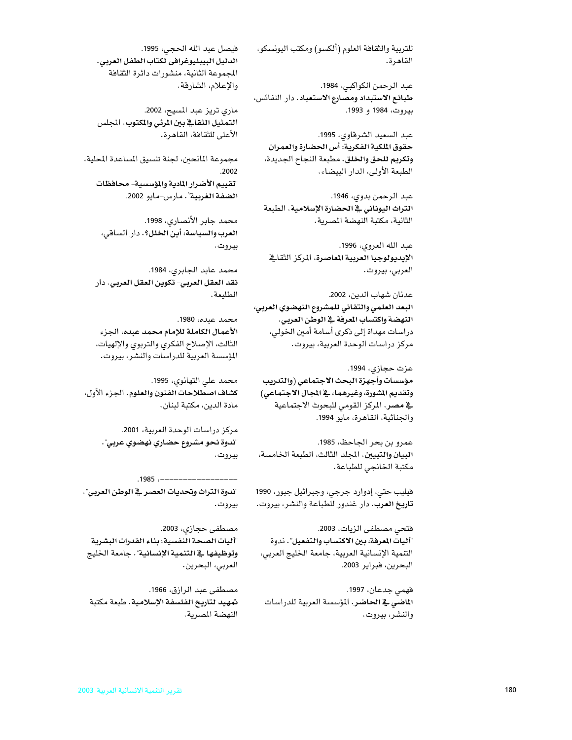للتربية والثقافة العلوم (ألكسو) ومكتب اليونسكو، القاهرة.

عبد الرحمن الكواكبي، 1984.
**طبائع الاستبداد ومصارع الاستعباد**. دار النفائس، بيروت، 1984 و 1993.

عبد السعيد الشرقاوي، 1995.
**حقوق الملكية الفكرية: أس الحضارة والعمران وتكريم للحق والخلق**. مطبعة النجاح الجديدة، الطبعة الأولى، الدار البيضاء.

عبد الرحمن بدوي، 1946.
**التراث اليوناني في الحضارة الإسلامية**. الطبعة الثانية، مكتبة النهضة المصرية.

عبد الله العروي، 1996.
**الإيديولوجيا العربية المعاصرة**، المركز الثقافي العربي، بيروت.

عدنان شهاب الدين، 2002.
**البعد العلمي والتقاني للمشروع النهضوي العربي، النهضة واكتساب المعرفة في الوطن العربي**. دراسات مهداة إلى ذكرى أسامة أمين الخولي، مركز دراسات الوحدة العربية، بيروت.

عزت حجازي، 1994.
**مؤسسات وأجهزة البحث الاجتماعي (والتدريب وتقديم المشورة، وغيرهما، في المجال الاجتماعي) في مصر**. المركز القومي للبحوث الاجتماعية والجنائية، القاهرة، مايو 1994.

عمرو بن بحر الجاحظ، 1985.
**البيان والتبيين**. المجلد الثالث، الطبعة الخامسة، مكتبة الخانجي للطباعة.

فيليب حتي، إدوارد جرجي، وجبرائيل جبور، 1990
**تاريخ العرب**. دار غندور للطباعة والنشر، بيروت.

فتحي مصطفى الزيات، 2003.
"**آليات المعرفة، بين الاكتساب والتفعيل**". ندوة التنمية الإنسانية العربية، جامعة الخليج العربي، البحرين، فبراير 2003.

فهمي جدعان، 1997.
**الماضي في الحاضر**. المؤسسة العربية للدراسات والنشر، بيروت.

فيصل عبد الله الحجي، 1995.
**الدليل البيبليوغرافي لكتاب الطفل العربي**. المجموعة الثانية، منشورات دائرة الثقافة والإعلام، الشارقة.

ماري تريز عبد المسيح، 2002.
**التمثيل الثقافي بين المرئي والمكتوب**. المجلس الأعلى للثقافة، القاهرة.

مجموعة المانحين، لجنة تنسيق المساعدة المحلية، 2002.
"**تقييم الأضرار المادية والمؤسسية- محافظات الضفة الغربية**". مارس-مايو 2002.

محمد جابر الأنصاري، 1998.
**العرب والسياسة: أين الخلل؟**. دار الساقي، بيروت.

محمد عابد الجابري، 1984.
**نقد العقل العربي- تكوين العقل العربي**. دار الطليعة.

محمد عبده، 1980.
**الأعمال الكاملة للإمام محمد عبده**، الجزء الثالث، الإصلاح الفكري والتربوي والإلهيات، المؤسسة العربية للدراسات والنشر، بيروت.

محمد علي التهانوي، 1995.
**كشاف اصطلاحات الفنون والعلوم**. الجزء الأول، مادة الدين، مكتبة لبنان.

مركز دراسات الوحدة العربية، 2001.
"**ندوة نحو مشروع حضاري نهضوي عربي**". بيروت.

-----------------، 1985.
"**ندوة التراث وتحديات العصر في الوطن العربي**". بيروت.

مصطفى حجازي، 2003.
"**آليات الصحة النفسية؛ بناء القدرات البشرية وتوظيفها في التنمية الإنسانية**". جامعة الخليج العربي، البحرين.

مصطفى عبد الرازق، 1966.
**تمهيد لتاريخ الفلسفة الإسلامية**. طبعة مكتبة النهضة المصرية.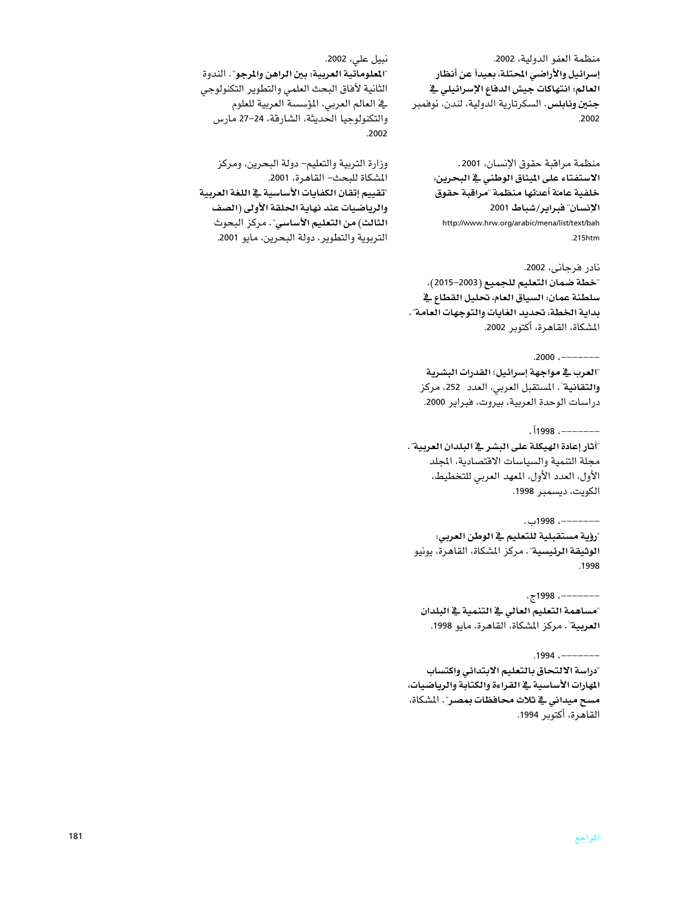منظمة العفو الدولية، 2002.
**إسرائيل والأراضي المحتلة، بعيداً عن أنظار العالم: انتهاكات جيش الدفاع الإسرائيلي في جنين ونابلس**. السكرتارية الدولية، لندن، نوفمبر 2002.

منظمة مراقبة حقوق الإنسان، 2001.
**الاستفتاء على الميثاق الوطني في البحرين، خلفية عامة أعدتها منظمة "مراقبة حقوق الإنسان" فبراير/شباط 2001**
http://www.hrw.org/arabic/mena/list/text/bah215.htm

نادر فرجاني، 2002.
"**خطة ضمان التعليم للجميع (2003-2015)، سلطنة عمان: السياق العام، تحليل القطاع في بداية الخطة، تحديد الغايات والتوجهات العامة**". المشكاة، القاهرة، أكتوبر 2002.

--------، 2000.
"**العرب في مواجهة إسرائيل؛ القدرات البشرية والتقانية**". المستقبل العربي، العدد 252، مركز دراسات الوحدة العربية، بيروت، فبراير 2000.

--------، 1998أ.
"**آثار إعادة الهيكلة على البشر في البلدان العربية**". مجلة التنمية والسياسات الاقتصادية، المجلد الأول، العدد الأول، المعهد العربي للتخطيط، الكويت، ديسمبر 1998.

--------، 1998ب.
"**رؤية مستقبلية للتعليم في الوطن العربي: الوثيقة الرئيسية**". مركز المشكاة، القاهرة، يونيو 1998.

--------، 1998ج.
"**مساهمة التعليم العالي في التنمية في البلدان العربية**". مركز المشكاة، القاهرة، مايو 1998.

--------، 1994.
"**دراسة الالتحاق بالتعليم الابتدائي واكتساب المهارات الأساسية في القراءة والكتابة والرياضيات، مسح ميداني في ثلاث محافظات بمصر**". المشكاة، القاهرة، أكتوبر 1994.

نبيل علي، 2002.
"**المعلوماتية العربية: بين الراهن والمرجو**". الندوة الثانية لآفاق البحث العلمي والتطوير التكنولوجي في العالم العربي، المؤسسة العربية للعلوم والتكنولوجيا الحديثة، الشارقة، 24-27 مارس 2002.

وزارة التربية والتعليم- دولة البحرين، ومركز المشكاة للبحث- القاهرة، 2001.
"**تقييم إتقان الكفايات الأساسية في اللغة العربية والرياضيات عند نهاية الحلقة الأولى (الصف الثالث) من التعليم الأساسي**". مركز البحوث التربوية والتطوير، دولة البحرين، مايو 2001.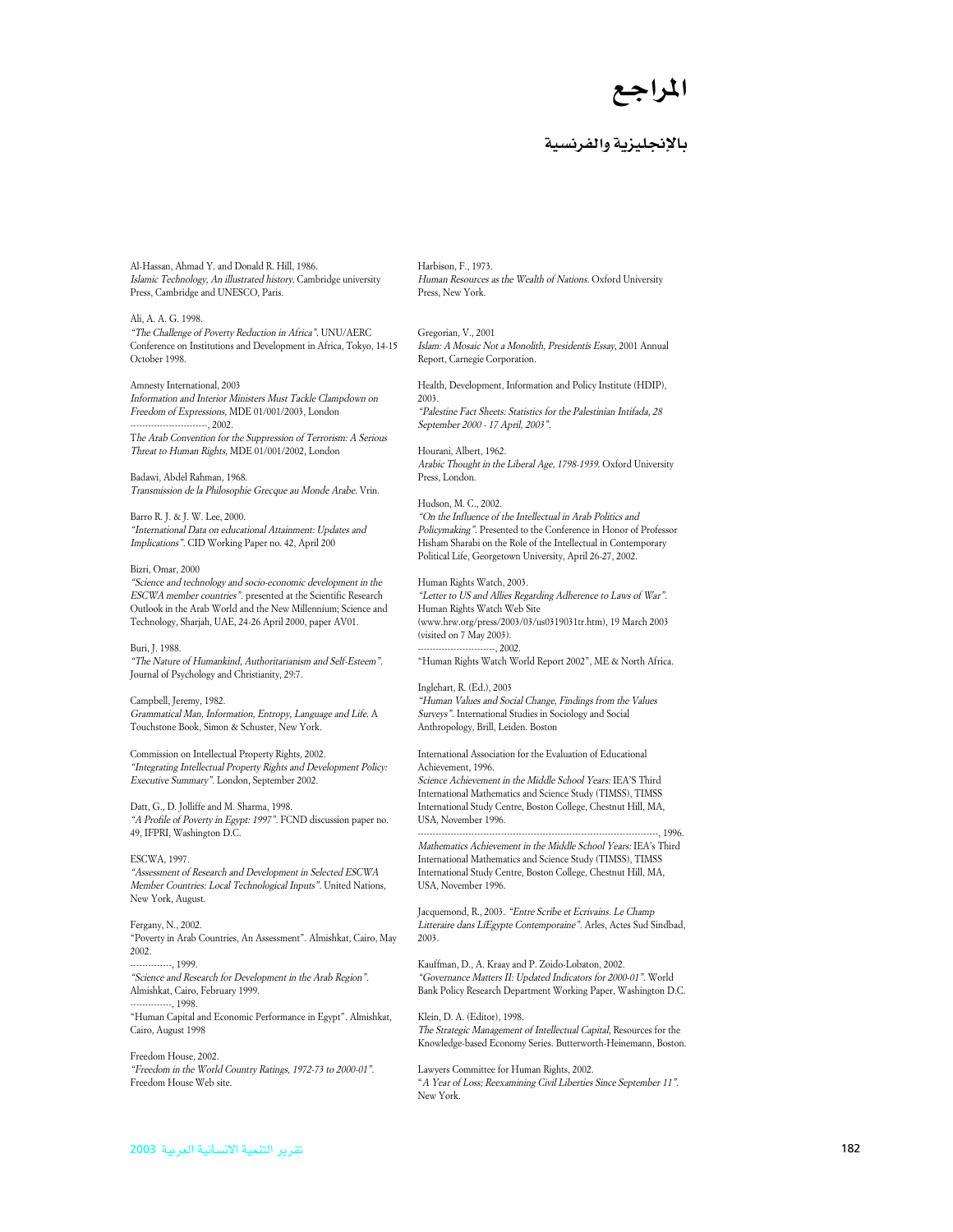# المراجع

## بالإنجليزية والفرنسية

Al-Hassan, Ahmad Y. and Donald R. Hill, 1986.
*Islamic Technology, An illustrated history*. Cambridge university Press, Cambridge and UNESCO, Paris.

Ali, A. A. G. 1998.
*"The Challenge of Poverty Reduction in Africa"*. UNU/AERC Conference on Institutions and Development in Africa, Tokyo, 14-15 October 1998.

Amnesty International, 2003
*Information and Interior Ministers Must Tackle Clampdown on Freedom of Expressions*, MDE 01/001/2003, London
-------------------------, 2002.
*The Arab Convention for the Suppression of Terrorism: A Serious Threat to Human Rights*, MDE 01/001/2002, London

Badawi, Abdel Rahman, 1968.
*Transmission de la Philosophie Grecque au Monde Arabe*. Vrin.

Barro R. J. & J. W. Lee, 2000.
*"International Data on educational Attainment: Updates and Implications"*. CID Working Paper no. 42, April 200

Bizri, Omar, 2000
*"Science and technology and socio-economic development in the ESCWA member countries"*. presented at the Scientific Research Outlook in the Arab World and the New Millennium; Science and Technology, Sharjah, UAE, 24-26 April 2000, paper AV01.

Buri, J. 1988.
*"The Nature of Humankind, Authoritarianism and Self-Esteem"*. Journal of Psychology and Christianity, 29:7.

Campbell, Jeremy, 1982.
*Grammatical Man, Information, Entropy, Language and Life*. A Touchstone Book, Simon & Schuster, New York.

Commission on Intellectual Property Rights, 2002.
*"Integrating Intellectual Property Rights and Development Policy: Executive Summary"*. London, September 2002.

Datt, G., D. Jolliffe and M. Sharma, 1998.
*"A Profile of Poverty in Egypt: 1997"*. FCND discussion paper no. 49, IFPRI, Washington D.C.

ESCWA, 1997.
*"Assessment of Research and Development in Selected ESCWA Member Countries: Local Technological Inputs"*. United Nations, New York, August.

Fergany, N., 2002.
"Poverty in Arab Countries, An Assessment". Almishkat, Cairo, May 2002.
--------------, 1999.
*"Science and Research for Development in the Arab Region"*. Almishkat, Cairo, February 1999.
--------------, 1998.
"Human Capital and Economic Performance in Egypt". Almishkat, Cairo, August 1998

Freedom House, 2002.
*"Freedom in the World Country Ratings, 1972-73 to 2000-01"*. Freedom House Web site.

Harbison, F., 1973.
*Human Resources as the Wealth of Nations*. Oxford University Press, New York.

Gregorian, V., 2001
*Islam: A Mosaic Not a Monolith, Presidentís Essay*, 2001 Annual Report, Carnegie Corporation.

Health, Development, Information and Policy Institute (HDIP), 2003.
*"Palestine Fact Sheets: Statistics for the Palestinian Intifada, 28 September 2000 - 17 April, 2003"*.

Hourani, Albert, 1962.
*Arabic Thought in the Liberal Age, 1798-1939*. Oxford University Press, London.

Hudson, M. C., 2002.
*"On the Influence of the Intellectual in Arab Politics and Policymaking"*. Presented to the Conference in Honor of Professor Hisham Sharabi on the Role of the Intellectual in Contemporary Political Life, Georgetown University, April 26-27, 2002.

Human Rights Watch, 2003.
*"Letter to US and Allies Regarding Adherence to Laws of War"*. Human Rights Watch Web Site (www.hrw.org/press/2003/03/us0319031tr.htm), 19 March 2003 (visited on 7 May 2003).
-------------------------, 2002.
"Human Rights Watch World Report 2002", ME & North Africa.

Inglehart, R. (Ed.), 2003
*"Human Values and Social Change, Findings from the Values Surveys"*. International Studies in Sociology and Social Anthropology, Brill, Leiden. Boston

International Association for the Evaluation of Educational Achievement, 1996.
*Science Achievement in the Middle School Years:* IEA'S Third International Mathematics and Science Study (TIMSS), TIMSS International Study Centre, Boston College, Chestnut Hill, MA, USA, November 1996.
-----------------------------------------------------------------------------, 1996.
*Mathematics Achievement in the Middle School Years:* IEA's Third International Mathematics and Science Study (TIMSS), TIMSS International Study Centre, Boston College, Chestnut Hill, MA, USA, November 1996.

Jacquemond, R., 2003. *"Entre Scribe et Ecrivains. Le Champ Litteraire dans LiEgypte Contemporaine"*. Arles, Actes Sud Sindbad, 2003.

Kauffman, D., A. Kraay and P. Zoido-Lobaton, 2002.
*"Governance Matters II: Updated Indicators for 2000-01"*. World Bank Policy Research Department Working Paper, Washington D.C.

Klein, D. A. (Editor), 1998.
*The Strategic Management of Intellectual Capital*, Resources for the Knowledge-based Economy Series. Butterworth-Heinemann, Boston.

Lawyers Committee for Human Rights, 2002.
"*A Year of Loss; Reexamining Civil Liberties Since September 11*". New York.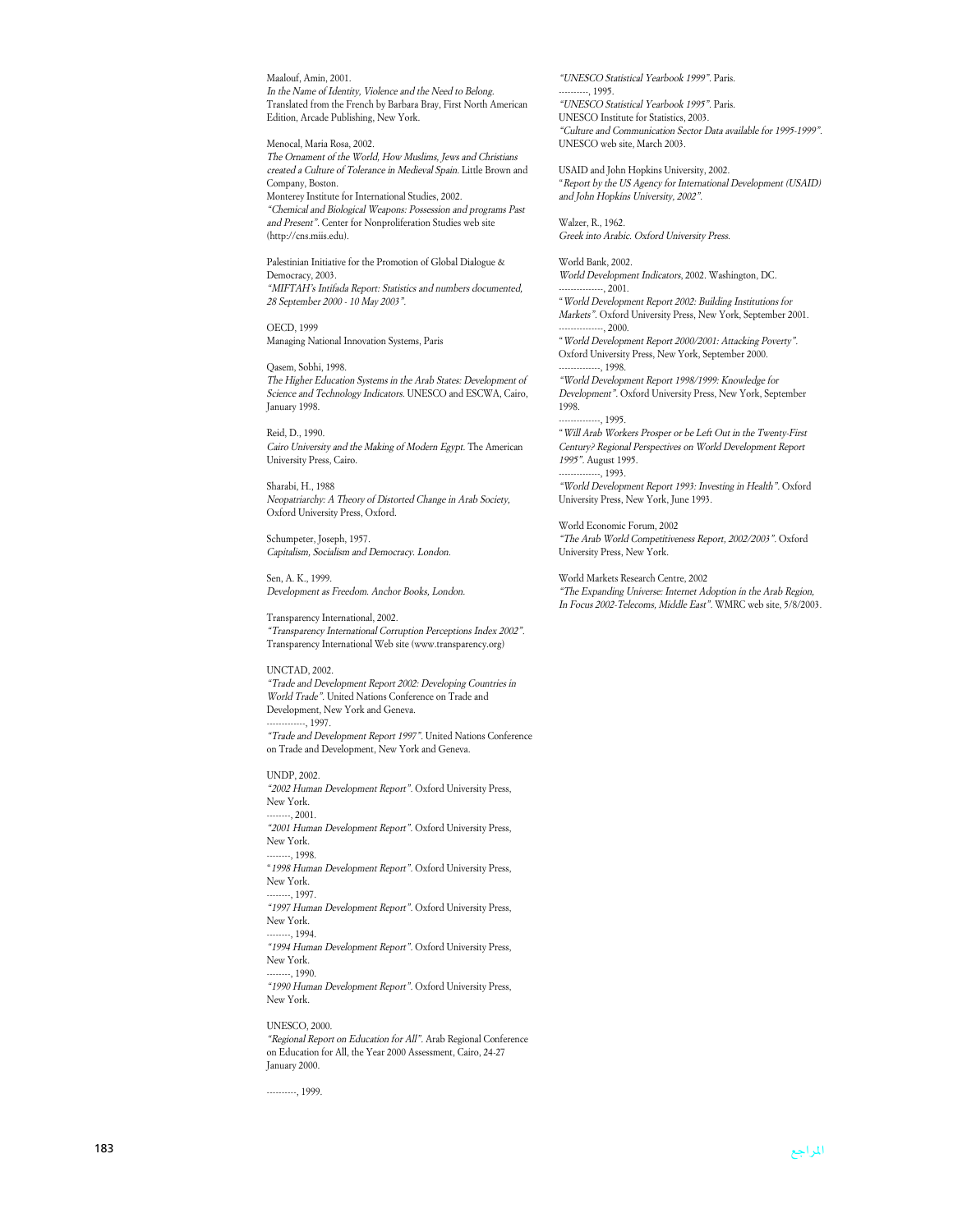Maalouf, Amin, 2001.
*In the Name of Identity, Violence and the Need to Belong.* Translated from the French by Barbara Bray, First North American Edition, Arcade Publishing, New York.

Menocal, Maria Rosa, 2002.
*The Ornament of the World, How Muslims, Jews and Christians created a Culture of Tolerance in Medieval Spain.* Little Brown and Company, Boston.
Monterey Institute for International Studies, 2002.
*"Chemical and Biological Weapons: Possession and programs Past and Present".* Center for Nonproliferation Studies web site (http://cns.miis.edu).

Palestinian Initiative for the Promotion of Global Dialogue & Democracy, 2003.
*"MIFTAH's Intifada Report: Statistics and numbers documented, 28 September 2000 - 10 May 2003".*

OECD, 1999
Managing National Innovation Systems, Paris

Qasem, Sobhi, 1998.
*The Higher Education Systems in the Arab States: Development of Science and Technology Indicators.* UNESCO and ESCWA, Cairo, January 1998.

Reid, D., 1990.
*Cairo University and the Making of Modern Egypt.* The American University Press, Cairo.

Sharabi, H., 1988
*Neopatriarchy: A Theory of Distorted Change in Arab Society,* Oxford University Press, Oxford.

Schumpeter, Joseph, 1957.
*Capitalism, Socialism and Democracy. London.*

Sen, A. K., 1999.
*Development as Freedom. Anchor Books, London.*

Transparency International, 2002.
*"Transparency International Corruption Perceptions Index 2002".* Transparency International Web site (www.transparency.org)

UNCTAD, 2002.
*"Trade and Development Report 2002: Developing Countries in World Trade".* United Nations Conference on Trade and Development, New York and Geneva.
-------------, 1997.
*"Trade and Development Report 1997".* United Nations Conference on Trade and Development, New York and Geneva.

UNDP, 2002.
*"2002 Human Development Report".* Oxford University Press, New York.
--------, 2001.
*"2001 Human Development Report".* Oxford University Press, New York.
--------, 1998.
*"1998 Human Development Report".* Oxford University Press, New York.
--------, 1997.
*"1997 Human Development Report".* Oxford University Press, New York.
--------, 1994.
*"1994 Human Development Report".* Oxford University Press, New York.
--------, 1990.
*"1990 Human Development Report".* Oxford University Press, New York.

UNESCO, 2000.
*"Regional Report on Education for All".* Arab Regional Conference on Education for All, the Year 2000 Assessment, Cairo, 24-27 January 2000.

----------, 1999.
*"UNESCO Statistical Yearbook 1999".* Paris.
----------, 1995.
*"UNESCO Statistical Yearbook 1995".* Paris.
UNESCO Institute for Statistics, 2003.
*"Culture and Communication Sector Data available for 1995-1999".* UNESCO web site, March 2003.

USAID and John Hopkins University, 2002.
*"Report by the US Agency for International Development (USAID) and John Hopkins University, 2002".*

Walzer, R., 1962.
*Greek into Arabic. Oxford University Press.*

World Bank, 2002.
*World Development Indicators,* 2002. Washington, DC.
--------------, 2001.
*"World Development Report 2002: Building Institutions for Markets".* Oxford University Press, New York, September 2001.
--------------, 2000.
*"World Development Report 2000/2001: Attacking Poverty".* Oxford University Press, New York, September 2000.
-------------, 1998.
*"World Development Report 1998/1999: Knowledge for Development".* Oxford University Press, New York, September 1998.
-------------, 1995.
*"Will Arab Workers Prosper or be Left Out in the Twenty-First Century? Regional Perspectives on World Development Report 1995".* August 1995.
-------------, 1993.
*"World Development Report 1993: Investing in Health".* Oxford University Press, New York, June 1993.

World Economic Forum, 2002
*"The Arab World Competitiveness Report, 2002/2003".* Oxford University Press, New York.

World Markets Research Centre, 2002
*"The Expanding Universe: Internet Adoption in the Arab Region, In Focus 2002-Telecoms, Middle East".* WMRC web site, 5/8/2003.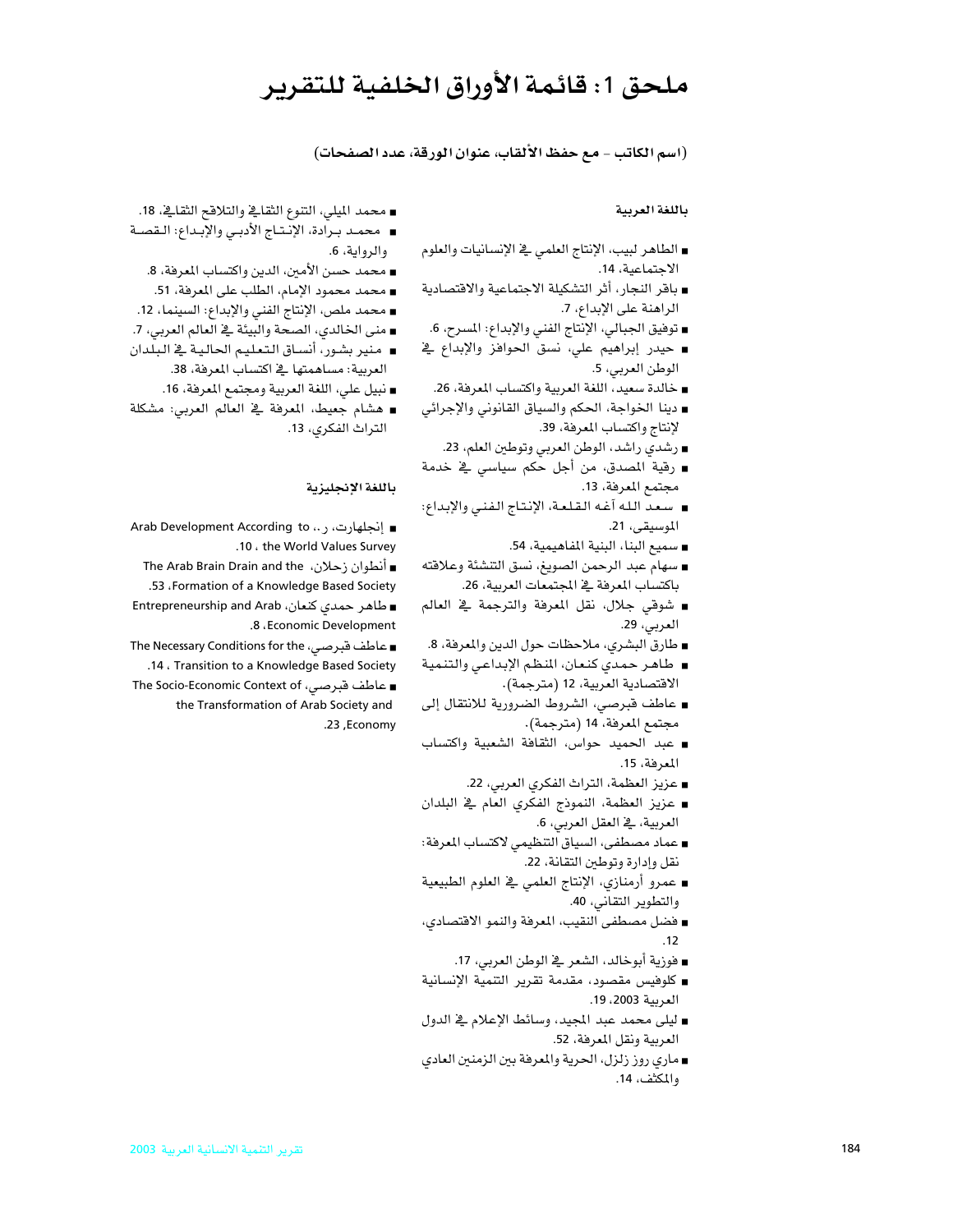# ملحق 1: قائمة الأوراق الخلفية للتقرير

**(اسم الكاتب – مع حفظ الألقاب، عنوان الورقة، عدد الصفحات)**

**باللغة العربية**

- الطاهر لبيب، الإنتاج العلمي في الإنسانيات والعلوم الاجتماعية، 14.
- باقر النجار، أثر التشكيلة الاجتماعية والاقتصادية الراهنة على الإبداع، 7.
- توفيق الجبالي، الإنتاج الفني والإبداع: المسرح، 6.
- حيدر إبراهيم علي، نسق الحوافز والإبداع في الوطن العربي، 5.
- خالدة سعيد، اللغة العربية واكتساب المعرفة، 26.
- دينا الخواجة، الحكم والسياق القانوني والإجرائي لإنتاج واكتساب المعرفة، 39.
- رشدي راشد، الوطن العربي وتوطين العلم، 23.
- رقية المصدق، من أجل حكم سياسي في خدمة مجتمع المعرفة، 13.
- سعد الله آغه القلعة، الإنتاج الفني والإبداع: الموسيقى، 21.
- سميع البنا، البنية المفاهيمية، 54.
- سهام عبد الرحمن الصويغ، نسق التنشئة وعلاقته باكتساب المعرفة في المجتمعات العربية، 26.
- شوقي جلال، نقل المعرفة والترجمة في العالم العربي، 29.
- طارق البشري، ملاحظات حول الدين والمعرفة، 8.
- طاهر حمدي كنعان، المنظم الإبداعي والتنمية الاقتصادية العربية، 12 (مترجمة).
- عاطف قبرصي، الشروط الضرورية للانتقال إلى مجتمع المعرفة، 14 (مترجمة).
- عبد الحميد حواس، الثقافة الشعبية واكتساب المعرفة، 15.
- عزيز العظمة، التراث الفكري العربي، 22.
- عزيز العظمة، النموذج الفكري العام في البلدان العربية، في العقل العربي، 6.
- عماد مصطفى، السياق التنظيمي لاكتساب المعرفة: نقل وإدارة وتوطين التقانة، 22.
- عمرو أرمنازي، الإنتاج العلمي في العلوم الطبيعية والتطوير التقاني، 40.
- فضل مصطفى النقيب، المعرفة والنمو الاقتصادي، 12.
- فوزية أبوخالد، الشعر في الوطن العربي، 17.
- كلوفيس مقصود، مقدمة تقرير التنمية الإنسانية العربية 2003، 19.
- ليلى محمد عبد المجيد، وسائط الإعلام في الدول العربية ونقل المعرفة، 52.
- ماري روز زلزل، الحرية والمعرفة بين الزمنين العادي والمكثف، 14.
- محمد الميلي، التنوع الثقافي والتلاقح الثقافي، 18.
- محمد برادة، الإنتاج الأدبي والإبداع: القصة والرواية، 6.
- محمد حسن الأمين، الدين واكتساب المعرفة، 8.
- محمد محمود الإمام، الطلب على المعرفة، 51.
- محمد ملص، الإنتاج الفني والإبداع: السينما، 12.
- منى الخالدي، الصحة والبيئة في العالم العربي، 7.
- منير بشور، أنساق التعليم الحالية في البلدان العربية: مساهمتها في اكتساب المعرفة، 38.
- نبيل علي، اللغة العربية ومجتمع المعرفة، 16.
- هشام جعيط، المعرفة في العالم العربي: مشكلة التراث الفكري، 13.

**باللغة الإنجليزية**

- إنجلهارت، ر.، Arab Development According to the World Values Survey، 10.
- أنطوان زحلان، The Arab Brain Drain and the Formation of a Knowledge Based Society، 53.
- طاهر حمدي كنعان، Entrepreneurship and Arab Economic Development، 8.
- عاطف قبرصي، The Necessary Conditions for the Transition to a Knowledge Based Society، 14.
- عاطف قبرصي، The Socio-Economic Context of the Transformation of Arab Society and Economy، 23.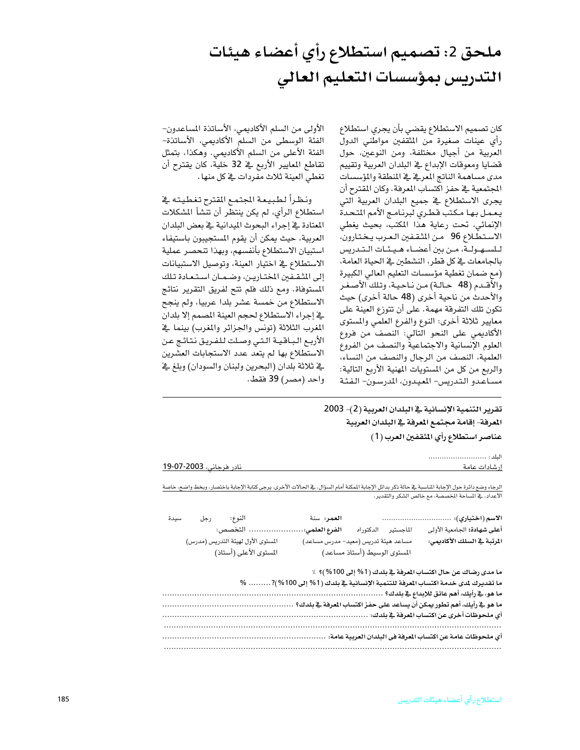# ملحق 2: تصميم استطلاع رأي أعضاء هيئات التدريس بمؤسسات التعليم العالي

كان تصميم الاستطلاع يقضي بأن يجري استطلاع رأي عينات صغيرة من المثقفين مواطني الدول العربية من أجيال مختلفة، ومن النوعين، حول قضايا ومعوقات الإبداع في البلدان العربية وتقييم مدى مساهمة الناتج المعرفي في المنطقة والمؤسسات المجتمعية في حفز اكتساب المعرفة. وكان المقترح أن يجرى الاستطلاع في جميع البلدان العربية التي يعمل بها مكتب قطري لبرنامج الأمم المتحدة الإنمائي، تحت رعاية هذا المكتب، بحيث يغطي الاستطلاع 96 من المثقفين العرب يختارون، للسهولة، من بين أعضاء هيئات التدريس بالجامعات في كل قطر، النشطين في الحياة العامة، (مع ضمان تغطية مؤسسات التعليم العالي الكبيرة والأقدم (48 حالة) من ناحية، وتلك الأصغر والأحدث من ناحية أخرى (48 حالة أخرى) حيث تكون تلك التفرقة مهمة. على أن تتوزع العينة على معايير ثلاثة أخرى: النوع والفرع العلمي والمستوى الأكاديمي على النحو التالي: النصف من فروع العلوم الإنسانية والاجتماعية والنصف من الفروع العلمية، النصف من الرجال والنصف من النساء، والربع من كل من المستويات المهنية الأربع التالية: مساعدو التدريس- المعيدون، المدرسون- الفئة الأولى من السلم الأكاديمي، الأساتذة المساعدون- الفئة الوسطى من السلم الأكاديمي، الأساتذة- الفئة الأعلى من السلم الأكاديمي. وهكذا، بتمثل تقاطع المعايير الأربع في 32 خلية، كان يقترح أن تغطي العينة ثلاث مفردات في كل منها.

ونظراً لطبيعة المجتمع المقترح تغطيته في استطلاع الرأي، لم يكن ينتظر أن تنشأ المشكلات المعتادة في إجراء البحوث الميدانية في بعض البلدان العربية، حيث يمكن أن يقوم المستجيبون باستيفاء استبيان الاستطلاع بأنفسهم، وبهذا تنحصر عملية الاستطلاع في اختيار العينة، وتوصيل الاستبيانات إلى المثقفين المختارين، وضمان استعادة تلك المستوفاة. ومع ذلك فلم تتح لفريق التقرير نتائج الاستطلاع من خمسة عشر بلدا عربيا، ولم ينجح في إجراء الاستطلاع لحجم العينة المصمم إلا بلدان المغرب الثلاثة (تونس والجزائر والمغرب) بينما في الأربع الباقية التي وصلت للفريق نتائج عن الاستطلاع بها لم يتعد عدد الاستجابات العشرين في ثلاثة بلدان (البحرين ولبنان والسودان) وبلغ في واحد (مصر) 39 فقط.

---

**تقرير التنمية الإنسانية في البلدان العربية (2)- 2003**

**المعرفة- إقامة مجتمع المعرفة في البلدان العربية**

**عناصر استطلاع رأي المثقفين العرب (1)**

البلد: ..........................

إرشادات عامة — نادر فرجاني، 2003-07-19

الرجاء وضع دائرة حول الإجابة المناسبة في حالة ذكر بدائل الإجابة المكنة أمام السؤال. في الحالات الأخرى، يرجى كتابة الإجابة باختصار، وبخط واضح، خاصة الأعداد، في المساحة المخصصة، مع خالص الشكر والتقدير.

**الاسم (اختياري):** .............................. **العمر:** سنة — النوع: رجل سيدة

**أعلى شهادة:** الجامعية الأولى الماجستير الدكتوراه — **الفرع العلمي:**...................... التخصص:

**المرتبة في السلك الأكاديمي:** مساعد هيئة تدريس (معيد- مدرس مساعد) — المستوى الأول لهيئة التدريس (مدرس) — المستوى الوسيط (أستاذ مساعد) — المستوى الأعلى (أستاذ)

**ما مدى رضاك عن حال اكتساب المعرفة في بلدك (1% إلى 100%)؟** ٪

**ما تقديرك لمدى خدمة اكتساب المعرفة للتنمية الإنسانية في بلدك (1% إلى 100%)؟**......... %

**ما هو، في رأيك، أهم عائق للإبداع في بلدك؟** ........................................................................................

**ما هو في رأيك، أهم تطور يمكن أن يساعد على حفز اكتساب المعرفة في بلدك؟** ....................................................

**أي ملحوظات أخرى عن اكتساب المعرفة في بلدك:** ..................................................................................

..............................................................................................................................................

**أي ملحوظات عامة عن اكتساب المعرفة في البلدان العربية عامة:** .................................................................

..............................................................................................................................................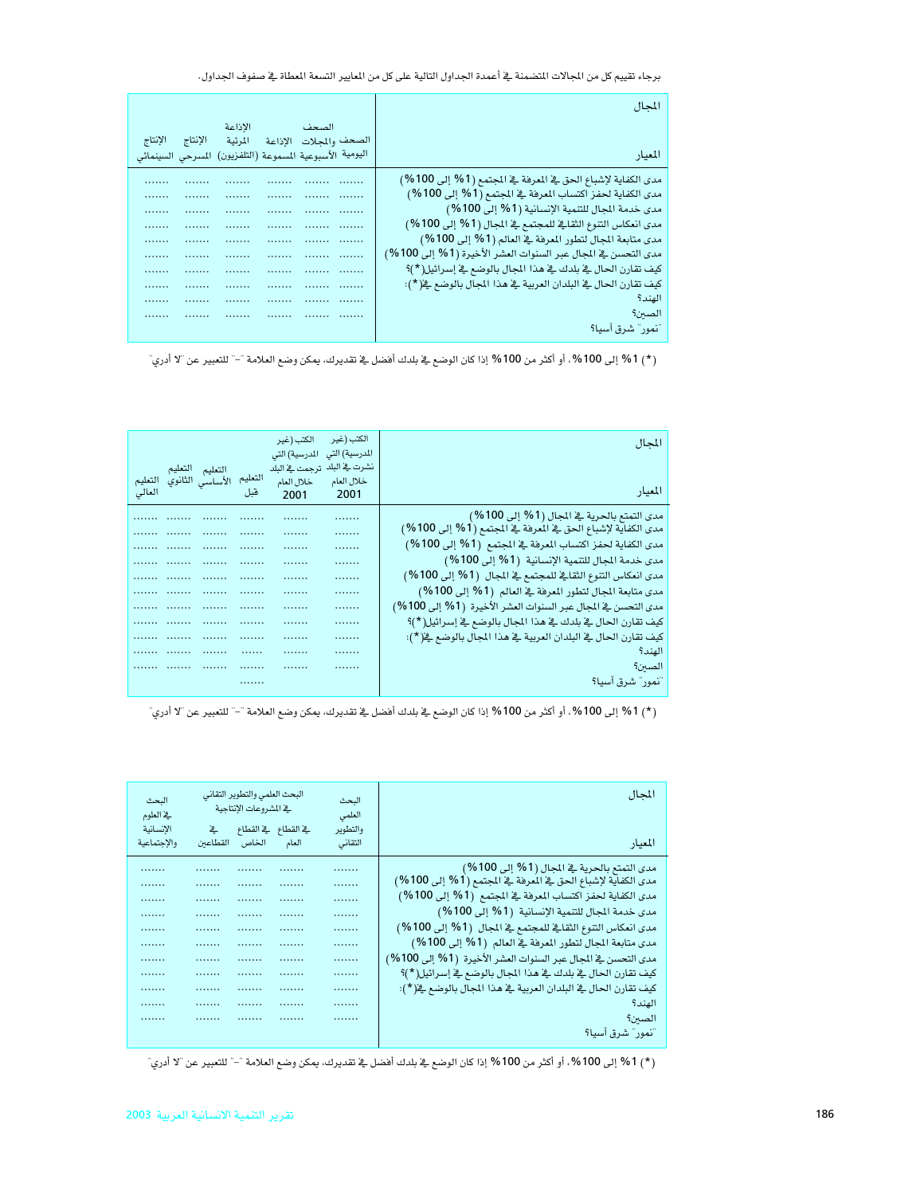برجاء تقييم كل من المجالات المتضمنة في أعمدة الجداول التالية على كل من المعايير التسعة المعطاة في صفوف الجداول.

| المجال / المعيار | الصحف اليومية | الصحف والمجلات الأسبوعية | الإذاعة المسموعة | الإذاعة المرئية (التلفزيون) | الإنتاج المسرحي | الإنتاج السينمائي |
|---|---|---|---|---|---|---|
| مدى الكفاية لإشباع الحق في المعرفة في المجتمع (1% إلى 100%) | ....... | ....... | ....... | ....... | ....... | ....... |
| مدى الكفاية لحفز اكتساب المعرفة في المجتمع (1% إلى 100%) | ....... | ....... | ....... | ....... | ....... | ....... |
| مدى خدمة المجال للتنمية الإنسانية (1% إلى 100%) | ....... | ....... | ....... | ....... | ....... | ....... |
| مدى انعكاس التنوع الثقافي للمجتمع في المجال (1% إلى 100%) | ....... | ....... | ....... | ....... | ....... | ....... |
| مدى متابعة المجال لتطور المعرفة في العالم (1% إلى 100%) | ....... | ....... | ....... | ....... | ....... | ....... |
| مدى التحسن في المجال عبر السنوات العشر الأخيرة (1% إلى 100%) | ....... | ....... | ....... | ....... | ....... | ....... |
| كيف تقارن الحال في بلدك في هذا المجال بالوضع في إسرائيل(*)؟ | ....... | ....... | ....... | ....... | ....... | ....... |
| كيف تقارن الحال في البلدان العربية في هذا المجال بالوضع في(*): | | | | | | |
| الهند؟ | ....... | ....... | ....... | ....... | ....... | ....... |
| الصين؟ | ....... | ....... | ....... | ....... | ....... | ....... |
| "نمور" شرق آسيا؟ | ....... | ....... | ....... | ....... | ....... | ....... |

(*) 1% إلى 100%، أو أكثر من 100% إذا كان الوضع في بلدك أفضل في تقديرك، يمكن وضع العلامة "–" للتعبير عن "لا أدري"

| المجال / المعيار | الكتب (غير المدرسية) التي نشرت في البلد خلال العام 2001 | الكتب (غير المدرسية) التي ترجمت في البلد خلال العام 2001 | التعليم قبل | التعليم الأساسي | التعليم الثانوي | التعليم العالي |
|---|---|---|---|---|---|---|
| مدى التمتع بالحرية في المجال (1% إلى 100%) | ....... | ....... | ....... | ....... | ....... | ....... |
| مدى الكفاية لإشباع الحق في المعرفة في المجتمع (1% إلى 100%) | ....... | ....... | ....... | ....... | ....... | ....... |
| مدى الكفاية لحفز اكتساب المعرفة في المجتمع (1% إلى 100%) | ....... | ....... | ....... | ....... | ....... | ....... |
| مدى خدمة المجال للتنمية الإنسانية (1% إلى 100%) | ....... | ....... | ....... | ....... | ....... | ....... |
| مدى انعكاس التنوع الثقافي للمجتمع في المجال (1% إلى 100%) | ....... | ....... | ....... | ....... | ....... | ....... |
| مدى متابعة المجال لتطور المعرفة في العالم (1% إلى 100%) | ....... | ....... | ....... | ....... | ....... | ....... |
| مدى التحسن في المجال عبر السنوات العشر الأخيرة (1% إلى 100%) | ....... | ....... | ....... | ....... | ....... | ....... |
| كيف تقارن الحال في بلدك في هذا المجال بالوضع في إسرائيل(*)؟ | ....... | ....... | ....... | ....... | ....... | ....... |
| كيف تقارن الحال في البلدان العربية في هذا المجال بالوضع في(*): | ....... | ....... | ....... | ....... | ....... | ....... |
| الهند؟ | ....... | ....... | ....... | ....... | ....... | ....... |
| الصين؟ | ....... | ....... | ....... | ....... | ....... | ....... |
| "نمور" شرق آسيا؟ | | | ....... | | | |

(*) 1% إلى 100%، أو أكثر من 100% إذا كان الوضع في بلدك أفضل في تقديرك، يمكن وضع العلامة "–" للتعبير عن "لا أدري"

| المجال / المعيار | البحث العلمي والتطوير التقاني | البحث العلمي والتطوير التقاني في المشروعات الإنتاجية: في القطاع العام | في القطاع الخاص | في القطاعين | البحث في العلوم الإنسانية والإجتماعية |
|---|---|---|---|---|---|
| مدى التمتع بالحرية في المجال (1% إلى 100%) | ....... | ....... | ....... | ....... | ....... |
| مدى الكفاية لإشباع الحق في المعرفة في المجتمع (1% إلى 100%) | ....... | ....... | ....... | ....... | ....... |
| مدى الكفاية لحفز اكتساب المعرفة في المجتمع (1% إلى 100%) | ....... | ....... | ....... | ....... | ....... |
| مدى خدمة المجال للتنمية الإنسانية (1% إلى 100%) | ....... | ....... | ....... | ....... | ....... |
| مدى انعكاس التنوع الثقافي للمجتمع في المجال (1% إلى 100%) | ....... | ....... | ....... | ....... | ....... |
| مدى متابعة المجال لتطور المعرفة في العالم (1% إلى 100%) | ....... | ....... | ....... | ....... | ....... |
| مدى التحسن في المجال عبر السنوات العشر الأخيرة (1% إلى 100%) | ....... | ....... | ....... | ....... | ....... |
| كيف تقارن الحال في بلدك في هذا المجال بالوضع في إسرائيل(*)؟ | ....... | ....... | ....... | ....... | ....... |
| كيف تقارن الحال في البلدان العربية في هذا المجال بالوضع في(*): | ....... | ....... | ....... | ....... | ....... |
| الهند؟ | ....... | ....... | ....... | ....... | ....... |
| الصين؟ | ....... | ....... | ....... | ....... | ....... |
| "نمور" شرق آسيا؟ | | | | | |

(*) 1% إلى 100%، أو أكثر من 100% إذا كان الوضع في بلدك أفضل في تقديرك، يمكن وضع العلامة "–" للتعبير عن "لا أدري"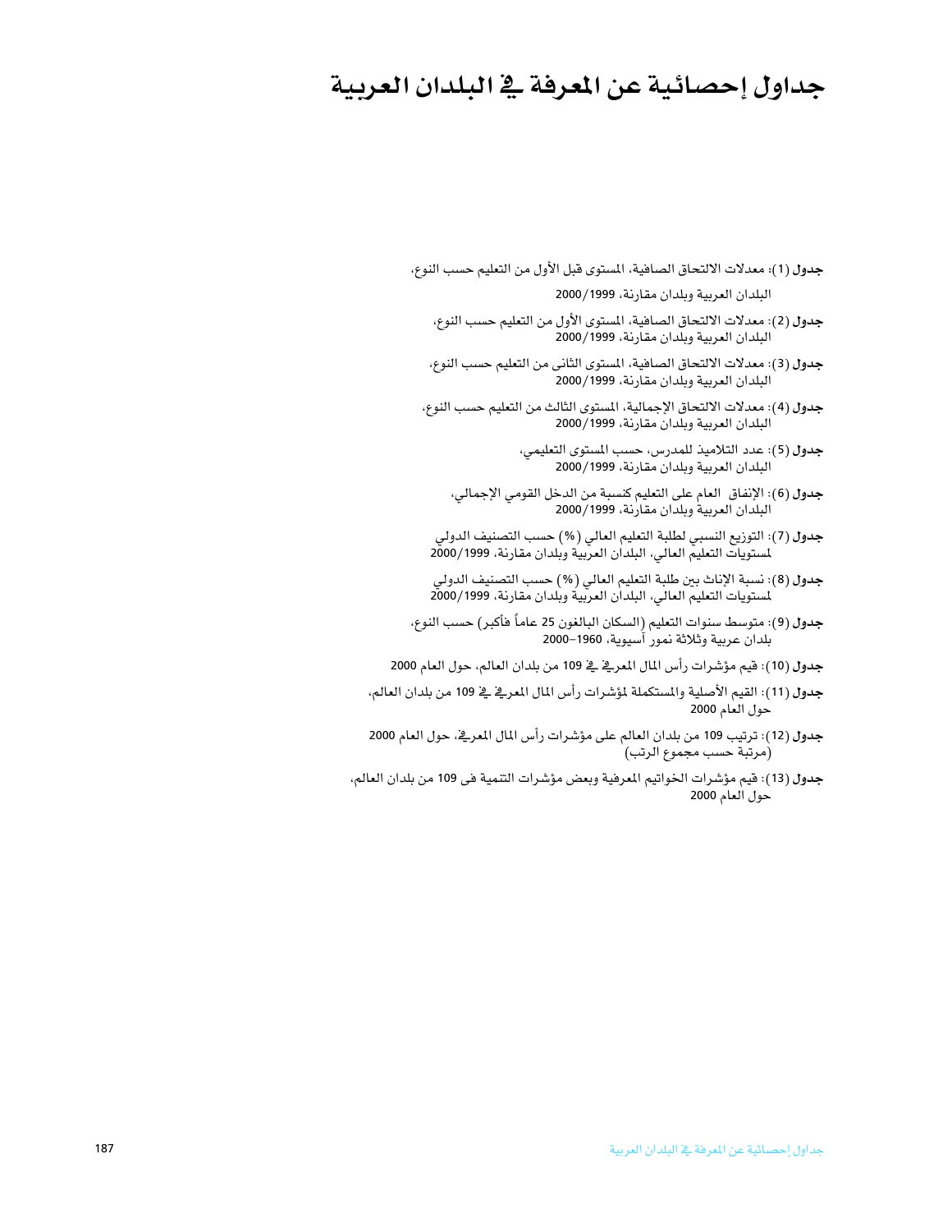# جداول إحصائية عن المعرفة في البلدان العربية

**جدول** (1): معدلات الالتحاق الصافية، المستوى قبل الأول من التعليم حسب النوع، البلدان العربية وبلدان مقارنة، 2000/1999

**جدول** (2): معدلات الالتحاق الصافية، المستوى الأول من التعليم حسب النوع، البلدان العربية وبلدان مقارنة، 2000/1999

**جدول** (3): معدلات الالتحاق الصافية، المستوى الثانى من التعليم حسب النوع، البلدان العربية وبلدان مقارنة، 2000/1999

**جدول** (4): معدلات الالتحاق الإجمالية، المستوى الثالث من التعليم حسب النوع، البلدان العربية وبلدان مقارنة، 2000/1999

**جدول** (5): عدد التلاميذ للمدرس، حسب المستوى التعليمي، البلدان العربية وبلدان مقارنة، 2000/1999

**جدول** (6): الإنفاق العام على التعليم كنسبة من الدخل القومي الإجمالي، البلدان العربية وبلدان مقارنة، 2000/1999

**جدول** (7): التوزيع النسبي لطلبة التعليم العالي (%) حسب التصنيف الدولي لمستويات التعليم العالي، البلدان العربية وبلدان مقارنة، 2000/1999

**جدول** (8): نسبة الإناث بين طلبة التعليم العالي (%) حسب التصنيف الدولي لمستويات التعليم العالي، البلدان العربية وبلدان مقارنة، 2000/1999

**جدول** (9): متوسط سنوات التعليم (السكان البالغون 25 عاماً فأكبر) حسب النوع، بلدان عربية وثلاثة نمور آسيوية، 1960–2000

**جدول** (10): قيم مؤشرات رأس المال المعرفي في 109 من بلدان العالم، حول العام 2000

**جدول** (11): القيم الأصلية والمستكملة لمؤشرات رأس المال المعرفي في 109 من بلدان العالم، حول العام 2000

**جدول** (12): ترتيب 109 من بلدان العالم على مؤشرات رأس المال المعرفي، حول العام 2000 (مرتبة حسب مجموع الرتب)

**جدول** (13): قيم مؤشرات الخواتيم المعرفية وبعض مؤشرات التنمية فى 109 من بلدان العالم، حول العام 2000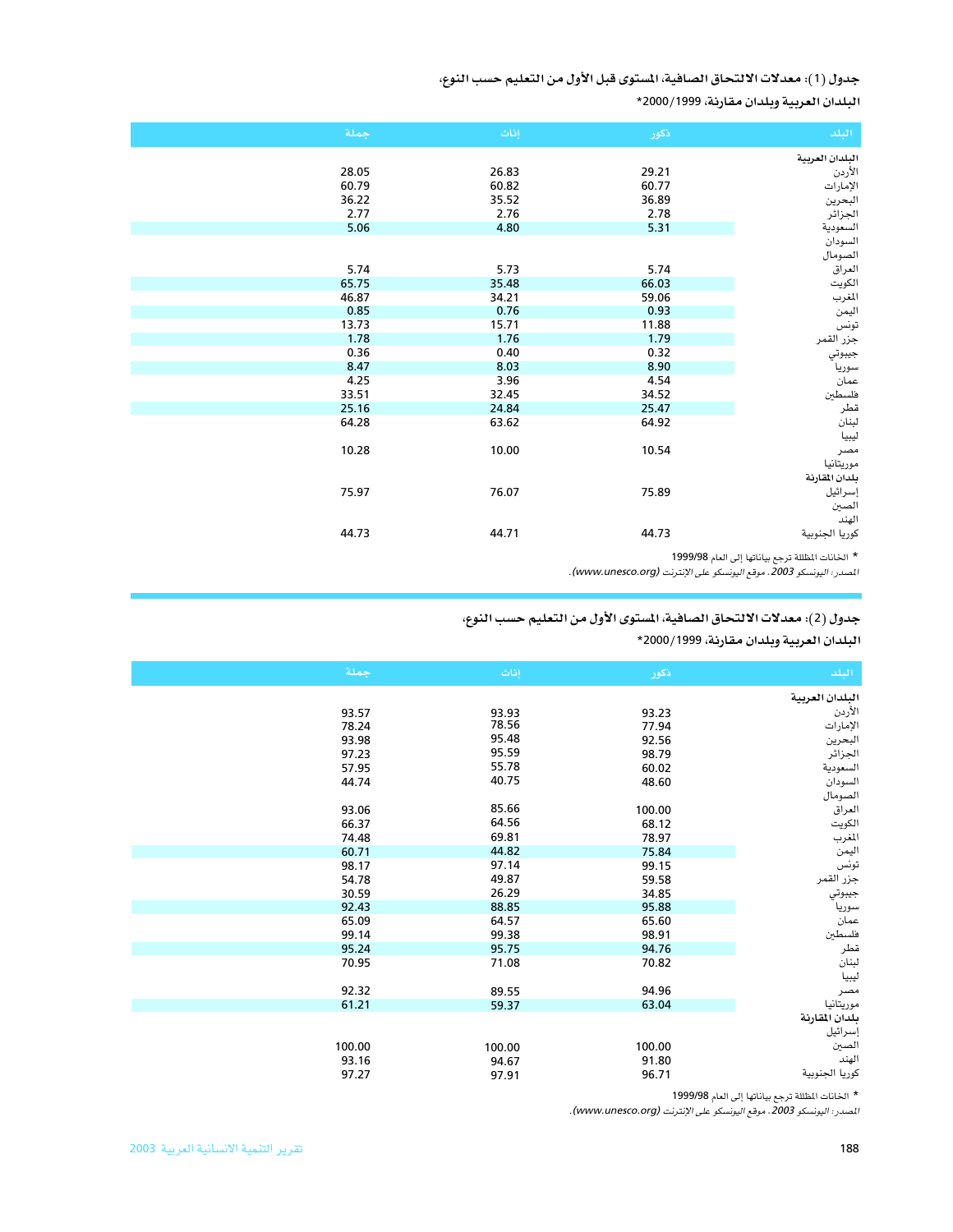**جدول (1): معدلات الالتحاق الصافية، المستوى قبل الأول من التعليم حسب النوع،**

**البلدان العربية وبلدان مقارنة، 1999/2000***

| البلد | ذكور | إناث | جملة |
|---|---|---|---|
| **البلدان العربية** | | | |
| الأردن | 29.21 | 26.83 | 28.05 |
| الإمارات | 60.77 | 60.82 | 60.79 |
| البحرين | 36.89 | 35.52 | 36.22 |
| الجزائر | 2.78 | 2.76 | 2.77 |
| السعودية | 5.31 | 4.80 | 5.06 |
| السودان | | | |
| الصومال | | | |
| العراق | 5.74 | 5.73 | 5.74 |
| الكويت | 66.03 | 35.48 | 65.75 |
| المغرب | 59.06 | 34.21 | 46.87 |
| اليمن | 0.93 | 0.76 | 0.85 |
| تونس | 11.88 | 15.71 | 13.73 |
| جزر القمر | 1.79 | 1.76 | 1.78 |
| جيبوتي | 0.32 | 0.40 | 0.36 |
| سوريا | 8.90 | 8.03 | 8.47 |
| عمان | 4.54 | 3.96 | 4.25 |
| فلسطين | 34.52 | 32.45 | 33.51 |
| قطر | 25.47 | 24.84 | 25.16 |
| لبنان | 64.92 | 63.62 | 64.28 |
| ليبيا | | | |
| مصر | 10.54 | 10.00 | 10.28 |
| موريتانيا | | | |
| **بلدان المقارنة** | | | |
| إسرائيل | 75.89 | 76.07 | 75.97 |
| الصين | | | |
| الهند | | | |
| كوريا الجنوبية | 44.73 | 44.71 | 44.73 |

* الخانات المظللة ترجع بياناتها إلى العام 1999/98

*المصدر: اليونسكو 2003، موقع اليونسكو على الإنترنت (www.unesco.org).*

**جدول (2): معدلات الالتحاق الصافية، المستوى الأول من التعليم حسب النوع،**

**البلدان العربية وبلدان مقارنة، 1999/2000***

| البلد | ذكور | إناث | جملة |
|---|---|---|---|
| **البلدان العربية** | | | |
| الأردن | 93.23 | 93.93 | 93.57 |
| الإمارات | 77.94 | 78.56 | 78.24 |
| البحرين | 92.56 | 95.48 | 93.98 |
| الجزائر | 98.79 | 95.59 | 97.23 |
| السعودية | 60.02 | 55.78 | 57.95 |
| السودان | 48.60 | 40.75 | 44.74 |
| الصومال | | | |
| العراق | 100.00 | 85.66 | 93.06 |
| الكويت | 68.12 | 64.56 | 66.37 |
| المغرب | 78.97 | 69.81 | 74.48 |
| اليمن | 75.84 | 44.82 | 60.71 |
| تونس | 99.15 | 97.14 | 98.17 |
| جزر القمر | 59.58 | 49.87 | 54.78 |
| جيبوتي | 34.85 | 26.29 | 30.59 |
| سوريا | 95.88 | 88.85 | 92.43 |
| عمان | 65.60 | 64.57 | 65.09 |
| فلسطين | 98.91 | 99.38 | 99.14 |
| قطر | 94.76 | 95.75 | 95.24 |
| لبنان | 70.82 | 71.08 | 70.95 |
| ليبيا | | | |
| مصر | 94.96 | 89.55 | 92.32 |
| موريتانيا | 63.04 | 59.37 | 61.21 |
| **بلدان المقارنة** | | | |
| إسرائيل | | | |
| الصين | 100.00 | 100.00 | 100.00 |
| الهند | 91.80 | 94.67 | 93.16 |
| كوريا الجنوبية | 96.71 | 97.91 | 97.27 |

* الخانات المظللة ترجع بياناتها إلى العام 1999/98

*المصدر: اليونسكو 2003، موقع اليونسكو على الإنترنت (www.unesco.org).*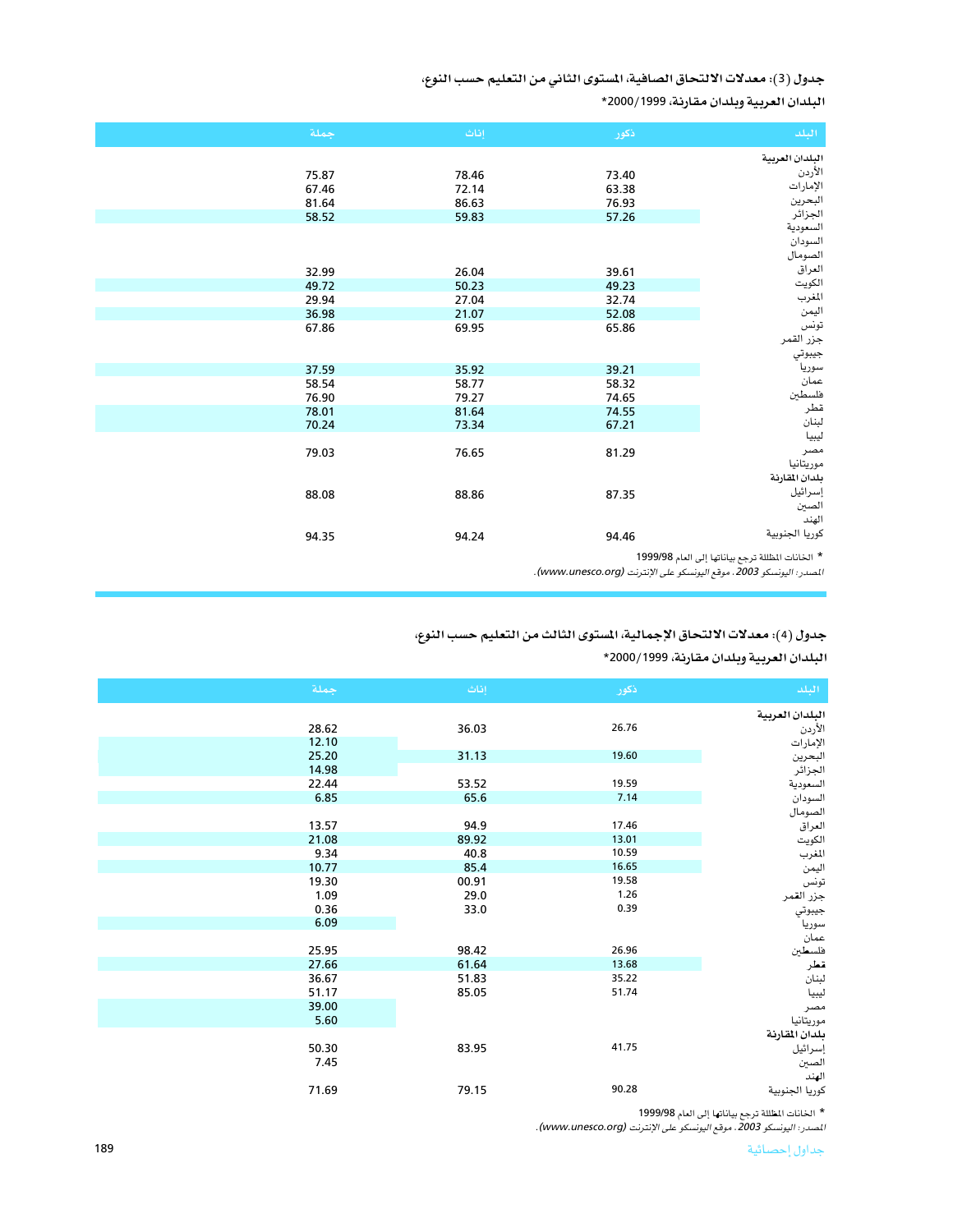**جدول (3): معدلات الالتحاق الصافية، المستوى الثاني من التعليم حسب النوع،**

**البلدان العربية وبلدان مقارنة، 1999/2000***

| البلد | ذكور | إناث | جملة |
|---|---|---|---|
| **البلدان العربية** | | | |
| الأردن | 73.40 | 78.46 | 75.87 |
| الإمارات | 63.38 | 72.14 | 67.46 |
| البحرين | 76.93 | 86.63 | 81.64 |
| الجزائر | 57.26 | 59.83 | 58.52 |
| السعودية | | | |
| السودان | | | |
| الصومال | | | |
| العراق | 39.61 | 26.04 | 32.99 |
| الكويت | 49.23 | 50.23 | 49.72 |
| المغرب | 32.74 | 27.04 | 29.94 |
| اليمن | 52.08 | 21.07 | 36.98 |
| تونس | 65.86 | 69.95 | 67.86 |
| جزر القمر | | | |
| جيبوتي | | | |
| سوريا | 39.21 | 35.92 | 37.59 |
| عمان | 58.32 | 58.77 | 58.54 |
| فلسطين | 74.65 | 79.27 | 76.90 |
| قطر | 74.55 | 81.64 | 78.01 |
| لبنان | 67.21 | 73.34 | 70.24 |
| ليبيا | | | |
| مصر | 81.29 | 76.65 | 79.03 |
| موريتانيا | | | |
| **بلدان المقارنة** | | | |
| إسرائيل | 87.35 | 88.86 | 88.08 |
| الصين | | | |
| الهند | | | |
| كوريا الجنوبية | 94.46 | 94.24 | 94.35 |

* الخانات المظللة ترجع بياناتها إلى العام 1999/98

*المصدر: اليونسكو 2003. موقع اليونسكو على الإنترنت (www.unesco.org).*

**جدول (4): معدلات الالتحاق الإجمالية، المستوى الثالث من التعليم حسب النوع،**

**البلدان العربية وبلدان مقارنة، 1999/2000***

| البلد | ذكور | إناث | جملة |
|---|---|---|---|
| **البلدان العربية** | | | |
| الأردن | 26.76 | 36.03 | 28.62 |
| الإمارات | | | 12.10 |
| البحرين | 19.60 | 31.13 | 25.20 |
| الجزائر | | | 14.98 |
| السعودية | 19.59 | 53.52 | 22.44 |
| السودان | 7.14 | 65.6 | 6.85 |
| الصومال | | | |
| العراق | 17.46 | 94.9 | 13.57 |
| الكويت | 13.01 | 89.92 | 21.08 |
| المغرب | 10.59 | 40.8 | 9.34 |
| اليمن | 16.65 | 85.4 | 10.77 |
| تونس | 19.58 | 00.91 | 19.30 |
| جزر القمر | 1.26 | 29.0 | 1.09 |
| جيبوتي | 0.39 | 33.0 | 0.36 |
| سوريا | | | 6.09 |
| عمان | | | |
| فلسطين | 26.96 | 98.42 | 25.95 |
| قطر | 13.68 | 61.64 | 27.66 |
| لبنان | 35.22 | 51.83 | 36.67 |
| ليبيا | 51.74 | 85.05 | 51.17 |
| مصر | | | 39.00 |
| موريتانيا | | | 5.60 |
| **بلدان المقارنة** | | | |
| إسرائيل | 41.75 | 83.95 | 50.30 |
| الصين | | | 7.45 |
| الهند | | | |
| كوريا الجنوبية | 90.28 | 79.15 | 71.69 |

* الخانات المظللة ترجع بياناتها إلى العام 1999/98

*المصدر: اليونسكو 2003. موقع اليونسكو على الإنترنت (www.unesco.org).*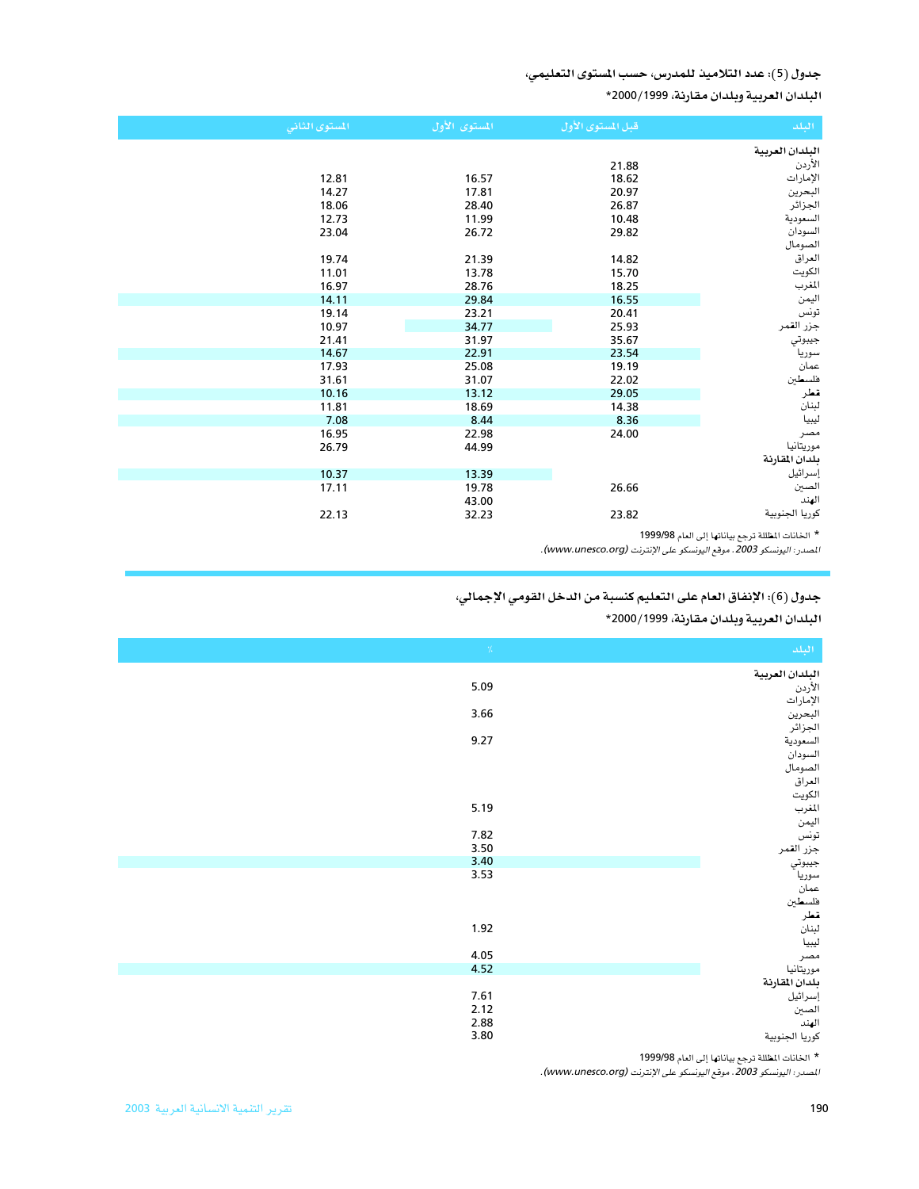**جدول (5): عدد التلاميذ للمدرس، حسب المستوى التعليمي،**

**البلدان العربية وبلدان مقارنة، 1999/2000***

| البلد | قبل المستوى الأول | المستوى الأول | المستوى الثاني |
|---|---|---|---|
| **البلدان العربية** | | | |
| الأردن | 21.88 | | |
| الإمارات | 18.62 | 16.57 | 12.81 |
| البحرين | 20.97 | 17.81 | 14.27 |
| الجزائر | 26.87 | 28.40 | 18.06 |
| السعودية | 10.48 | 11.99 | 12.73 |
| السودان | 29.82 | 26.72 | 23.04 |
| الصومال | | | |
| العراق | 14.82 | 21.39 | 19.74 |
| الكويت | 15.70 | 13.78 | 11.01 |
| المغرب | 18.25 | 28.76 | 16.97 |
| اليمن | 16.55 | 29.84 | 14.11 |
| تونس | 20.41 | 23.21 | 19.14 |
| جزر القمر | 25.93 | 34.77 | 10.97 |
| جيبوتي | 35.67 | 31.97 | 21.41 |
| سوريا | 23.54 | 22.91 | 14.67 |
| عمان | 19.19 | 25.08 | 17.93 |
| فلسطين | 22.02 | 31.07 | 31.61 |
| قطر | 29.05 | 13.12 | 10.16 |
| لبنان | 14.38 | 18.69 | 11.81 |
| ليبيا | 8.36 | 8.44 | 7.08 |
| مصر | 24.00 | 22.98 | 16.95 |
| موريتانيا | | 44.99 | 26.79 |
| **بلدان المقارنة** | | | |
| إسرائيل | | 13.39 | 10.37 |
| الصين | 26.66 | 19.78 | 17.11 |
| الهند | | 43.00 | |
| كوريا الجنوبية | 23.82 | 32.23 | 22.13 |

* الخانات المظللة ترجع بياناتها إلى العام 1999/98

*المصدر: اليونسكو 2003. موقع اليونسكو على الإنترنت (www.unesco.org).*

**جدول (6): الإنفاق العام على التعليم كنسبة من الدخل القومي الإجمالي،**

**البلدان العربية وبلدان مقارنة، 1999/2000***

| البلد | % |
|---|---|
| **البلدان العربية** | |
| الأردن | 5.09 |
| الإمارات | |
| البحرين | 3.66 |
| الجزائر | |
| السعودية | 9.27 |
| السودان | |
| الصومال | |
| العراق | |
| الكويت | |
| المغرب | 5.19 |
| اليمن | |
| تونس | 7.82 |
| جزر القمر | 3.50 |
| جيبوتي | 3.40 |
| سوريا | 3.53 |
| عمان | |
| فلسطين | |
| قطر | |
| لبنان | 1.92 |
| ليبيا | |
| مصر | 4.05 |
| موريتانيا | 4.52 |
| **بلدان المقارنة** | |
| إسرائيل | 7.61 |
| الصين | 2.12 |
| الهند | 2.88 |
| كوريا الجنوبية | 3.80 |

* الخانات المظللة ترجع بياناتها إلى العام 1999/98

*المصدر: اليونسكو 2003. موقع اليونسكو على الإنترنت (www.unesco.org).*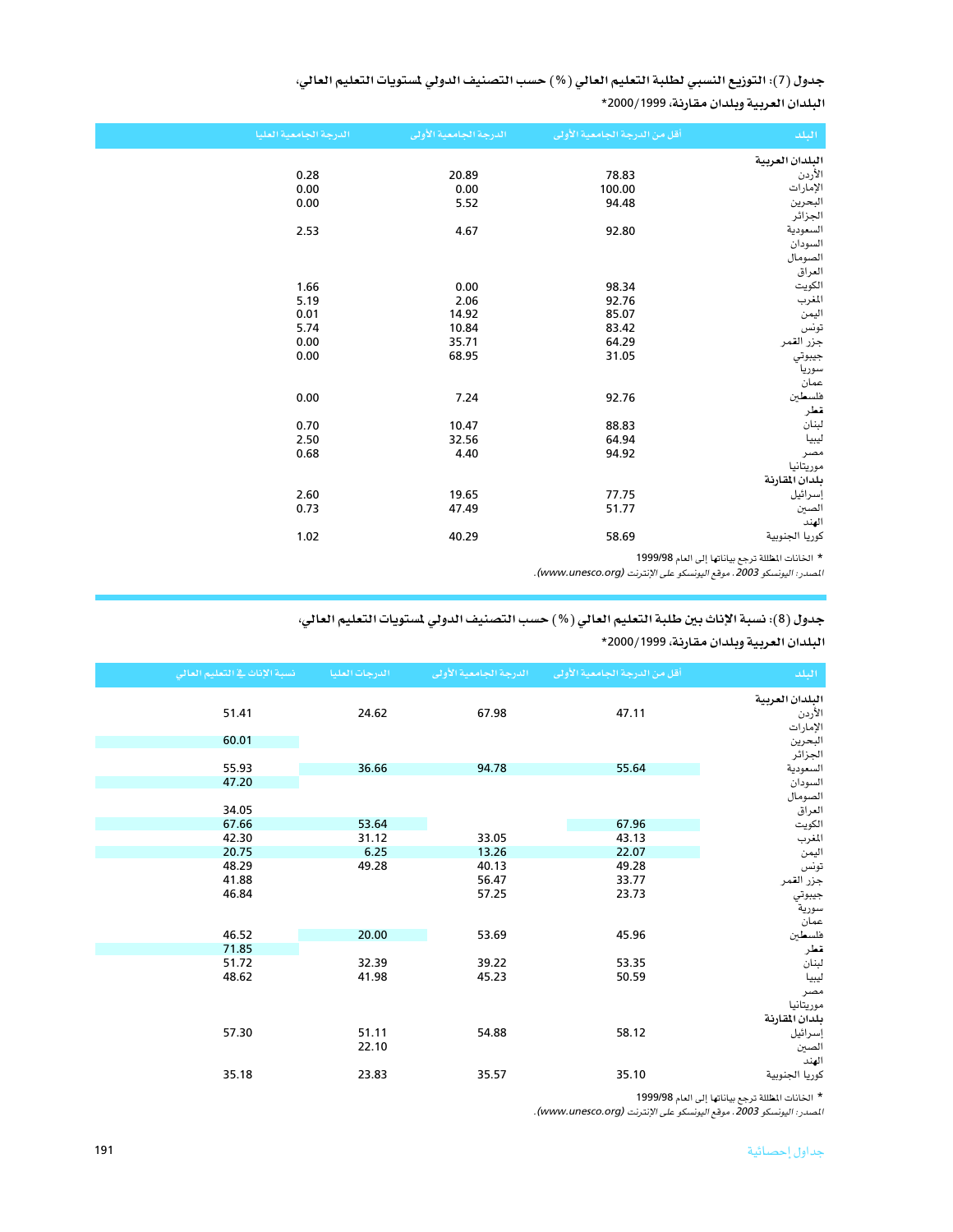### جدول (7): التوزيع النسبي لطلبة التعليم العالي (%) حسب التصنيف الدولي لمستويات التعليم العالي، البلدان العربية وبلدان مقارنة، 1999/2000*

| البلد | أقل من الدرجة الجامعية الأولى | الدرجة الجامعية الأولى | الدرجة الجامعية العليا |
|---|---|---|---|
| **البلدان العربية** | | | |
| الأردن | 78.83 | 20.89 | 0.28 |
| الإمارات | 100.00 | 0.00 | 0.00 |
| البحرين | 94.48 | 5.52 | 0.00 |
| الجزائر | | | |
| السعودية | 92.80 | 4.67 | 2.53 |
| السودان | | | |
| الصومال | | | |
| العراق | | | |
| الكويت | 98.34 | 0.00 | 1.66 |
| المغرب | 92.76 | 2.06 | 5.19 |
| اليمن | 85.07 | 14.92 | 0.01 |
| تونس | 83.42 | 10.84 | 5.74 |
| جزر القمر | 64.29 | 35.71 | 0.00 |
| جيبوتي | 31.05 | 68.95 | 0.00 |
| سوريا | | | |
| عمان | | | |
| فلسطين | 92.76 | 7.24 | 0.00 |
| قطر | | | |
| لبنان | 88.83 | 10.47 | 0.70 |
| ليبيا | 64.94 | 32.56 | 2.50 |
| مصر | 94.92 | 4.40 | 0.68 |
| موريتانيا | | | |
| **بلدان المقارنة** | | | |
| إسرائيل | 77.75 | 19.65 | 2.60 |
| الصين | 51.77 | 47.49 | 0.73 |
| الهند | | | |
| كوريا الجنوبية | 58.69 | 40.29 | 1.02 |

* الخانات المظللة ترجع بياناتها إلى العام 1999/98

*المصدر: اليونسكو 2003، موقع اليونسكو على الإنترنت (www.unesco.org).*

### جدول (8): نسبة الإناث بين طلبة التعليم العالي (%) حسب التصنيف الدولي لمستويات التعليم العالي، البلدان العربية وبلدان مقارنة، 1999/2000*

| البلد | أقل من الدرجة الجامعية الأولى | الدرجة الجامعية الأولى | الدرجات العليا | نسبة الإناث في التعليم العالي |
|---|---|---|---|---|
| **البلدان العربية** | | | | |
| الأردن | 47.11 | 67.98 | 24.62 | 51.41 |
| الإمارات | | | | |
| البحرين | | | | 60.01 |
| الجزائر | | | | |
| السعودية | 55.64 | 94.78 | 36.66 | 55.93 |
| السودان | | | | 47.20 |
| الصومال | | | | |
| العراق | | | | 34.05 |
| الكويت | 67.96 | | 53.64 | 67.66 |
| المغرب | 43.13 | 33.05 | 31.12 | 42.30 |
| اليمن | 22.07 | 13.26 | 6.25 | 20.75 |
| تونس | 49.28 | 40.13 | 49.28 | 48.29 |
| جزر القمر | 33.77 | 56.47 | | 41.88 |
| جيبوتي | 23.73 | 57.25 | | 46.84 |
| سورية | | | | |
| عمان | | | | |
| فلسطين | 45.96 | 53.69 | 20.00 | 46.52 |
| قطر | | | | 71.85 |
| لبنان | 53.35 | 39.22 | 32.39 | 51.72 |
| ليبيا | 50.59 | 45.23 | 41.98 | 48.62 |
| مصر | | | | |
| موريتانيا | | | | |
| **بلدان المقارنة** | | | | |
| إسرائيل | 58.12 | 54.88 | 51.11 | 57.30 |
| الصين | | | 22.10 | |
| الهند | | | | |
| كوريا الجنوبية | 35.10 | 35.57 | 23.83 | 35.18 |

* الخانات المظللة ترجع بياناتها إلى العام 1999/98

*المصدر: اليونسكو 2003، موقع اليونسكو على الإنترنت (www.unesco.org).*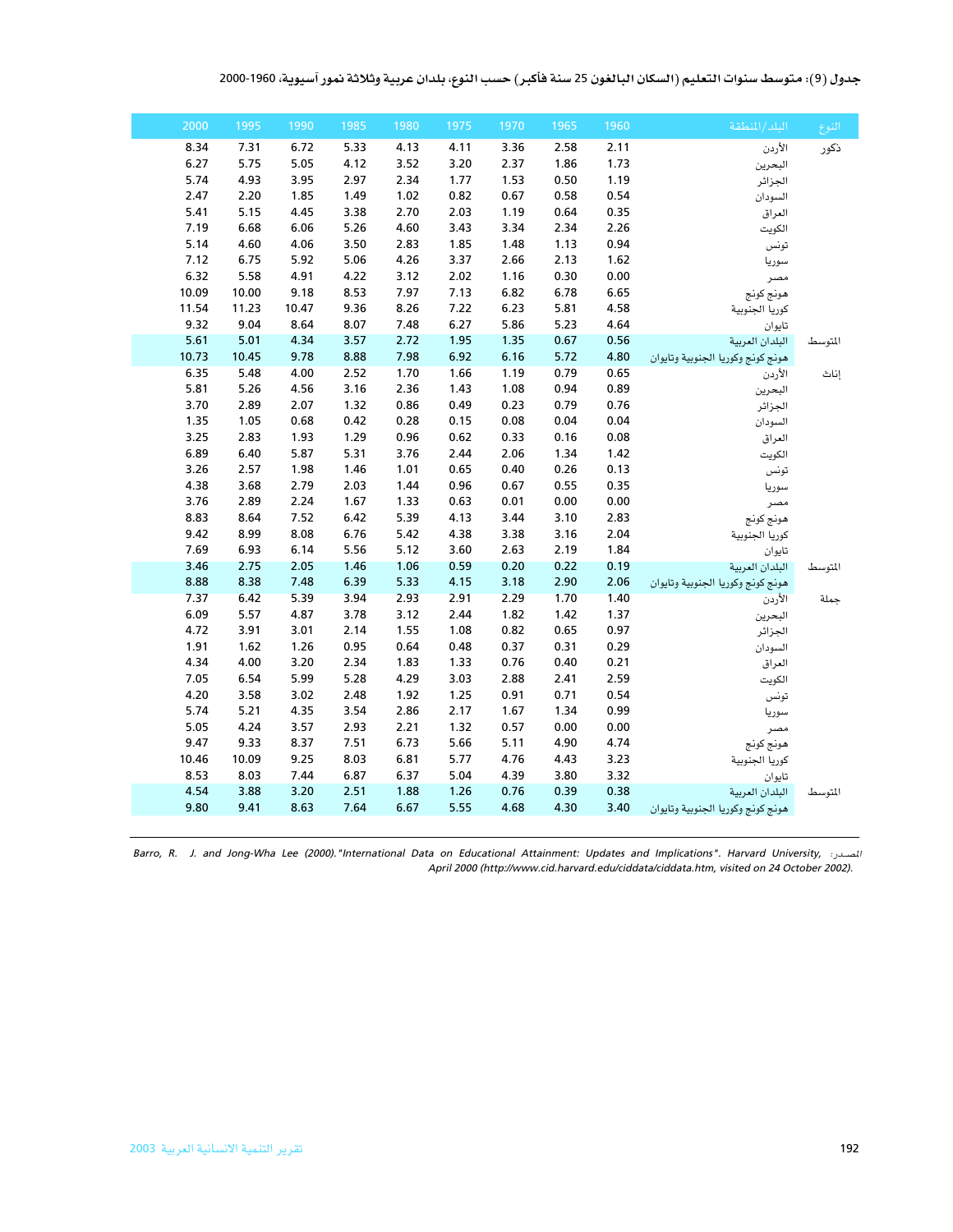**جدول (9): متوسط سنوات التعليم (السكان البالغون 25 سنة فأكبر) حسب النوع، بلدان عربية وثلاثة نمور آسيوية، 1960-2000**

| النوع | البلد/المنطقة | 1960 | 1965 | 1970 | 1975 | 1980 | 1985 | 1990 | 1995 | 2000 |
|---|---|---|---|---|---|---|---|---|---|---|
| ذكور | الأردن | 2.11 | 2.58 | 3.36 | 4.11 | 4.13 | 5.33 | 6.72 | 7.31 | 8.34 |
| | البحرين | 1.73 | 1.86 | 2.37 | 3.20 | 3.52 | 4.12 | 5.05 | 5.75 | 6.27 |
| | الجزائر | 1.19 | 0.50 | 1.53 | 1.77 | 2.34 | 2.97 | 3.95 | 4.93 | 5.74 |
| | السودان | 0.54 | 0.58 | 0.67 | 0.82 | 1.02 | 1.49 | 1.85 | 2.20 | 2.47 |
| | العراق | 0.35 | 0.64 | 1.19 | 2.03 | 2.70 | 3.38 | 4.45 | 5.15 | 5.41 |
| | الكويت | 2.26 | 2.34 | 3.34 | 3.43 | 4.60 | 5.26 | 6.06 | 6.68 | 7.19 |
| | تونس | 0.94 | 1.13 | 1.48 | 1.85 | 2.83 | 3.50 | 4.06 | 4.60 | 5.14 |
| | سوريا | 1.62 | 2.13 | 2.66 | 3.37 | 4.26 | 5.06 | 5.92 | 6.75 | 7.12 |
| | مصر | 0.00 | 0.30 | 1.16 | 2.02 | 3.12 | 4.22 | 4.91 | 5.58 | 6.32 |
| | هونج كونج | 6.65 | 6.78 | 6.82 | 7.13 | 7.97 | 8.53 | 9.18 | 10.00 | 10.09 |
| | كوريا الجنوبية | 4.58 | 5.81 | 6.23 | 7.22 | 8.26 | 9.36 | 10.47 | 11.23 | 11.54 |
| | تايوان | 4.64 | 5.23 | 5.86 | 6.27 | 7.48 | 8.07 | 8.64 | 9.04 | 9.32 |
| المتوسط | البلدان العربية | 0.56 | 0.67 | 1.35 | 1.95 | 2.72 | 3.57 | 4.34 | 5.01 | 5.61 |
| | هونج كونج وكوريا الجنوبية وتايوان | 4.80 | 5.72 | 6.16 | 6.92 | 7.98 | 8.88 | 9.78 | 10.45 | 10.73 |
| إناث | الأردن | 0.65 | 0.79 | 1.19 | 1.66 | 1.70 | 2.52 | 4.00 | 5.48 | 6.35 |
| | البحرين | 0.89 | 0.94 | 1.08 | 1.43 | 2.36 | 3.16 | 4.56 | 5.26 | 5.81 |
| | الجزائر | 0.76 | 0.79 | 0.23 | 0.49 | 0.86 | 1.32 | 2.07 | 2.89 | 3.70 |
| | السودان | 0.04 | 0.04 | 0.08 | 0.15 | 0.28 | 0.42 | 0.68 | 1.05 | 1.35 |
| | العراق | 0.08 | 0.16 | 0.33 | 0.62 | 0.96 | 1.29 | 1.93 | 2.83 | 3.25 |
| | الكويت | 1.42 | 1.34 | 2.06 | 2.44 | 3.76 | 5.31 | 5.87 | 6.40 | 6.89 |
| | تونس | 0.13 | 0.26 | 0.40 | 0.65 | 1.01 | 1.46 | 1.98 | 2.57 | 3.26 |
| | سوريا | 0.35 | 0.55 | 0.67 | 0.96 | 1.44 | 2.03 | 2.79 | 3.68 | 4.38 |
| | مصر | 0.00 | 0.00 | 0.01 | 0.63 | 1.33 | 1.67 | 2.24 | 2.89 | 3.76 |
| | هونج كونج | 2.83 | 3.10 | 3.44 | 4.13 | 5.39 | 6.42 | 7.52 | 8.64 | 8.83 |
| | كوريا الجنوبية | 2.04 | 3.16 | 3.38 | 4.38 | 5.42 | 6.76 | 8.08 | 8.99 | 9.42 |
| | تايوان | 1.84 | 2.19 | 2.63 | 3.60 | 5.12 | 5.56 | 6.14 | 6.93 | 7.69 |
| المتوسط | البلدان العربية | 0.19 | 0.22 | 0.20 | 0.59 | 1.06 | 1.46 | 2.05 | 2.75 | 3.46 |
| | هونج كونج وكوريا الجنوبية وتايوان | 2.06 | 2.90 | 3.18 | 4.15 | 5.33 | 6.39 | 7.48 | 8.38 | 8.88 |
| جملة | الأردن | 1.40 | 1.70 | 2.29 | 2.91 | 2.93 | 3.94 | 5.39 | 6.42 | 7.37 |
| | البحرين | 1.37 | 1.42 | 1.82 | 2.44 | 3.12 | 3.78 | 4.87 | 5.57 | 6.09 |
| | الجزائر | 0.97 | 0.65 | 0.82 | 1.08 | 1.55 | 2.14 | 3.01 | 3.91 | 4.72 |
| | السودان | 0.29 | 0.31 | 0.37 | 0.48 | 0.64 | 0.95 | 1.26 | 1.62 | 1.91 |
| | العراق | 0.21 | 0.40 | 0.76 | 1.33 | 1.83 | 2.34 | 3.20 | 4.00 | 4.34 |
| | الكويت | 2.59 | 2.41 | 2.88 | 3.03 | 4.29 | 5.28 | 5.99 | 6.54 | 7.05 |
| | تونس | 0.54 | 0.71 | 0.91 | 1.25 | 1.92 | 2.48 | 3.02 | 3.58 | 4.20 |
| | سوريا | 0.99 | 1.34 | 1.67 | 2.17 | 2.86 | 3.54 | 4.35 | 5.21 | 5.74 |
| | مصر | 0.00 | 0.00 | 0.57 | 1.32 | 2.21 | 2.93 | 3.57 | 4.24 | 5.05 |
| | هونج كونج | 4.74 | 4.90 | 5.11 | 5.66 | 6.73 | 7.51 | 8.37 | 9.33 | 9.47 |
| | كوريا الجنوبية | 3.23 | 4.43 | 4.76 | 5.77 | 6.81 | 8.03 | 9.25 | 10.09 | 10.46 |
| | تايوان | 3.32 | 3.80 | 4.39 | 5.04 | 6.37 | 6.87 | 7.44 | 8.03 | 8.53 |
| المتوسط | البلدان العربية | 0.38 | 0.39 | 0.76 | 1.26 | 1.88 | 2.51 | 3.20 | 3.88 | 4.54 |
| | هونج كونج وكوريا الجنوبية وتايوان | 3.40 | 4.30 | 4.68 | 5.55 | 6.67 | 7.64 | 8.63 | 9.41 | 9.80 |

المصدر: *Barro, R. J. and Jong-Wha Lee (2000)."International Data on Educational Attainment: Updates and Implications". Harvard University, April 2000 (http://www.cid.harvard.edu/ciddata/ciddata.htm, visited on 24 October 2002).*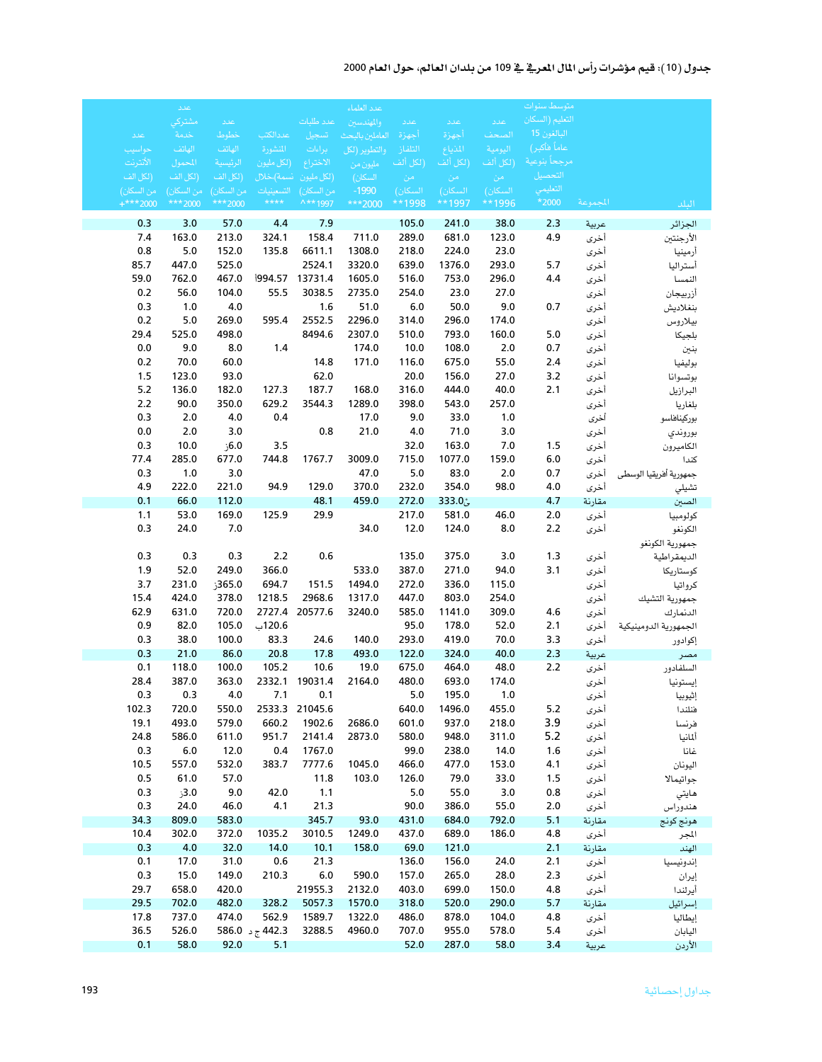### جدول (10): قيم مؤشرات رأس المال المعرفي في 109 من بلدان العالم، حول العام 2000

| البلد | المجموعة | متوسط سنوات التعليم (السكان البالغون 15 عاماً فأكبر) مرجحاً بنوعية التحصيل التعليمي 2000* | عدد الصحف اليومية (لكل ألف من السكان) 1996** | عدد أجهزة المذياع (لكل ألف من السكان) 1997** | عدد أجهزة التلفاز (لكل ألف من السكان) 1998** | عدد العلماء والمهندسين العاملين بالبحث والتطوير (لكل مليون من السكان) 1990-2000*** | عدد طلبات تسجيل براءات الاختراع (لكل مليون من السكان) 1997**^ | عددالكتب المنشورة (لكل مليون نسمة)خلال التسعينيات**** | عدد خطوط الهاتف الرئيسية (لكل ألف من السكان) 2000*** | عدد مشتركي خدمة الهاتف المحمول (لكل ألف من السكان) 2000*** | عدد حواسيب الأنترنت (لكل ألف من السكان) 2000***+ |
|---|---|---|---|---|---|---|---|---|---|---|---|
| الجزائر | عربية | 2.3 | 38.0 | 241.0 | 105.0 | | 7.9 | 4.4 | 57.0 | 3.0 | 0.3 |
| الأرجنتين | أخرى | 4.9 | 123.0 | 681.0 | 289.0 | 711.0 | 158.4 | 324.1 | 213.0 | 163.0 | 7.4 |
| أرمينيا | أخرى | | 23.0 | 224.0 | 218.0 | 1308.0 | 6611.1 | 135.8 | 152.0 | 5.0 | 0.8 |
| أستراليا | أخرى | 5.7 | 293.0 | 1376.0 | 639.0 | 3320.0 | 2524.1 | | 525.0 | 447.0 | 85.7 |
| النمسا | أخرى | 4.4 | 296.0 | 753.0 | 516.0 | 1605.0 | 13731.4 | 994.57أ | 467.0 | 762.0 | 59.0 |
| أزربيجان | أخرى | | 27.0 | 23.0 | 254.0 | 2735.0 | 3038.5 | 55.5 | 104.0 | 56.0 | 0.2 |
| بنغلاديش | أخرى | 0.7 | 9.0 | 50.0 | 6.0 | 51.0 | 1.6 | | 4.0 | 1.0 | 0.3 |
| بيلاروس | أخرى | | 174.0 | 296.0 | 314.0 | 2296.0 | 2552.5 | 595.4 | 269.0 | 5.0 | 0.2 |
| بلجيكا | أخرى | 5.0 | 160.0 | 793.0 | 510.0 | 2307.0 | 8494.6 | | 498.0 | 525.0 | 29.4 |
| بنين | أخرى | 0.7 | 2.0 | 108.0 | 10.0 | 174.0 | | 1.4 | 8.0 | 9.0 | 0.0 |
| بوليفيا | أخرى | 2.4 | 55.0 | 675.0 | 116.0 | 171.0 | 14.8 | | 60.0 | 70.0 | 0.2 |
| بوتسوانا | أخرى | 3.2 | 27.0 | 156.0 | 20.0 | | 62.0 | | 93.0 | 123.0 | 1.5 |
| البرازيل | أخرى | 2.1 | 40.0 | 444.0 | 316.0 | 168.0 | 187.7 | 127.3 | 182.0 | 136.0 | 5.2 |
| بلغاريا | أخرى | | 257.0 | 543.0 | 398.0 | 1289.0 | 3544.3 | 629.2 | 350.0 | 90.0 | 2.2 |
| بوركينافاسو | أخرى | | 1.0 | 33.0 | 9.0 | 17.0 | | 0.4 | 4.0 | 2.0 | 0.3 |
| بوروندي | أخرى | | 3.0 | 71.0 | 4.0 | 21.0 | 0.8 | | 3.0 | 2.0 | 0.0 |
| الكاميرون | أخرى | 1.5 | 7.0 | 163.0 | 32.0 | | | 3.5 | 6.0ز | 10.0 | 0.3 |
| كندا | أخرى | 6.0 | 159.0 | 1077.0 | 715.0 | 3009.0 | 1767.7 | 744.8 | 677.0 | 285.0 | 77.4 |
| جمهورية أفريقيا الوسطى | أخرى | 0.7 | 2.0 | 83.0 | 5.0 | 47.0 | | | 3.0 | 1.0 | 0.3 |
| تشيلي | أخرى | 4.0 | 98.0 | 354.0 | 232.0 | 370.0 | 129.0 | 94.9 | 221.0 | 222.0 | 4.9 |
| الصين | مقارنة | 4.7 | | 333.0ن | 272.0 | 459.0 | 48.1 | | 112.0 | 66.0 | 0.1 |
| كولومبيا | أخرى | 2.0 | 46.0 | 581.0 | 217.0 | | 29.9 | 125.9 | 169.0 | 53.0 | 1.1 |
| الكونغو | أخرى | 2.2 | 8.0 | 124.0 | 12.0 | 34.0 | | | 7.0 | 24.0 | 0.3 |
| جمهورية الكونغو الديمقراطية | أخرى | 1.3 | 3.0 | 375.0 | 135.0 | | 0.6 | 2.2 | 0.3 | 0.3 | 0.3 |
| كوستاريكا | أخرى | 3.1 | 94.0 | 271.0 | 387.0 | 533.0 | | 366.0 | 249.0 | 52.0 | 1.9 |
| كرواتيا | أخرى | | 115.0 | 336.0 | 272.0 | 1494.0 | 151.5 | 694.7 | 365.0ز | 231.0 | 3.7 |
| جمهورية التشيك | أخرى | | 254.0 | 803.0 | 447.0 | 1317.0 | 2968.6 | 1218.5 | 378.0 | 424.0 | 15.4 |
| الدنمارك | أخرى | 4.6 | 309.0 | 1141.0 | 585.0 | 3240.0 | 20577.6 | 2727.4 | 720.0 | 631.0 | 62.9 |
| الجمهورية الدومينيكية | أخرى | 2.1 | 52.0 | 178.0 | 95.0 | | | 120.6ب | 105.0 | 82.0 | 0.9 |
| إكوادور | أخرى | 3.3 | 70.0 | 419.0 | 293.0 | 140.0 | 24.6 | 83.3 | 100.0 | 38.0 | 0.3 |
| مصر | عربية | 2.3 | 40.0 | 324.0 | 122.0 | 493.0 | 17.8 | 20.8 | 86.0 | 21.0 | 0.3 |
| السلفادور | أخرى | 2.2 | 48.0 | 464.0 | 675.0 | 19.0 | 10.6 | 105.2 | 100.0 | 118.0 | 0.1 |
| إيستونيا | أخرى | | 174.0 | 693.0 | 480.0 | 2164.0 | 19031.4 | 2332.1 | 363.0 | 387.0 | 28.4 |
| إثيوبيا | أخرى | | 1.0 | 195.0 | 5.0 | | 0.1 | 7.1 | 4.0 | 0.3 | 0.3 |
| فنلندا | أخرى | 5.2 | 455.0 | 1496.0 | 640.0 | | 21045.6 | 2533.3 | 550.0 | 720.0 | 102.3 |
| فرنسا | أخرى | 3.9 | 218.0 | 937.0 | 601.0 | 2686.0 | 1902.6 | 660.2 | 579.0 | 493.0 | 19.1 |
| ألمانيا | أخرى | 5.2 | 311.0 | 948.0 | 580.0 | 2873.0 | 2141.4 | 951.7 | 611.0 | 586.0 | 24.8 |
| غانا | أخرى | 1.6 | 14.0 | 238.0 | 99.0 | | 1767.0 | 0.4 | 12.0 | 6.0 | 0.3 |
| اليونان | أخرى | 4.1 | 153.0 | 477.0 | 466.0 | 1045.0 | 7777.6 | 383.7 | 532.0 | 557.0 | 10.5 |
| جواتيمالا | أخرى | 1.5 | 33.0 | 79.0 | 126.0 | 103.0 | 11.8 | | 57.0 | 61.0 | 0.5 |
| هايتي | أخرى | 0.8 | 3.0 | 55.0 | 5.0 | | 1.1 | 42.0 | 9.0 | 3.0ز | 0.3 |
| هندوراس | أخرى | 2.0 | 55.0 | 386.0 | 90.0 | | 21.3 | 4.1 | 46.0 | 24.0 | 0.3 |
| هونج كونج | مقارنة | 5.1 | 792.0 | 684.0 | 431.0 | 93.0 | 345.7 | | 583.0 | 809.0 | 34.3 |
| المجر | أخرى | 4.8 | 186.0 | 689.0 | 437.0 | 1249.0 | 3010.5 | 1035.2 | 372.0 | 302.0 | 10.4 |
| الهند | مقارنة | 2.1 | | 121.0 | 69.0 | 158.0 | 10.1 | 14.0 | 32.0 | 4.0 | 0.3 |
| إندونيسيا | أخرى | 2.1 | 24.0 | 156.0 | 136.0 | | 21.3 | 0.6 | 31.0 | 17.0 | 0.1 |
| إيران | أخرى | 2.3 | 28.0 | 265.0 | 157.0 | 590.0 | 6.0 | 210.3 | 149.0 | 15.0 | 0.3 |
| أيرلندا | أخرى | 4.8 | 150.0 | 699.0 | 403.0 | 2132.0 | 21955.3 | | 420.0 | 658.0 | 29.7 |
| إسرائيل | مقارنة | 5.7 | 290.0 | 520.0 | 318.0 | 1570.0 | 5057.3 | 328.2 | 482.0 | 702.0 | 29.5 |
| إيطاليا | أخرى | 4.8 | 104.0 | 878.0 | 486.0 | 1322.0 | 1589.7 | 562.9 | 474.0 | 737.0 | 17.8 |
| اليابان | أخرى | 5.4 | 578.0 | 955.0 | 707.0 | 4960.0 | 3288.5 | 442.3 ج د | 586.0 | 526.0 | 36.5 |
| الأردن | عربية | 3.4 | 58.0 | 287.0 | 52.0 | | | 5.1 | 92.0 | 58.0 | 0.1 |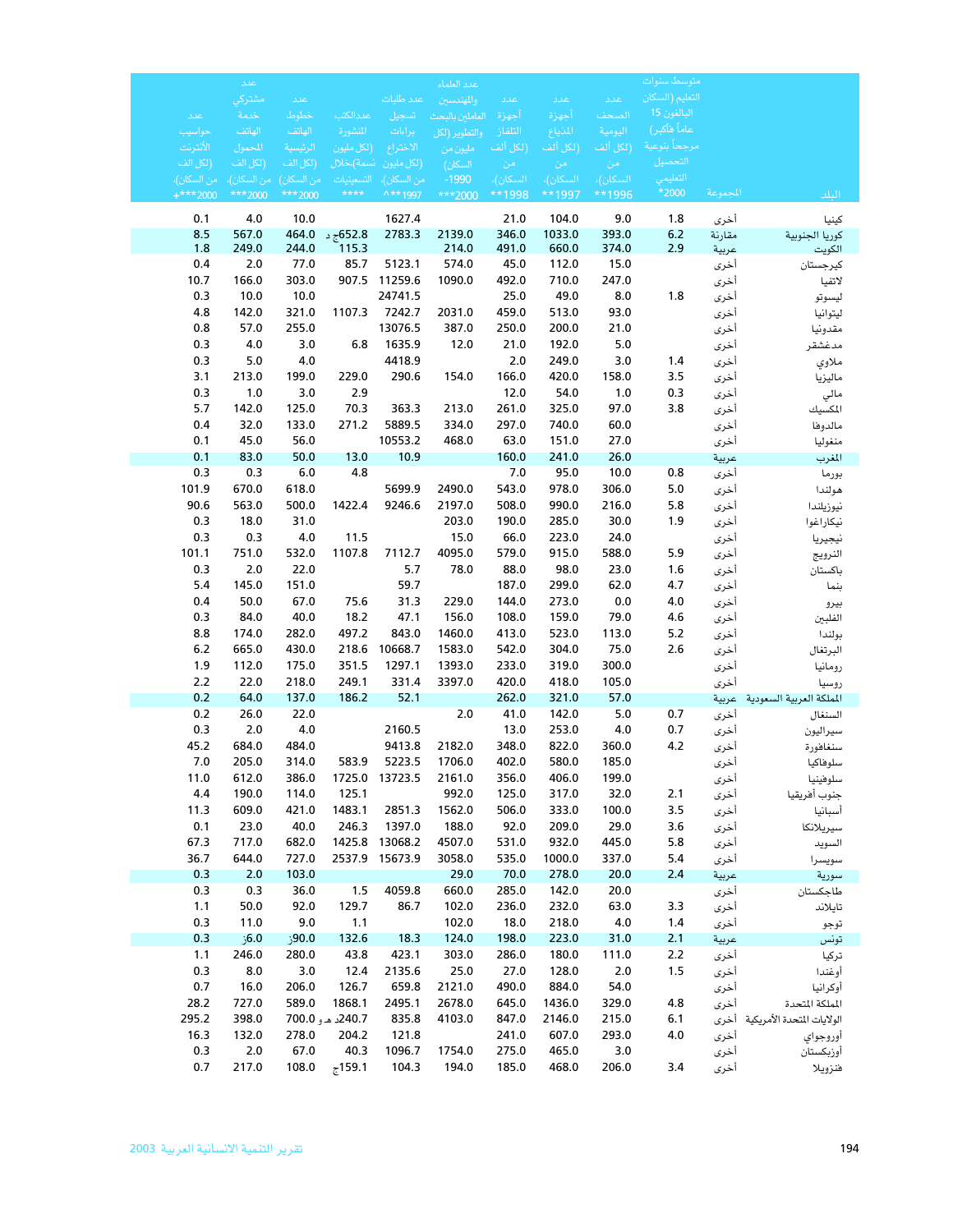| البلد | المجموعة | متوسط سنوات التعليم (السكان البالغون 15 عاماً فأكبر) مرجحاً بنوعية التحصيل التعليمي 2000* | عدد الصحف اليومية (لكل ألف من السكان)، 1996** | عدد أجهزة المذياع (لكل ألف من السكان)، 1997** | عدد أجهزة التلفاز (لكل ألف من السكان)، 1998** | عدد العلماء والمهندسين العاملين بالبحث والتطوير (لكل مليون من السكان) 1990-2000*** | عدد طلبات تسجيل براءات الاختراع (لكل مليون من السكان)، 1997**^ | عددالكتب المنشورة (لكل مليون نسمة)خلال التسعينيات **** | عدد خطوط الهاتف الرئيسية (لكل ألف من السكان) 2000*** | عدد مشتركي خدمة الهاتف المحمول (لكل ألف من السكان)، 2000*** | عدد حواسيب الأنترنت (لكل ألف من السكان)، 2000***+ |
|---|---|---|---|---|---|---|---|---|---|---|---|
| كينيا | أخرى | 1.8 | 9.0 | 104.0 | 21.0 | | 1627.4 | | 10.0 | 4.0 | 0.1 |
| كوريا الجنوبية | مقارنة | 6.2 | 393.0 | 1033.0 | 346.0 | 2139.0 | 2783.3 | 652.8ج د | 464.0 | 567.0 | 8.5 |
| الكويت | عربية | 2.9 | 374.0 | 660.0 | 491.0 | 214.0 | | 115.3 | 244.0 | 249.0 | 1.8 |
| كيرجستان | أخرى | | 15.0 | 112.0 | 45.0 | 574.0 | 5123.1 | 85.7 | 77.0 | 2.0 | 0.4 |
| لاتفيا | أخرى | | 247.0 | 710.0 | 492.0 | 1090.0 | 11259.6 | 907.5 | 303.0 | 166.0 | 10.7 |
| ليسوتو | أخرى | 1.8 | 8.0 | 49.0 | 25.0 | | 24741.5 | | 10.0 | 10.0 | 0.3 |
| ليتوانيا | أخرى | | 93.0 | 513.0 | 459.0 | 2031.0 | 7242.7 | 1107.3 | 321.0 | 142.0 | 4.8 |
| مقدونيا | أخرى | | 21.0 | 200.0 | 250.0 | 387.0 | 13076.5 | | 255.0 | 57.0 | 0.8 |
| مدغشقر | أخرى | | 5.0 | 192.0 | 21.0 | 12.0 | 1635.9 | 6.8 | 3.0 | 4.0 | 0.3 |
| ملاوي | أخرى | 1.4 | 3.0 | 249.0 | 2.0 | | 4418.9 | | 4.0 | 5.0 | 0.3 |
| ماليزيا | أخرى | 3.5 | 158.0 | 420.0 | 166.0 | 154.0 | 290.6 | 229.0 | 199.0 | 213.0 | 3.1 |
| مالي | أخرى | 0.3 | 1.0 | 54.0 | 12.0 | | | 2.9 | 3.0 | 1.0 | 0.3 |
| المكسيك | أخرى | 3.8 | 97.0 | 325.0 | 261.0 | 213.0 | 363.3 | 70.3 | 125.0 | 142.0 | 5.7 |
| مالدوفا | أخرى | | 60.0 | 740.0 | 297.0 | 334.0 | 5889.5 | 271.2 | 133.0 | 32.0 | 0.4 |
| منغوليا | أخرى | | 27.0 | 151.0 | 63.0 | 468.0 | 10553.2 | | 56.0 | 45.0 | 0.1 |
| المغرب | عربية | | 26.0 | 241.0 | 160.0 | | 10.9 | 13.0 | 50.0 | 83.0 | 0.1 |
| بورما | أخرى | 0.8 | 10.0 | 95.0 | 7.0 | | | 4.8 | 6.0 | 0.3 | 0.3 |
| هولندا | أخرى | 5.0 | 306.0 | 978.0 | 543.0 | 2490.0 | 5699.9 | | 618.0 | 670.0 | 101.9 |
| نيوزيلندا | أخرى | 5.8 | 216.0 | 990.0 | 508.0 | 2197.0 | 9246.6 | 1422.4 | 500.0 | 563.0 | 90.6 |
| نيكاراغوا | أخرى | 1.9 | 30.0 | 285.0 | 190.0 | 203.0 | | | 31.0 | 18.0 | 0.3 |
| نيجيريا | أخرى | | 24.0 | 223.0 | 66.0 | 15.0 | | 11.5 | 4.0 | 0.3 | 0.3 |
| النرويج | أخرى | 5.9 | 588.0 | 915.0 | 579.0 | 4095.0 | 7112.7 | 1107.8 | 532.0 | 751.0 | 101.1 |
| باكستان | أخرى | 1.6 | 23.0 | 98.0 | 88.0 | 78.0 | 5.7 | | 22.0 | 2.0 | 0.3 |
| بنما | أخرى | 4.7 | 62.0 | 299.0 | 187.0 | | 59.7 | | 151.0 | 145.0 | 5.4 |
| بيرو | أخرى | 4.0 | 0.0 | 273.0 | 144.0 | 229.0 | 31.3 | 75.6 | 67.0 | 50.0 | 0.4 |
| الفلبين | أخرى | 4.6 | 79.0 | 159.0 | 108.0 | 156.0 | 47.1 | 18.2 | 40.0 | 84.0 | 0.3 |
| بولندا | أخرى | 5.2 | 113.0 | 523.0 | 413.0 | 1460.0 | 843.0 | 497.2 | 282.0 | 174.0 | 8.8 |
| البرتغال | أخرى | 2.6 | 75.0 | 304.0 | 542.0 | 1583.0 | 10668.7 | 218.6 | 430.0 | 665.0 | 6.2 |
| رومانيا | أخرى | | 300.0 | 319.0 | 233.0 | 1393.0 | 1297.1 | 351.5 | 175.0 | 112.0 | 1.9 |
| روسيا | أخرى | | 105.0 | 418.0 | 420.0 | 3397.0 | 331.4 | 249.1 | 218.0 | 22.0 | 2.2 |
| المملكة العربية السعودية | عربية | | 57.0 | 321.0 | 262.0 | | 52.1 | 186.2 | 137.0 | 64.0 | 0.2 |
| السنغال | أخرى | 0.7 | 5.0 | 142.0 | 41.0 | 2.0 | | | 22.0 | 26.0 | 0.2 |
| سيراليون | أخرى | 0.7 | 4.0 | 253.0 | 13.0 | | 2160.5 | | 4.0 | 2.0 | 0.3 |
| سنغافورة | أخرى | 4.2 | 360.0 | 822.0 | 348.0 | 2182.0 | 9413.8 | | 484.0 | 684.0 | 45.2 |
| سلوفاكيا | أخرى | | 185.0 | 580.0 | 402.0 | 1706.0 | 5223.5 | 583.9 | 314.0 | 205.0 | 7.0 |
| سلوفينيا | أخرى | | 199.0 | 406.0 | 356.0 | 2161.0 | 13723.5 | 1725.0 | 386.0 | 612.0 | 11.0 |
| جنوب أفريقيا | أخرى | 2.1 | 32.0 | 317.0 | 125.0 | 992.0 | | 125.1 | 114.0 | 190.0 | 4.4 |
| أسبانيا | أخرى | 3.5 | 100.0 | 333.0 | 506.0 | 1562.0 | 2851.3 | 1483.1 | 421.0 | 609.0 | 11.3 |
| سيريلانكا | أخرى | 3.6 | 29.0 | 209.0 | 92.0 | 188.0 | 1397.0 | 246.3 | 40.0 | 23.0 | 0.1 |
| السويد | أخرى | 5.8 | 445.0 | 932.0 | 531.0 | 4507.0 | 13068.2 | 1425.8 | 682.0 | 717.0 | 67.3 |
| سويسرا | أخرى | 5.4 | 337.0 | 1000.0 | 535.0 | 3058.0 | 15673.9 | 2537.9 | 727.0 | 644.0 | 36.7 |
| سورية | عربية | 2.4 | 20.0 | 278.0 | 70.0 | 29.0 | | | 103.0 | 2.0 | 0.3 |
| طاجكستان | أخرى | | 20.0 | 142.0 | 285.0 | 660.0 | 4059.8 | 1.5 | 36.0 | 0.3 | 0.3 |
| تايلاند | أخرى | 3.3 | 63.0 | 232.0 | 236.0 | 102.0 | 86.7 | 129.7 | 92.0 | 50.0 | 1.1 |
| توجو | أخرى | 1.4 | 4.0 | 218.0 | 18.0 | 102.0 | | 1.1 | 9.0 | 11.0 | 0.3 |
| تونس | عربية | 2.1 | 31.0 | 223.0 | 198.0 | 124.0 | 18.3 | 132.6 | 90.0ز | 6.0ز | 0.3 |
| تركيا | أخرى | 2.2 | 111.0 | 180.0 | 286.0 | 303.0 | 423.1 | 43.8 | 280.0 | 246.0 | 1.1 |
| أوغندا | أخرى | 1.5 | 2.0 | 128.0 | 27.0 | 25.0 | 2135.6 | 12.4 | 3.0 | 8.0 | 0.3 |
| أوكرانيا | أخرى | | 54.0 | 884.0 | 490.0 | 2121.0 | 659.8 | 126.7 | 206.0 | 16.0 | 0.7 |
| المملكة المتحدة | أخرى | 4.8 | 329.0 | 1436.0 | 645.0 | 2678.0 | 2495.1 | 1868.1 | 589.0 | 727.0 | 28.2 |
| الولايات المتحدة الأمريكية | أخرى | 6.1 | 215.0 | 2146.0 | 847.0 | 4103.0 | 835.8 | 240.7د هـ و | 700.0 | 398.0 | 295.2 |
| أورجواي | أخرى | 4.0 | 293.0 | 607.0 | 241.0 | | 121.8 | 204.2 | 278.0 | 132.0 | 16.3 |
| أوزبكستان | أخرى | | 3.0 | 465.0 | 275.0 | 1754.0 | 1096.7 | 40.3 | 67.0 | 2.0 | 0.3 |
| فنزويلا | أخرى | 3.4 | 206.0 | 468.0 | 185.0 | 194.0 | 104.3 | 159.1ج | 108.0 | 217.0 | 0.7 |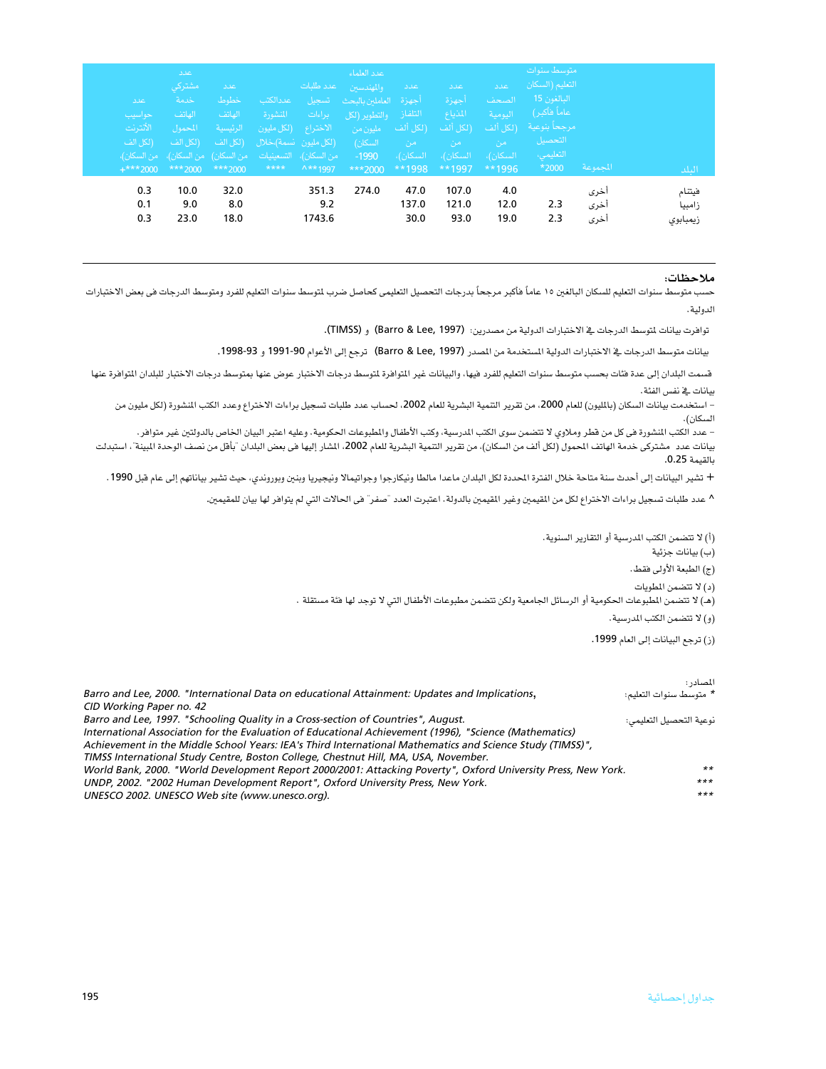| البلد | المجموعة | متوسط سنوات التعليم (السكان البالغون 15 عاماً فأكبر) مرجحاً بنوعية التحصيل التعليمي، 2000* | عدد الصحف اليومية (لكل ألف من السكان)، 1996** | عدد أجهزة المذياع (لكل ألف من السكان)، 1997** | عدد أجهزة التلفاز (لكل ألف من السكان)، 1998** | عدد العلماء والمهندسين العاملين بالبحث والتطوير (لكل مليون من السكان) 1990-2000*** | عدد طلبات تسجيل براءات الاختراع (لكل مليون من السكان)، 1997**^ | عددالكتب المنشورة (لكل مليون نسمة)،خلال التسعينيات **** | عدد خطوط الهاتف الرئيسية (لكل ألف من السكان) 2000*** | عدد مشتركي خدمة الهاتف المحمول (لكل ألف من السكان)، 2000*** | عدد حواسيب الأنترنت (لكل ألف من السكان)، 2000***+ |
|---|---|---|---|---|---|---|---|---|---|---|---|
| فيتنام | أخرى | | 4.0 | 107.0 | 47.0 | 274.0 | 351.3 | | 32.0 | 10.0 | 0.3 |
| زامبيا | أخرى | 2.3 | 12.0 | 121.0 | 137.0 | | 9.2 | | 8.0 | 9.0 | 0.1 |
| زيمبابوي | أخرى | 2.3 | 19.0 | 93.0 | 30.0 | | 1743.6 | | 18.0 | 23.0 | 0.3 |

**ملاحظات:**

حسب متوسط سنوات التعليم للسكان البالغين ١٥ عاماً فأكبر مرجحاً بدرجات التحصيل التعليمي كحاصل ضرب لمتوسط سنوات التعليم للفرد ومتوسط الدرجات في بعض الاختبارات الدولية.

توافرت بيانات لمتوسط الدرجات في الاختبارات الدولية من مصدرين: (Barro & Lee, 1997) و (TIMSS).

بيانات متوسط الدرجات في الاختبارات الدولية المستخدمة من المصدر (Barro & Lee, 1997) ترجع إلى الأعوام 90-1991 و 93-1998.

قسمت البلدان إلى عدة فئات بحسب متوسط سنوات التعليم للفرد فيها، والبيانات غير المتوافرة لمتوسط درجات الاختبار عوض عنها بمتوسط درجات الاختبار للبلدان المتوافرة عنها بيانات في نفس الفئة.

– استخدمت بيانات السكان (بالمليون) للعام 2000، من تقرير التنمية البشرية للعام 2002، لحساب عدد طلبات تسجيل براءات الاختراع وعدد الكتب المنشورة (لكل مليون من السكان).

– عدد الكتب المنشورة في كل من قطر وملاوي لا تتضمن سوى الكتب المدرسية، وكتب الأطفال والمطبوعات الحكومية. وعليه اعتبر البيان الخاص بالدولتين غير متوافر.

بيانات عدد مشتركي خدمة الهاتف المحمول (لكل ألف من السكان)، من تقرير التنمية البشرية للعام 2002، المشار إليها في بعض البلدان "بأقل من نصف الوحدة المبينة"، استبدلت بالقيمة 0.25.

+ تشير البيانات إلى أحدث سنة متاحة خلال الفترة المحددة لكل البلدان ماعدا مالطا ونيكارجوا وجواتيمالا ونيجيريا وبنين وبوروندي، حيث تشير بياناتهم إلى عام قبل 1990.

^ عدد طلبات تسجيل براءات الاختراع لكل من المقيمين وغير المقيمين بالدولة. اعتبرت العدد "صفر" في الحالات التي لم يتوافر لها بيان للمقيمين.

(أ) لا تتضمن الكتب المدرسية أو التقارير السنوية.

(ب) بيانات جزئية

(ج) الطبعة الأولى فقط.

(د) لا تتضمن المطويات

(هـ) لا تتضمن المطبوعات الحكومية أو الرسائل الجامعية ولكن تتضمن مطبوعات الأطفال التي لا توجد لها فئة مستقلة .

(و) لا تتضمن الكتب المدرسية.

(ز) ترجع البيانات إلى العام 1999.

المصادر:

* متوسط سنوات التعليم: *Barro and Lee, 2000. "International Data on educational Attainment: Updates and Implications, CID Working Paper no. 42*

نوعية التحصيل التعليمي: *Barro and Lee, 1997. "Schooling Quality in a Cross-section of Countries", August.*
*International Association for the Evaluation of Educational Achievement (1996), "Science (Mathematics) Achievement in the Middle School Years: IEA's Third International Mathematics and Science Study (TIMSS)", TIMSS International Study Centre, Boston College, Chestnut Hill, MA, USA, November.*

** *World Bank, 2000. "World Development Report 2000/2001: Attacking Poverty", Oxford University Press, New York.*

*** *UNDP, 2002. "2002 Human Development Report", Oxford University Press, New York.*

*** *UNESCO 2002. UNESCO Web site (www.unesco.org).*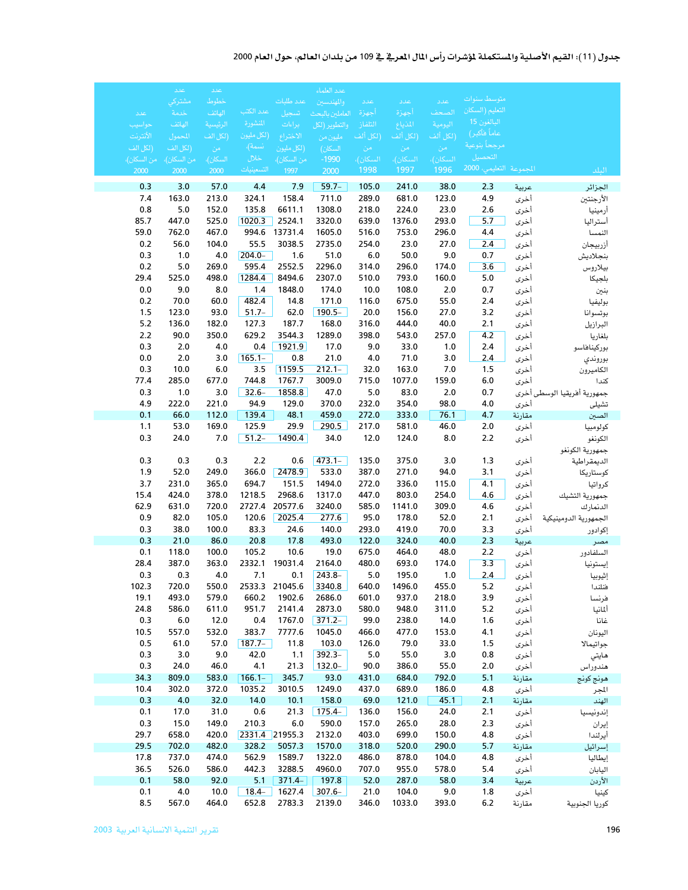جدول (11): القيم الأصلية والمستكملة لمؤشرات رأس المال المعرفي في 109 من بلدان العالم، حول العام 2000

| البلد | المجموعة | متوسط سنوات التعليم (السكان البالغون 15 عاماً فأكبر) مرجحاً بنوعية التحصيل التعليمي، 2000 | عدد الصحف اليومية (لكل ألف من السكان)، 1996 | عدد أجهزة المذياع (لكل ألف من السكان)، 1997 | عدد أجهزة التلفاز (لكل ألف من السكان)، 1998 | عدد العلماء والمهندسين العاملين بالبحث والتطوير (لكل مليون من السكان) 1990-2000 | عدد طلبات تسجيل براءات الاختراع (لكل مليون من السكان)، 1997 | عدد الكتب المنشورة (لكل مليون نسمة)، خلال التسعينيات | عدد خطوط الهاتف الرئيسية (لكل ألف من السكان)، 2000 | عدد مشتركي خدمة الهاتف المحمول (لكل ألف من السكان)، 2000 | عدد حواسيب الأنترنت (لكل ألف من السكان)، 2000 |
|---|---|---|---|---|---|---|---|---|---|---|---|
| الجزائر | عربية | 2.3 | 38.0 | 241.0 | 105.0 | 59.7- | 7.9 | 4.4 | 57.0 | 3.0 | 0.3 |
| الأرجنتين | أخرى | 4.9 | 123.0 | 681.0 | 289.0 | 711.0 | 158.4 | 324.1 | 213.0 | 163.0 | 7.4 |
| أرمينيا | أخرى | 2.6 | 23.0 | 224.0 | 218.0 | 1308.0 | 6611.1 | 135.8 | 152.0 | 5.0 | 0.8 |
| أستراليا | أخرى | 5.7 | 293.0 | 1376.0 | 639.0 | 3320.0 | 2524.1 | 1020.3 | 525.0 | 447.0 | 85.7 |
| النمسا | أخرى | 4.4 | 296.0 | 753.0 | 516.0 | 1605.0 | 13731.4 | 994.6 | 467.0 | 762.0 | 59.0 |
| أزربيجان | أخرى | 2.4 | 27.0 | 23.0 | 254.0 | 2735.0 | 3038.5 | 55.5 | 104.0 | 56.0 | 0.2 |
| بنجلاديش | أخرى | 0.7 | 9.0 | 50.0 | 6.0 | 51.0 | 1.6 | 204.0- | 4.0 | 1.0 | 0.3 |
| بيلاروس | أخرى | 3.6 | 174.0 | 296.0 | 314.0 | 2296.0 | 2552.5 | 595.4 | 269.0 | 5.0 | 0.2 |
| بلجيكا | أخرى | 5.0 | 160.0 | 793.0 | 510.0 | 2307.0 | 8494.6 | 1284.4 | 498.0 | 525.0 | 29.4 |
| بنين | أخرى | 0.7 | 2.0 | 108.0 | 10.0 | 174.0 | 1848.0 | 1.4 | 8.0 | 9.0 | 0.0 |
| بوليفيا | أخرى | 2.4 | 55.0 | 675.0 | 116.0 | 171.0 | 14.8 | 482.4 | 60.0 | 70.0 | 0.2 |
| بوتسوانا | أخرى | 3.2 | 27.0 | 156.0 | 20.0 | 190.5- | 62.0 | 51.7- | 93.0 | 123.0 | 1.5 |
| البرازيل | أخرى | 2.1 | 40.0 | 444.0 | 316.0 | 168.0 | 187.7 | 127.3 | 182.0 | 136.0 | 5.2 |
| بلغاريا | أخرى | 4.2 | 257.0 | 543.0 | 398.0 | 1289.0 | 3544.3 | 629.2 | 350.0 | 90.0 | 2.2 |
| بوركينافاسو | أخرى | 2.4 | 1.0 | 33.0 | 9.0 | 17.0 | 1921.9 | 0.4 | 4.0 | 2.0 | 0.3 |
| بوروندي | أخرى | 2.4 | 3.0 | 71.0 | 4.0 | 21.0 | 0.8 | 165.1- | 3.0 | 2.0 | 0.0 |
| الكاميرون | أخرى | 1.5 | 7.0 | 163.0 | 32.0 | 212.1- | 1159.5 | 3.5 | 6.0 | 10.0 | 0.3 |
| كندا | أخرى | 6.0 | 159.0 | 1077.0 | 715.0 | 3009.0 | 1767.7 | 744.8 | 677.0 | 285.0 | 77.4 |
| جمهورية أفريقيا الوسطى | أخرى | 0.7 | 2.0 | 83.0 | 5.0 | 47.0 | 1858.8 | 32.6- | 3.0 | 1.0 | 0.3 |
| تشيلي | أخرى | 4.0 | 98.0 | 354.0 | 232.0 | 370.0 | 129.0 | 94.9 | 221.0 | 222.0 | 4.9 |
| الصين | مقارنة | 4.7 | 76.1 | 333.0 | 272.0 | 459.0 | 48.1 | 139.4 | 112.0 | 66.0 | 0.1 |
| كولومبيا | أخرى | 2.0 | 46.0 | 581.0 | 217.0 | 290.5 | 29.9 | 125.9 | 169.0 | 53.0 | 1.1 |
| الكونغو | أخرى | 2.2 | 8.0 | 124.0 | 12.0 | 34.0 | 1490.4 | 51.2- | 7.0 | 24.0 | 0.3 |
| جمهورية الكونغو الديمقراطية | أخرى | 1.3 | 3.0 | 375.0 | 135.0 | 473.1- | 0.6 | 2.2 | 0.3 | 0.3 | 0.3 |
| كوستاريكا | أخرى | 3.1 | 94.0 | 271.0 | 387.0 | 533.0 | 2478.9 | 366.0 | 249.0 | 52.0 | 1.9 |
| كرواتيا | أخرى | 4.1 | 115.0 | 336.0 | 272.0 | 1494.0 | 151.5 | 694.7 | 365.0 | 231.0 | 3.7 |
| جمهورية التشيك | أخرى | 4.6 | 254.0 | 803.0 | 447.0 | 1317.0 | 2968.6 | 1218.5 | 378.0 | 424.0 | 15.4 |
| الدنمارك | أخرى | 4.6 | 309.0 | 1141.0 | 585.0 | 3240.0 | 20577.6 | 2727.4 | 720.0 | 631.0 | 62.9 |
| الجمهورية الدومينيكية | أخرى | 2.1 | 52.0 | 178.0 | 95.0 | 277.6 | 2025.4 | 120.6 | 105.0 | 82.0 | 0.9 |
| إكوادور | أخرى | 3.3 | 70.0 | 419.0 | 293.0 | 140.0 | 24.6 | 83.3 | 100.0 | 38.0 | 0.3 |
| مصر | عربية | 2.3 | 40.0 | 324.0 | 122.0 | 493.0 | 17.8 | 20.8 | 86.0 | 21.0 | 0.3 |
| السلفادور | أخرى | 2.2 | 48.0 | 464.0 | 675.0 | 19.0 | 10.6 | 105.2 | 100.0 | 118.0 | 0.1 |
| إيستونيا | أخرى | 3.3 | 174.0 | 693.0 | 480.0 | 2164.0 | 19031.4 | 2332.1 | 363.0 | 387.0 | 28.4 |
| إثيوبيا | أخرى | 2.4 | 1.0 | 195.0 | 5.0 | 243.8- | 0.1 | 7.1 | 4.0 | 0.3 | 0.3 |
| فنلندا | أخرى | 5.2 | 455.0 | 1496.0 | 640.0 | 3340.8 | 21045.6 | 2533.3 | 550.0 | 720.0 | 102.3 |
| فرنسا | أخرى | 3.9 | 218.0 | 937.0 | 601.0 | 2686.0 | 1902.6 | 660.2 | 579.0 | 493.0 | 19.1 |
| ألمانيا | أخرى | 5.2 | 311.0 | 948.0 | 580.0 | 2873.0 | 2141.4 | 951.7 | 611.0 | 586.0 | 24.8 |
| غانا | أخرى | 1.6 | 14.0 | 238.0 | 99.0 | 371.2- | 1767.0 | 0.4 | 12.0 | 6.0 | 0.3 |
| اليونان | أخرى | 4.1 | 153.0 | 477.0 | 466.0 | 1045.0 | 7777.6 | 383.7 | 532.0 | 557.0 | 10.5 |
| جواتيمالا | أخرى | 1.5 | 33.0 | 79.0 | 126.0 | 103.0 | 11.8 | 187.7- | 57.0 | 61.0 | 0.5 |
| هايتي | أخرى | 0.8 | 3.0 | 55.0 | 5.0 | 392.3- | 1.1 | 42.0 | 9.0 | 3.0 | 0.3 |
| هندوراس | أخرى | 2.0 | 55.0 | 386.0 | 90.0 | 132.0- | 21.3 | 4.1 | 46.0 | 24.0 | 0.3 |
| هونج كونج | مقارنة | 5.1 | 792.0 | 684.0 | 431.0 | 93.0 | 345.7 | 166.1- | 583.0 | 809.0 | 34.3 |
| المجر | أخرى | 4.8 | 186.0 | 689.0 | 437.0 | 1249.0 | 3010.5 | 1035.2 | 372.0 | 302.0 | 10.4 |
| الهند | مقارنة | 2.1 | 45.1 | 121.0 | 69.0 | 158.0 | 10.1 | 14.0 | 32.0 | 4.0 | 0.3 |
| إندونيسيا | أخرى | 2.1 | 24.0 | 156.0 | 136.0 | 175.4- | 21.3 | 0.6 | 31.0 | 17.0 | 0.1 |
| إيران | أخرى | 2.3 | 28.0 | 265.0 | 157.0 | 590.0 | 6.0 | 210.3 | 149.0 | 15.0 | 0.3 |
| أيرلندا | أخرى | 4.8 | 150.0 | 699.0 | 403.0 | 2132.0 | 21955.3 | 2331.4 | 420.0 | 658.0 | 29.7 |
| إسرائيل | مقارنة | 5.7 | 290.0 | 520.0 | 318.0 | 1570.0 | 5057.3 | 328.2 | 482.0 | 702.0 | 29.5 |
| إيطاليا | أخرى | 4.8 | 104.0 | 878.0 | 486.0 | 1322.0 | 1589.7 | 562.9 | 474.0 | 737.0 | 17.8 |
| اليابان | أخرى | 5.4 | 578.0 | 955.0 | 707.0 | 4960.0 | 3288.5 | 442.3 | 586.0 | 526.0 | 36.5 |
| الأردن | عربية | 3.4 | 58.0 | 287.0 | 52.0 | 197.8 | 371.4- | 5.1 | 92.0 | 58.0 | 0.1 |
| كينيا | أخرى | 1.8 | 9.0 | 104.0 | 21.0 | 307.6- | 1627.4 | 18.4- | 10.0 | 4.0 | 0.1 |
| كوريا الجنوبية | مقارنة | 6.2 | 393.0 | 1033.0 | 346.0 | 2139.0 | 2783.3 | 652.8 | 464.0 | 567.0 | 8.5 |

تقرير التنمية الانسانية العربية 2003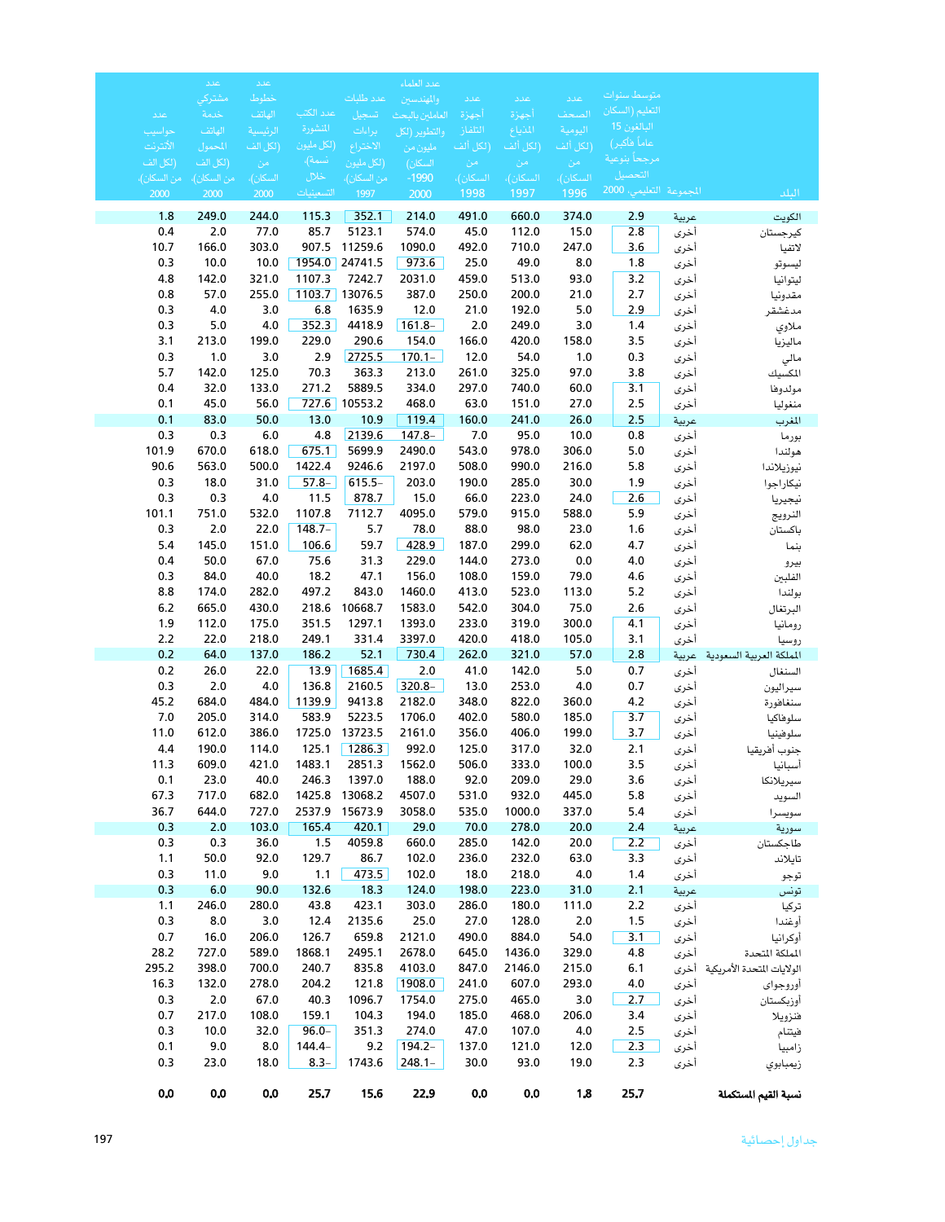| البلد | المجموعة | متوسط سنوات التعليم (السكان البالغون 15 عاماً فأكبر) مرجحاً بنوعية التحصيل التعليمي، 2000 | عدد الصحف اليومية (لكل ألف من السكان)، 1996 | عدد أجهزة المذياع (لكل ألف من السكان)، 1997 | عدد أجهزة التلفاز (لكل ألف من السكان)، 1998 | عدد العلماء والمهندسين العاملين بالبحث والتطوير (لكل مليون من السكان)، 1990-2000 | عدد طلبات تسجيل براءات الاختراع (لكل مليون من السكان)، 1997 | عدد الكتب المنشورة (لكل مليون نسمة)، خلال التسعينات | عدد خطوط الهاتف الرئيسية (لكل ألف من السكان)، 2000 | عدد مشتركي خدمة الهاتف المحمول (لكل ألف من السكان)، 2000 | عدد حواسيب الأنترنت (لكل ألف من السكان)، 2000 |
|---|---|---|---|---|---|---|---|---|---|---|---|
| الكويت | عربية | 2.9 | 374.0 | 660.0 | 491.0 | 214.0 | 352.1 | 115.3 | 244.0 | 249.0 | 1.8 |
| كيرجستان | أخرى | 2.8 | 15.0 | 112.0 | 45.0 | 574.0 | 5123.1 | 85.7 | 77.0 | 2.0 | 0.4 |
| لاتفيا | أخرى | 3.6 | 247.0 | 710.0 | 492.0 | 1090.0 | 11259.6 | 907.5 | 303.0 | 166.0 | 10.7 |
| ليسوتو | أخرى | 1.8 | 8.0 | 49.0 | 25.0 | 973.6 | 24741.5 | 1954.0 | 10.0 | 10.0 | 0.3 |
| ليتوانيا | أخرى | 3.2 | 93.0 | 513.0 | 459.0 | 2031.0 | 7242.7 | 1107.3 | 321.0 | 142.0 | 4.8 |
| مقدونيا | أخرى | 2.7 | 21.0 | 200.0 | 250.0 | 387.0 | 13076.5 | 1103.7 | 255.0 | 57.0 | 0.8 |
| مدغشقر | أخرى | 2.9 | 5.0 | 192.0 | 21.0 | 12.0 | 1635.9 | 6.8 | 3.0 | 4.0 | 0.3 |
| ملاوي | أخرى | 1.4 | 3.0 | 249.0 | 2.0 | 161.8- | 4418.9 | 352.3 | 4.0 | 5.0 | 0.3 |
| ماليزيا | أخرى | 3.5 | 158.0 | 420.0 | 166.0 | 154.0 | 290.6 | 229.0 | 199.0 | 213.0 | 3.1 |
| مالي | أخرى | 0.3 | 1.0 | 54.0 | 12.0 | 170.1- | 2725.5 | 2.9 | 3.0 | 1.0 | 0.3 |
| المكسيك | أخرى | 3.8 | 97.0 | 325.0 | 261.0 | 213.0 | 363.3 | 70.3 | 125.0 | 142.0 | 5.7 |
| مولدوفا | أخرى | 3.1 | 60.0 | 740.0 | 297.0 | 334.0 | 5889.5 | 271.2 | 133.0 | 32.0 | 0.4 |
| منغوليا | أخرى | 2.5 | 27.0 | 151.0 | 63.0 | 468.0 | 10553.2 | 727.6 | 56.0 | 45.0 | 0.1 |
| المغرب | عربية | 2.5 | 26.0 | 241.0 | 160.0 | 119.4 | 10.9 | 13.0 | 50.0 | 83.0 | 0.1 |
| بورما | أخرى | 0.8 | 10.0 | 95.0 | 7.0 | 147.8- | 2139.6 | 4.8 | 6.0 | 0.3 | 0.3 |
| هولندا | أخرى | 5.0 | 306.0 | 978.0 | 543.0 | 2490.0 | 5699.9 | 675.1 | 618.0 | 670.0 | 101.9 |
| نيوزيلاندا | أخرى | 5.8 | 216.0 | 990.0 | 508.0 | 2197.0 | 9246.6 | 1422.4 | 500.0 | 563.0 | 90.6 |
| نيكاراجوا | أخرى | 1.9 | 30.0 | 285.0 | 190.0 | 203.0 | 615.5- | 57.8- | 31.0 | 18.0 | 0.3 |
| نيجيريا | أخرى | 2.6 | 24.0 | 223.0 | 66.0 | 15.0 | 878.7 | 11.5 | 4.0 | 0.3 | 0.3 |
| النرويج | أخرى | 5.9 | 588.0 | 915.0 | 579.0 | 4095.0 | 7112.7 | 1107.8 | 532.0 | 751.0 | 101.1 |
| باكستان | أخرى | 1.6 | 23.0 | 98.0 | 88.0 | 78.0 | 5.7 | 148.7- | 22.0 | 2.0 | 0.3 |
| بنما | أخرى | 4.7 | 62.0 | 299.0 | 187.0 | 428.9 | 59.7 | 106.6 | 151.0 | 145.0 | 5.4 |
| بيرو | أخرى | 4.0 | 0.0 | 273.0 | 144.0 | 229.0 | 31.3 | 75.6 | 67.0 | 50.0 | 0.4 |
| الفلبين | أخرى | 4.6 | 79.0 | 159.0 | 108.0 | 156.0 | 47.1 | 18.2 | 40.0 | 84.0 | 0.3 |
| بولندا | أخرى | 5.2 | 113.0 | 523.0 | 413.0 | 1460.0 | 843.0 | 497.2 | 282.0 | 174.0 | 8.8 |
| البرتغال | أخرى | 2.6 | 75.0 | 304.0 | 542.0 | 1583.0 | 10668.7 | 218.6 | 430.0 | 665.0 | 6.2 |
| رومانيا | أخرى | 4.1 | 300.0 | 319.0 | 233.0 | 1393.0 | 1297.1 | 351.5 | 175.0 | 112.0 | 1.9 |
| روسيا | أخرى | 3.1 | 105.0 | 418.0 | 420.0 | 3397.0 | 331.4 | 249.1 | 218.0 | 22.0 | 2.2 |
| المملكة العربية السعودية | عربية | 2.8 | 57.0 | 321.0 | 262.0 | 730.4 | 52.1 | 186.2 | 137.0 | 64.0 | 0.2 |
| السنغال | أخرى | 0.7 | 5.0 | 142.0 | 41.0 | 2.0 | 1685.4 | 13.9 | 22.0 | 26.0 | 0.2 |
| سيراليون | أخرى | 0.7 | 4.0 | 253.0 | 13.0 | 320.8- | 2160.5 | 136.8 | 4.0 | 2.0 | 0.3 |
| سنغافورة | أخرى | 4.2 | 360.0 | 822.0 | 348.0 | 2182.0 | 9413.8 | 1139.9 | 484.0 | 684.0 | 45.2 |
| سلوفاكيا | أخرى | 3.7 | 185.0 | 580.0 | 402.0 | 1706.0 | 5223.5 | 583.9 | 314.0 | 205.0 | 7.0 |
| سلوفينيا | أخرى | 3.7 | 199.0 | 406.0 | 356.0 | 2161.0 | 13723.5 | 1725.0 | 386.0 | 612.0 | 11.0 |
| جنوب أفريقيا | أخرى | 2.1 | 32.0 | 317.0 | 125.0 | 992.0 | 1286.3 | 125.1 | 114.0 | 190.0 | 4.4 |
| أسبانيا | أخرى | 3.5 | 100.0 | 333.0 | 506.0 | 1562.0 | 2851.3 | 1483.1 | 421.0 | 609.0 | 11.3 |
| سيريلانكا | أخرى | 3.6 | 29.0 | 209.0 | 92.0 | 188.0 | 1397.0 | 246.3 | 40.0 | 23.0 | 0.1 |
| السويد | أخرى | 5.8 | 445.0 | 932.0 | 531.0 | 4507.0 | 13068.2 | 1425.8 | 682.0 | 717.0 | 67.3 |
| سويسرا | أخرى | 5.4 | 337.0 | 1000.0 | 535.0 | 3058.0 | 15673.9 | 2537.9 | 727.0 | 644.0 | 36.7 |
| سورية | عربية | 2.4 | 20.0 | 278.0 | 70.0 | 29.0 | 420.1 | 165.4 | 103.0 | 2.0 | 0.3 |
| طاجكستان | أخرى | 2.2 | 20.0 | 142.0 | 285.0 | 660.0 | 4059.8 | 1.5 | 36.0 | 0.3 | 0.3 |
| تايلاند | أخرى | 3.3 | 63.0 | 232.0 | 236.0 | 102.0 | 86.7 | 129.7 | 92.0 | 50.0 | 1.1 |
| توجو | أخرى | 1.4 | 4.0 | 218.0 | 18.0 | 102.0 | 473.5 | 1.1 | 9.0 | 11.0 | 0.3 |
| تونس | عربية | 2.1 | 31.0 | 223.0 | 198.0 | 124.0 | 18.3 | 132.6 | 90.0 | 6.0 | 0.3 |
| تركيا | أخرى | 2.2 | 111.0 | 180.0 | 286.0 | 303.0 | 423.1 | 43.8 | 280.0 | 246.0 | 1.1 |
| أوغندا | أخرى | 1.5 | 2.0 | 128.0 | 27.0 | 25.0 | 2135.6 | 12.4 | 3.0 | 8.0 | 0.3 |
| أوكرانيا | أخرى | 3.1 | 54.0 | 884.0 | 490.0 | 2121.0 | 659.8 | 126.7 | 206.0 | 16.0 | 0.7 |
| المملكة المتحدة | أخرى | 4.8 | 329.0 | 1436.0 | 645.0 | 2678.0 | 2495.1 | 1868.1 | 589.0 | 727.0 | 28.2 |
| الولايات المتحدة الأمريكية | أخرى | 6.1 | 215.0 | 2146.0 | 847.0 | 4103.0 | 835.8 | 240.7 | 700.0 | 398.0 | 295.2 |
| أوروجواي | أخرى | 4.0 | 293.0 | 607.0 | 241.0 | 1908.0 | 121.8 | 204.2 | 278.0 | 132.0 | 16.3 |
| أوزبكستان | أخرى | 2.7 | 3.0 | 465.0 | 275.0 | 1754.0 | 1096.7 | 40.3 | 67.0 | 2.0 | 0.3 |
| فنزويلا | أخرى | 3.4 | 206.0 | 468.0 | 185.0 | 194.0 | 104.3 | 159.1 | 108.0 | 217.0 | 0.7 |
| فيتنام | أخرى | 2.5 | 4.0 | 107.0 | 47.0 | 274.0 | 351.3 | 96.0- | 32.0 | 10.0 | 0.3 |
| زامبيا | أخرى | 2.3 | 12.0 | 121.0 | 137.0 | 194.2- | 9.2 | 144.4- | 8.0 | 9.0 | 0.1 |
| زيمبابوي | أخرى | 2.3 | 19.0 | 93.0 | 30.0 | 248.1- | 1743.6 | 8.3- | 18.0 | 23.0 | 0.3 |
| **نسبة القيم المستكملة** | | **25.7** | **1.8** | **0.0** | **0.0** | **22.9** | **15.6** | **25.7** | **0.0** | **0.0** | **0.0** |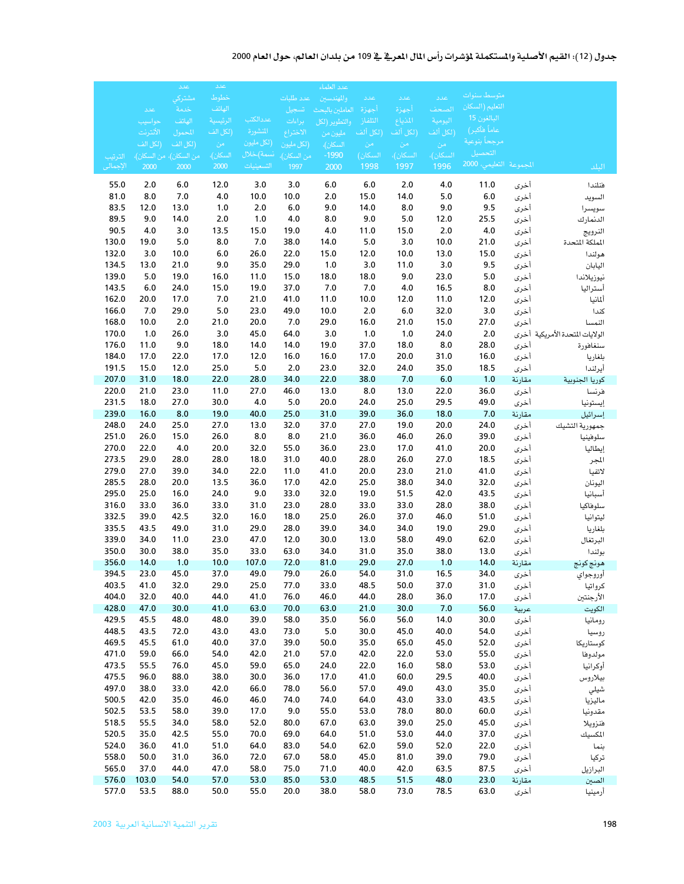**جدول (12): القيم الأصلية والمستكملة لمؤشرات رأس المال المعرفي في 109 من بلدان العالم، حول العام 2000**

| البلد | المجموعة | متوسط سنوات التعليم (السكان البالغون 15 عاماً فأكبر) مرجحاً بنوعية التحصيل التعليمي، 2000 | عدد الصحف اليومية (لكل ألف من السكان)، 1996 | عدد أجهزة المذياع (لكل ألف من السكان)، 1997 | عدد أجهزة التلفاز (لكل ألف من السكان) 1998 | عدد العلماء والمهندسين العاملين بالبحث والتطوير (لكل مليون من السكان)، 1990-2000 | عدد طلبات تسجيل براءات الاختراع (لكل مليون من السكان)، 1997 | عددالكتب المنشورة (لكل مليون نسمة)خلال التسعينيات | عدد خطوط الهاتف الرئيسية (لكل الف من السكان)، 2000 | عدد مشتركي خدمة الهاتف المحمول (لكل الف من السكان) 2000 | عدد حواسيب الأنترنت (لكل الف من السكان)، 2000 | الترتيب الإجمالي |
|---|---|---|---|---|---|---|---|---|---|---|---|---|
| فنلندا | أخرى | 11.0 | 4.0 | 2.0 | 6.0 | 6.0 | 3.0 | 3.0 | 12.0 | 6.0 | 2.0 | 55.0 |
| السويد | أخرى | 6.0 | 5.0 | 14.0 | 15.0 | 2.0 | 10.0 | 10.0 | 4.0 | 7.0 | 8.0 | 81.0 |
| سويسرا | أخرى | 9.5 | 9.0 | 8.0 | 14.0 | 9.0 | 6.0 | 2.0 | 1.0 | 13.0 | 12.0 | 83.5 |
| الدنمارك | أخرى | 25.5 | 12.0 | 5.0 | 9.0 | 8.0 | 4.0 | 1.0 | 2.0 | 14.0 | 9.0 | 89.5 |
| النرويج | أخرى | 4.0 | 2.0 | 15.0 | 11.0 | 4.0 | 19.0 | 15.0 | 13.5 | 3.0 | 4.0 | 90.5 |
| المملكة المتحدة | أخرى | 21.0 | 10.0 | 3.0 | 5.0 | 14.0 | 38.0 | 7.0 | 8.0 | 5.0 | 19.0 | 130.0 |
| هولندا | أخرى | 15.0 | 13.0 | 10.0 | 12.0 | 15.0 | 22.0 | 26.0 | 6.0 | 10.0 | 3.0 | 132.0 |
| اليابان | أخرى | 9.5 | 3.0 | 11.0 | 3.0 | 1.0 | 29.0 | 35.0 | 9.0 | 21.0 | 13.0 | 134.5 |
| نيوزيلاندا | أخرى | 5.0 | 23.0 | 9.0 | 18.0 | 18.0 | 15.0 | 11.0 | 16.0 | 19.0 | 5.0 | 139.0 |
| أستراليا | أخرى | 8.0 | 16.5 | 4.0 | 7.0 | 7.0 | 37.0 | 19.0 | 15.0 | 24.0 | 6.0 | 143.5 |
| ألمانيا | أخرى | 12.0 | 11.0 | 12.0 | 10.0 | 11.0 | 41.0 | 21.0 | 7.0 | 17.0 | 20.0 | 162.0 |
| كندا | أخرى | 3.0 | 32.0 | 6.0 | 2.0 | 10.0 | 49.0 | 23.0 | 5.0 | 29.0 | 7.0 | 166.0 |
| النمسا | أخرى | 27.0 | 15.0 | 21.0 | 16.0 | 29.0 | 7.0 | 20.0 | 21.0 | 2.0 | 10.0 | 168.0 |
| الولايات المتحدة الأمريكية | أخرى | 2.0 | 24.0 | 1.0 | 1.0 | 3.0 | 64.0 | 45.0 | 3.0 | 26.0 | 1.0 | 170.0 |
| سنغافورة | أخرى | 28.0 | 8.0 | 18.0 | 37.0 | 19.0 | 14.0 | 14.0 | 18.0 | 9.0 | 11.0 | 176.0 |
| بلغاريا | أخرى | 16.0 | 31.0 | 20.0 | 17.0 | 16.0 | 16.0 | 12.0 | 17.0 | 22.0 | 17.0 | 184.0 |
| أيرلندا | أخرى | 18.5 | 35.0 | 24.0 | 32.0 | 23.0 | 2.0 | 5.0 | 25.0 | 12.0 | 15.0 | 191.5 |
| كوريا الجنوبية | مقارنة | 1.0 | 6.0 | 7.0 | 38.0 | 22.0 | 34.0 | 28.0 | 22.0 | 18.0 | 31.0 | 207.0 |
| فرنسا | أخرى | 36.0 | 22.0 | 13.0 | 8.0 | 13.0 | 46.0 | 27.0 | 11.0 | 23.0 | 21.0 | 220.0 |
| إيستونيا | أخرى | 49.0 | 29.5 | 25.0 | 24.0 | 20.0 | 5.0 | 4.0 | 30.0 | 27.0 | 18.0 | 231.5 |
| إسرائيل | مقارنة | 7.0 | 18.0 | 36.0 | 39.0 | 31.0 | 25.0 | 40.0 | 19.0 | 8.0 | 16.0 | 239.0 |
| جمهورية التشيك | أخرى | 24.0 | 20.0 | 19.0 | 27.0 | 37.0 | 32.0 | 13.0 | 27.0 | 25.0 | 24.0 | 248.0 |
| سلوفينيا | أخرى | 39.0 | 26.0 | 46.0 | 36.0 | 21.0 | 8.0 | 8.0 | 26.0 | 15.0 | 26.0 | 251.0 |
| إيطاليا | أخرى | 20.0 | 41.0 | 17.0 | 23.0 | 36.0 | 55.0 | 32.0 | 20.0 | 4.0 | 22.0 | 270.0 |
| المجر | أخرى | 18.5 | 27.0 | 26.0 | 28.0 | 40.0 | 31.0 | 18.0 | 28.0 | 28.0 | 29.0 | 273.5 |
| لاتفيا | أخرى | 41.0 | 21.0 | 23.0 | 20.0 | 41.0 | 11.0 | 22.0 | 34.0 | 39.0 | 27.0 | 279.0 |
| اليونان | أخرى | 32.0 | 34.0 | 38.0 | 25.0 | 42.0 | 17.0 | 36.0 | 13.5 | 20.0 | 28.0 | 285.5 |
| أسبانيا | أخرى | 43.5 | 42.0 | 51.5 | 19.0 | 32.0 | 33.0 | 9.0 | 24.0 | 16.0 | 25.0 | 295.0 |
| سلوفاكيا | أخرى | 38.0 | 28.0 | 33.0 | 33.0 | 28.0 | 23.0 | 31.0 | 33.0 | 36.0 | 33.0 | 316.0 |
| ليتوانيا | أخرى | 51.0 | 46.0 | 37.0 | 26.0 | 25.0 | 18.0 | 16.0 | 32.0 | 42.5 | 39.0 | 332.5 |
| بلغاريا | أخرى | 29.0 | 19.0 | 34.0 | 34.0 | 39.0 | 28.0 | 29.0 | 31.0 | 49.0 | 43.5 | 335.5 |
| البرتغال | أخرى | 62.0 | 49.0 | 58.0 | 13.0 | 30.0 | 12.0 | 47.0 | 23.0 | 11.0 | 34.0 | 339.0 |
| بولندا | أخرى | 13.0 | 38.0 | 35.0 | 31.0 | 34.0 | 63.0 | 33.0 | 35.0 | 38.0 | 30.0 | 350.0 |
| هونج كونج | مقارنة | 14.0 | 1.0 | 27.0 | 29.0 | 81.0 | 72.0 | 107.0 | 10.0 | 1.0 | 14.0 | 356.0 |
| أوروجواي | أخرى | 34.0 | 16.5 | 31.0 | 54.0 | 26.0 | 79.0 | 49.0 | 37.0 | 45.0 | 23.0 | 394.5 |
| كرواتيا | أخرى | 31.0 | 37.0 | 50.0 | 48.5 | 33.0 | 77.0 | 25.0 | 29.0 | 32.0 | 41.0 | 403.5 |
| الأرجنتين | أخرى | 17.0 | 36.0 | 28.0 | 44.0 | 46.0 | 76.0 | 41.0 | 44.0 | 40.0 | 32.0 | 404.0 |
| الكويت | عربية | 56.0 | 7.0 | 30.0 | 21.0 | 63.0 | 70.0 | 63.0 | 41.0 | 30.0 | 47.0 | 428.0 |
| رومانيا | أخرى | 30.0 | 14.0 | 56.0 | 56.0 | 35.0 | 58.0 | 39.0 | 48.0 | 48.0 | 45.5 | 429.5 |
| روسيا | أخرى | 54.0 | 40.0 | 45.0 | 30.0 | 5.0 | 73.0 | 43.0 | 43.0 | 72.0 | 43.5 | 448.5 |
| كوستاريكا | أخرى | 52.0 | 45.0 | 65.0 | 35.0 | 50.0 | 39.0 | 37.0 | 40.0 | 61.0 | 45.5 | 469.5 |
| مولدوفا | أخرى | 55.0 | 53.0 | 22.0 | 42.0 | 57.0 | 21.0 | 42.0 | 54.0 | 66.0 | 59.0 | 471.0 |
| أوكرانيا | أخرى | 53.0 | 58.0 | 16.0 | 22.0 | 24.0 | 65.0 | 59.0 | 45.0 | 76.0 | 55.5 | 473.5 |
| بيلاروس | أخرى | 40.0 | 29.5 | 60.0 | 41.0 | 17.0 | 36.0 | 30.0 | 38.0 | 88.0 | 96.0 | 475.5 |
| شيلي | أخرى | 35.0 | 43.0 | 49.0 | 57.0 | 56.0 | 78.0 | 66.0 | 42.0 | 33.0 | 38.0 | 497.0 |
| ماليزيا | أخرى | 43.5 | 33.0 | 43.0 | 64.0 | 74.0 | 74.0 | 46.0 | 46.0 | 35.0 | 42.0 | 500.5 |
| مقدونيا | أخرى | 60.0 | 80.0 | 78.0 | 53.0 | 55.0 | 9.0 | 17.0 | 39.0 | 58.0 | 53.5 | 502.5 |
| فنزويلا | أخرى | 45.0 | 25.0 | 39.0 | 63.0 | 67.0 | 80.0 | 52.0 | 58.0 | 34.0 | 55.5 | 518.5 |
| المكسيك | أخرى | 37.0 | 44.0 | 53.0 | 51.0 | 64.0 | 69.0 | 70.0 | 55.0 | 42.5 | 35.0 | 520.5 |
| بنما | أخرى | 22.0 | 52.0 | 59.0 | 62.0 | 54.0 | 83.0 | 64.0 | 51.0 | 41.0 | 36.0 | 524.0 |
| تركيا | أخرى | 79.0 | 39.0 | 81.0 | 45.0 | 58.0 | 67.0 | 72.0 | 36.0 | 31.0 | 50.0 | 558.0 |
| البرازيل | أخرى | 87.5 | 63.5 | 42.0 | 40.0 | 71.0 | 75.0 | 58.0 | 47.0 | 44.0 | 37.0 | 565.0 |
| الصين | مقارنة | 23.0 | 48.0 | 51.5 | 48.5 | 53.0 | 85.0 | 53.0 | 57.0 | 54.0 | 103.0 | 576.0 |
| أرمينيا | أخرى | 63.0 | 78.5 | 73.0 | 58.0 | 38.0 | 20.0 | 55.0 | 50.0 | 88.0 | 53.5 | 577.0 |

تقرير التنمية الانسانية العربية 2003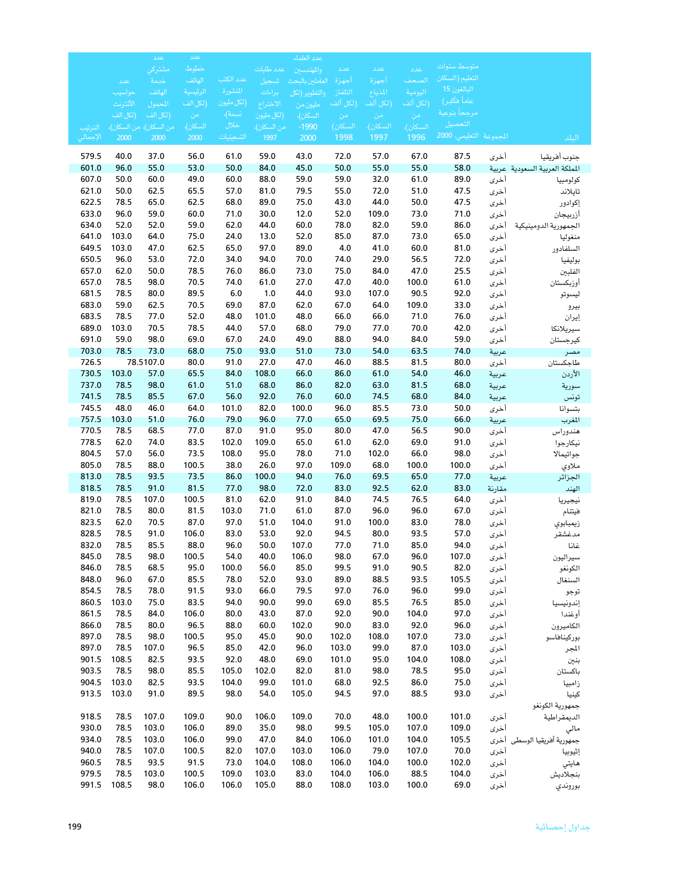| البلد | المجموعة | متوسط سنوات التعليم (السكان البالغون 15 عاماً فأكبر) مرجحاً بنوعية التحصيل التعليمي، 2000 | عدد الصحف اليومية (لكل ألف من السكان)، 1996 | عدد أجهزة المذياع (لكل ألف من السكان)، 1997 | عدد أجهزة التلفاز (لكل ألف من السكان) 1998 | عدد العلماء والمهندسين العاملين بالبحث والتطوير (لكل مليون من السكان)، 1990-2000 | عدد طلبات تسجيل براءات الاختراع (لكل مليون من السكان)، 1997 | عدد الكتب المنشورة (لكل مليون نسمة)، خلال التسعينيات | عدد خطوط الهاتف الرئيسية (لكل ألف من السكان)، 2000 | عدد مشتركي خدمة الهاتف المحمول (لكل ألف من السكان)، 2000 | عدد حواسيب الأنترنت (لكل ألف من السكان)، 2000 | الترتيب الإجمالي |
|---|---|---|---|---|---|---|---|---|---|---|---|---|
| جنوب أفريقيا | أخرى | 87.5 | 67.0 | 57.0 | 72.0 | 43.0 | 59.0 | 61.0 | 56.0 | 37.0 | 40.0 | 579.5 |
| المملكة العربية السعودية | عربية | 58.0 | 55.0 | 55.0 | 50.0 | 45.0 | 84.0 | 50.0 | 53.0 | 55.0 | 96.0 | 601.0 |
| كولومبيا | أخرى | 89.0 | 61.0 | 32.0 | 59.0 | 59.0 | 88.0 | 60.0 | 49.0 | 60.0 | 50.0 | 607.0 |
| تايلاند | أخرى | 47.5 | 51.0 | 72.0 | 55.0 | 79.5 | 81.0 | 57.0 | 65.5 | 62.5 | 50.0 | 621.0 |
| إكوادور | أخرى | 47.5 | 50.0 | 44.0 | 43.0 | 75.0 | 89.0 | 68.0 | 62.5 | 65.0 | 78.5 | 622.5 |
| أزربيجان | أخرى | 71.0 | 73.0 | 109.0 | 52.0 | 12.0 | 30.0 | 71.0 | 60.0 | 59.0 | 96.0 | 633.0 |
| الجمهورية الدومينيكية | أخرى | 86.0 | 59.0 | 82.0 | 78.0 | 60.0 | 44.0 | 62.0 | 59.0 | 52.0 | 52.0 | 634.0 |
| منغوليا | أخرى | 65.0 | 73.0 | 87.0 | 85.0 | 52.0 | 13.0 | 24.0 | 75.0 | 64.0 | 103.0 | 641.0 |
| السلفادور | أخرى | 81.0 | 60.0 | 41.0 | 4.0 | 89.0 | 97.0 | 65.0 | 62.5 | 47.0 | 103.0 | 649.5 |
| بوليفيا | أخرى | 72.0 | 56.5 | 29.0 | 74.0 | 70.0 | 94.0 | 34.0 | 72.0 | 53.0 | 96.0 | 650.5 |
| الفلبين | أخرى | 25.5 | 47.0 | 84.0 | 75.0 | 73.0 | 86.0 | 76.0 | 78.5 | 50.0 | 62.0 | 657.0 |
| أوزبكستان | أخرى | 61.0 | 100.0 | 40.0 | 47.0 | 27.0 | 61.0 | 74.0 | 70.5 | 98.0 | 78.5 | 657.0 |
| ليسوتو | أخرى | 92.0 | 90.5 | 107.0 | 93.0 | 44.0 | 1.0 | 6.0 | 89.5 | 80.0 | 78.5 | 681.5 |
| بيرو | أخرى | 33.0 | 109.0 | 64.0 | 67.0 | 62.0 | 87.0 | 69.0 | 70.5 | 62.5 | 59.0 | 683.0 |
| إيران | أخرى | 76.0 | 71.0 | 66.0 | 66.0 | 48.0 | 101.0 | 48.0 | 52.0 | 77.0 | 78.5 | 683.5 |
| سيريلانكا | أخرى | 42.0 | 70.0 | 77.0 | 79.0 | 68.0 | 57.0 | 44.0 | 78.5 | 70.5 | 103.0 | 689.0 |
| كيرجستان | أخرى | 59.0 | 84.0 | 94.0 | 88.0 | 49.0 | 24.0 | 67.0 | 69.0 | 98.0 | 59.0 | 691.0 |
| مصر | عربية | 74.0 | 63.5 | 54.0 | 73.0 | 51.0 | 93.0 | 75.0 | 68.0 | 73.0 | 78.5 | 703.0 |
| طاجكستان | أخرى | 80.0 | 81.5 | 88.5 | 46.0 | 47.0 | 27.0 | 91.0 | 80.0 | 78.5107.0 | | 726.5 |
| الأردن | عربية | 46.0 | 54.0 | 61.0 | 86.0 | 66.0 | 108.0 | 84.0 | 65.5 | 57.0 | 103.0 | 730.5 |
| سورية | عربية | 68.0 | 81.5 | 63.0 | 82.0 | 86.0 | 68.0 | 51.0 | 61.0 | 98.0 | 78.5 | 737.0 |
| تونس | عربية | 84.0 | 68.0 | 74.5 | 60.0 | 76.0 | 92.0 | 56.0 | 67.0 | 85.5 | 78.5 | 741.5 |
| بتسوانا | أخرى | 50.0 | 73.0 | 85.5 | 96.0 | 100.0 | 82.0 | 101.0 | 64.0 | 46.0 | 48.0 | 745.5 |
| المغرب | عربية | 66.0 | 75.0 | 69.5 | 65.0 | 77.0 | 96.0 | 79.0 | 76.0 | 51.0 | 103.0 | 757.5 |
| هندوراس | أخرى | 90.0 | 56.5 | 47.0 | 80.0 | 95.0 | 91.0 | 87.0 | 77.0 | 68.5 | 78.5 | 770.5 |
| نيكارجوا | أخرى | 91.0 | 69.0 | 62.0 | 61.0 | 65.0 | 109.0 | 102.0 | 83.5 | 74.0 | 62.0 | 778.5 |
| جواتيمالا | أخرى | 98.0 | 66.0 | 102.0 | 71.0 | 78.0 | 95.0 | 108.0 | 73.5 | 56.0 | 57.0 | 804.5 |
| ملاوي | أخرى | 100.0 | 100.0 | 68.0 | 109.0 | 97.0 | 26.0 | 38.0 | 100.5 | 88.0 | 78.5 | 805.0 |
| الجزائر | عربية | 77.0 | 65.0 | 69.5 | 76.0 | 94.0 | 100.0 | 86.0 | 73.5 | 93.5 | 78.5 | 813.0 |
| الهند | مقارنة | 83.0 | 62.0 | 92.5 | 83.0 | 72.0 | 98.0 | 77.0 | 81.5 | 91.0 | 78.5 | 818.5 |
| نيجيريا | أخرى | 64.0 | 76.5 | 74.5 | 84.0 | 91.0 | 62.0 | 81.0 | 100.5 | 107.0 | 78.5 | 819.0 |
| فيتنام | أخرى | 67.0 | 96.0 | 96.0 | 87.0 | 61.0 | 71.0 | 103.0 | 81.5 | 80.0 | 78.5 | 821.0 |
| زيمبابوي | أخرى | 78.0 | 83.0 | 100.0 | 91.0 | 104.0 | 51.0 | 97.0 | 87.0 | 70.5 | 62.0 | 823.5 |
| مدغشقر | أخرى | 57.0 | 93.5 | 80.0 | 94.5 | 92.0 | 53.0 | 83.0 | 106.0 | 91.0 | 78.5 | 828.5 |
| غانا | أخرى | 94.0 | 85.0 | 71.0 | 77.0 | 107.0 | 50.0 | 96.0 | 88.0 | 85.5 | 78.5 | 832.0 |
| سيراليون | أخرى | 107.0 | 96.0 | 67.0 | 98.0 | 106.0 | 40.0 | 54.0 | 100.5 | 98.0 | 78.5 | 845.0 |
| الكونغو | أخرى | 82.0 | 90.5 | 91.0 | 99.5 | 85.0 | 56.0 | 100.0 | 95.0 | 68.5 | 78.5 | 846.0 |
| السنغال | أخرى | 105.5 | 93.5 | 88.5 | 89.0 | 93.0 | 52.0 | 78.0 | 85.5 | 67.0 | 96.0 | 848.0 |
| توجو | أخرى | 99.0 | 96.0 | 76.0 | 97.0 | 79.5 | 66.0 | 93.0 | 91.5 | 78.0 | 78.5 | 854.5 |
| إندونيسيا | أخرى | 85.0 | 76.5 | 85.5 | 69.0 | 99.0 | 90.0 | 94.0 | 83.5 | 75.0 | 103.0 | 860.5 |
| أوغندا | أخرى | 97.0 | 104.0 | 90.0 | 92.0 | 87.0 | 43.0 | 80.0 | 106.0 | 84.0 | 78.5 | 861.5 |
| الكاميرون | أخرى | 96.0 | 92.0 | 83.0 | 90.0 | 102.0 | 60.0 | 88.0 | 96.5 | 80.0 | 78.5 | 866.0 |
| بوركينافاسو | أخرى | 73.0 | 107.0 | 108.0 | 102.0 | 90.0 | 45.0 | 95.0 | 100.5 | 98.0 | 78.5 | 897.0 |
| المجر | أخرى | 103.0 | 87.0 | 99.0 | 103.0 | 96.0 | 42.0 | 85.0 | 96.5 | 107.0 | 78.5 | 897.0 |
| بنين | أخرى | 108.0 | 104.0 | 95.0 | 101.0 | 69.0 | 48.0 | 92.0 | 93.5 | 82.5 | 108.5 | 901.5 |
| باكستان | أخرى | 95.0 | 78.5 | 98.0 | 81.0 | 82.0 | 102.0 | 105.0 | 85.5 | 98.0 | 78.5 | 903.5 |
| زامبيا | أخرى | 75.0 | 86.0 | 92.5 | 68.0 | 101.0 | 99.0 | 104.0 | 93.5 | 82.5 | 103.0 | 904.5 |
| كينيا | أخرى | 93.0 | 88.5 | 97.0 | 94.5 | 105.0 | 54.0 | 98.0 | 89.5 | 91.0 | 103.0 | 913.5 |
| جمهورية الكونغو الديمقراطية | أخرى | 101.0 | 100.0 | 48.0 | 70.0 | 109.0 | 106.0 | 90.0 | 109.0 | 107.0 | 78.5 | 918.5 |
| مالي | أخرى | 109.0 | 107.0 | 105.0 | 99.5 | 98.0 | 35.0 | 89.0 | 106.0 | 103.0 | 78.5 | 930.0 |
| جمهورية أفريقيا الوسطى | أخرى | 105.5 | 104.0 | 101.0 | 106.0 | 84.0 | 47.0 | 99.0 | 106.0 | 103.0 | 78.5 | 934.0 |
| إثيوبيا | أخرى | 70.0 | 107.0 | 79.0 | 106.0 | 103.0 | 107.0 | 82.0 | 100.5 | 107.0 | 78.5 | 940.0 |
| هايتي | أخرى | 102.0 | 100.0 | 104.0 | 106.0 | 108.0 | 104.0 | 73.0 | 91.5 | 93.5 | 78.5 | 960.5 |
| بنجلاديش | أخرى | 104.0 | 88.5 | 106.0 | 104.0 | 83.0 | 103.0 | 109.0 | 100.5 | 103.0 | 78.5 | 979.5 |
| بوروندي | أخرى | 69.0 | 100.0 | 103.0 | 108.0 | 88.0 | 105.0 | 106.0 | 106.0 | 98.0 | 108.5 | 991.5 |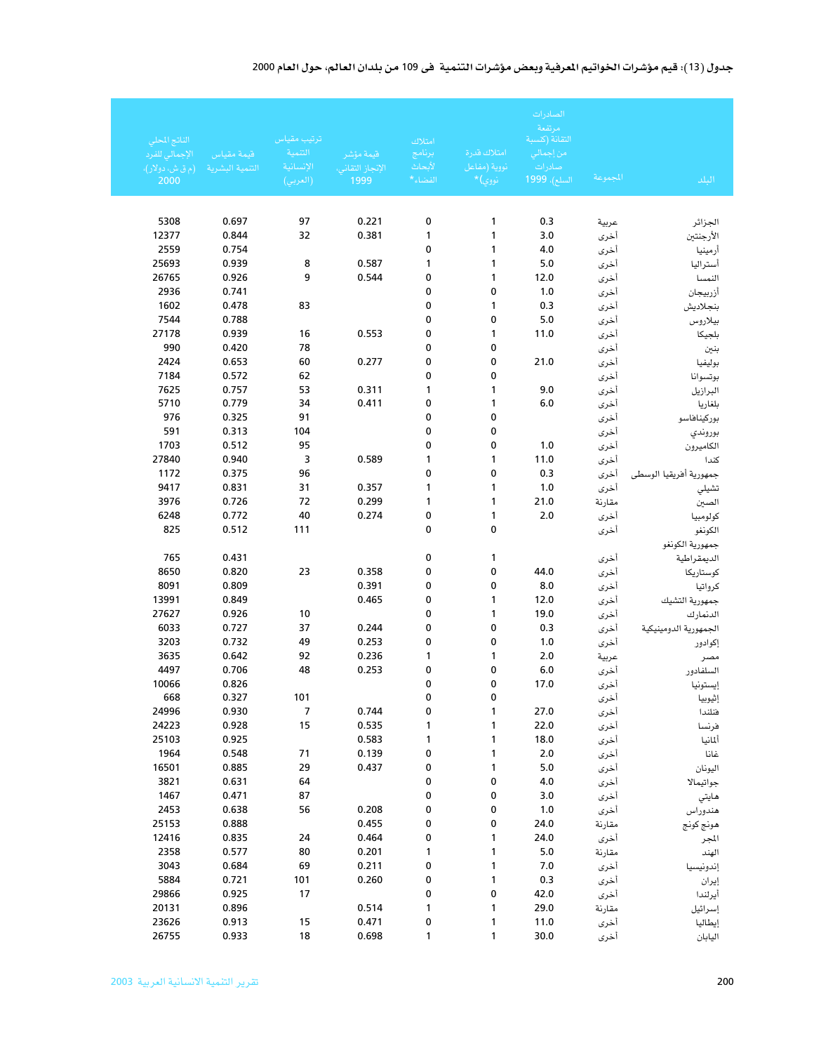جدول (13): قيم مؤشرات الخواتيم المعرفية وبعض مؤشرات التنمية في 109 من بلدان العالم، حول العام 2000

| البلد | المجموعة | الصادرات مرتفعة التقانة (كنسبة من إجمالي صادرات السلع)، 1999 | امتلاك قدرة نووية (مفاعل نووي)* | امتلاك برنامج لأبحاث الفضاء* | قيمة مؤشر الإنجاز التقاني، 1999 | ترتيب مقياس التنمية الإنسانية (العربي) | قيمة مقياس التنمية البشرية | الناتج المحلي الإجمالي للفرد (م ق ش، دولار)، 2000 |
|---|---|---|---|---|---|---|---|---|
| الجزائر | عربية | 0.3 | 1 | 0 | 0.221 | 97 | 0.697 | 5308 |
| الأرجنتين | أخرى | 3.0 | 1 | 1 | 0.381 | 32 | 0.844 | 12377 |
| أرمينيا | أخرى | 4.0 | 1 | 0 | | | 0.754 | 2559 |
| أستراليا | أخرى | 5.0 | 1 | 1 | 0.587 | 8 | 0.939 | 25693 |
| النمسا | أخرى | 12.0 | 1 | 0 | 0.544 | 9 | 0.926 | 26765 |
| أزربيجان | أخرى | 1.0 | 0 | 0 | | | 0.741 | 2936 |
| بنجلاديش | أخرى | 0.3 | 1 | 0 | | 83 | 0.478 | 1602 |
| بيلاروس | أخرى | 5.0 | 0 | 0 | | | 0.788 | 7544 |
| بلجيكا | أخرى | 11.0 | 1 | 0 | 0.553 | 16 | 0.939 | 27178 |
| بنين | أخرى | | 0 | 0 | | 78 | 0.420 | 990 |
| بوليفيا | أخرى | 21.0 | 0 | 0 | 0.277 | 60 | 0.653 | 2424 |
| بوتسوانا | أخرى | | 0 | 0 | | 62 | 0.572 | 7184 |
| البرازيل | أخرى | 9.0 | 1 | 1 | 0.311 | 53 | 0.757 | 7625 |
| بلغاريا | أخرى | 6.0 | 1 | 0 | 0.411 | 34 | 0.779 | 5710 |
| بوركينافاسو | أخرى | | 0 | 0 | | 91 | 0.325 | 976 |
| بوروندي | أخرى | | 0 | 0 | | 104 | 0.313 | 591 |
| الكاميرون | أخرى | 1.0 | 0 | 0 | | 95 | 0.512 | 1703 |
| كندا | أخرى | 11.0 | 1 | 1 | 0.589 | 3 | 0.940 | 27840 |
| جمهورية أفريقيا الوسطى | أخرى | 0.3 | 0 | 0 | | 96 | 0.375 | 1172 |
| تشيلي | أخرى | 1.0 | 1 | 1 | 0.357 | 31 | 0.831 | 9417 |
| الصين | مقارنة | 21.0 | 1 | 1 | 0.299 | 72 | 0.726 | 3976 |
| كولومبيا | أخرى | 2.0 | 1 | 0 | 0.274 | 40 | 0.772 | 6248 |
| الكونغو | أخرى | | 0 | 0 | | 111 | 0.512 | 825 |
| جمهورية الكونغو الديمقراطية | أخرى | | 1 | 0 | | | 0.431 | 765 |
| كوستاريكا | أخرى | 44.0 | 0 | 0 | 0.358 | 23 | 0.820 | 8650 |
| كرواتيا | أخرى | 8.0 | 0 | 0 | 0.391 | | 0.809 | 8091 |
| جمهورية التشيك | أخرى | 12.0 | 1 | 0 | 0.465 | | 0.849 | 13991 |
| الدنمارك | أخرى | 19.0 | 1 | 0 | | 10 | 0.926 | 27627 |
| الجمهورية الدومينيكية | أخرى | 0.3 | 0 | 0 | 0.244 | 37 | 0.727 | 6033 |
| إكوادور | أخرى | 1.0 | 0 | 0 | 0.253 | 49 | 0.732 | 3203 |
| مصر | عربية | 2.0 | 1 | 1 | 0.236 | 92 | 0.642 | 3635 |
| السلفادور | أخرى | 6.0 | 0 | 0 | 0.253 | 48 | 0.706 | 4497 |
| إيستونيا | أخرى | 17.0 | 0 | 0 | | | 0.826 | 10066 |
| إثيوبيا | أخرى | | 0 | 0 | | 101 | 0.327 | 668 |
| فنلندا | أخرى | 27.0 | 1 | 0 | 0.744 | 7 | 0.930 | 24996 |
| فرنسا | أخرى | 22.0 | 1 | 1 | 0.535 | 15 | 0.928 | 24223 |
| ألمانيا | أخرى | 18.0 | 1 | 1 | 0.583 | | 0.925 | 25103 |
| غانا | أخرى | 2.0 | 1 | 0 | 0.139 | 71 | 0.548 | 1964 |
| اليونان | أخرى | 5.0 | 1 | 0 | 0.437 | 29 | 0.885 | 16501 |
| جواتيمالا | أخرى | 4.0 | 0 | 0 | | 64 | 0.631 | 3821 |
| هايتي | أخرى | 3.0 | 0 | 0 | | 87 | 0.471 | 1467 |
| هندوراس | أخرى | 1.0 | 0 | 0 | 0.208 | 56 | 0.638 | 2453 |
| هونج كونج | مقارنة | 24.0 | 0 | 0 | 0.455 | | 0.888 | 25153 |
| المجر | أخرى | 24.0 | 1 | 0 | 0.464 | 24 | 0.835 | 12416 |
| الهند | مقارنة | 5.0 | 1 | 1 | 0.201 | 80 | 0.577 | 2358 |
| إندونيسيا | أخرى | 7.0 | 1 | 0 | 0.211 | 69 | 0.684 | 3043 |
| إيران | أخرى | 0.3 | 1 | 0 | 0.260 | 101 | 0.721 | 5884 |
| أيرلندا | أخرى | 42.0 | 0 | 0 | | 17 | 0.925 | 29866 |
| إسرائيل | مقارنة | 29.0 | 1 | 1 | 0.514 | | 0.896 | 20131 |
| إيطاليا | أخرى | 11.0 | 1 | 0 | 0.471 | 15 | 0.913 | 23626 |
| اليابان | أخرى | 30.0 | 1 | 1 | 0.698 | 18 | 0.933 | 26755 |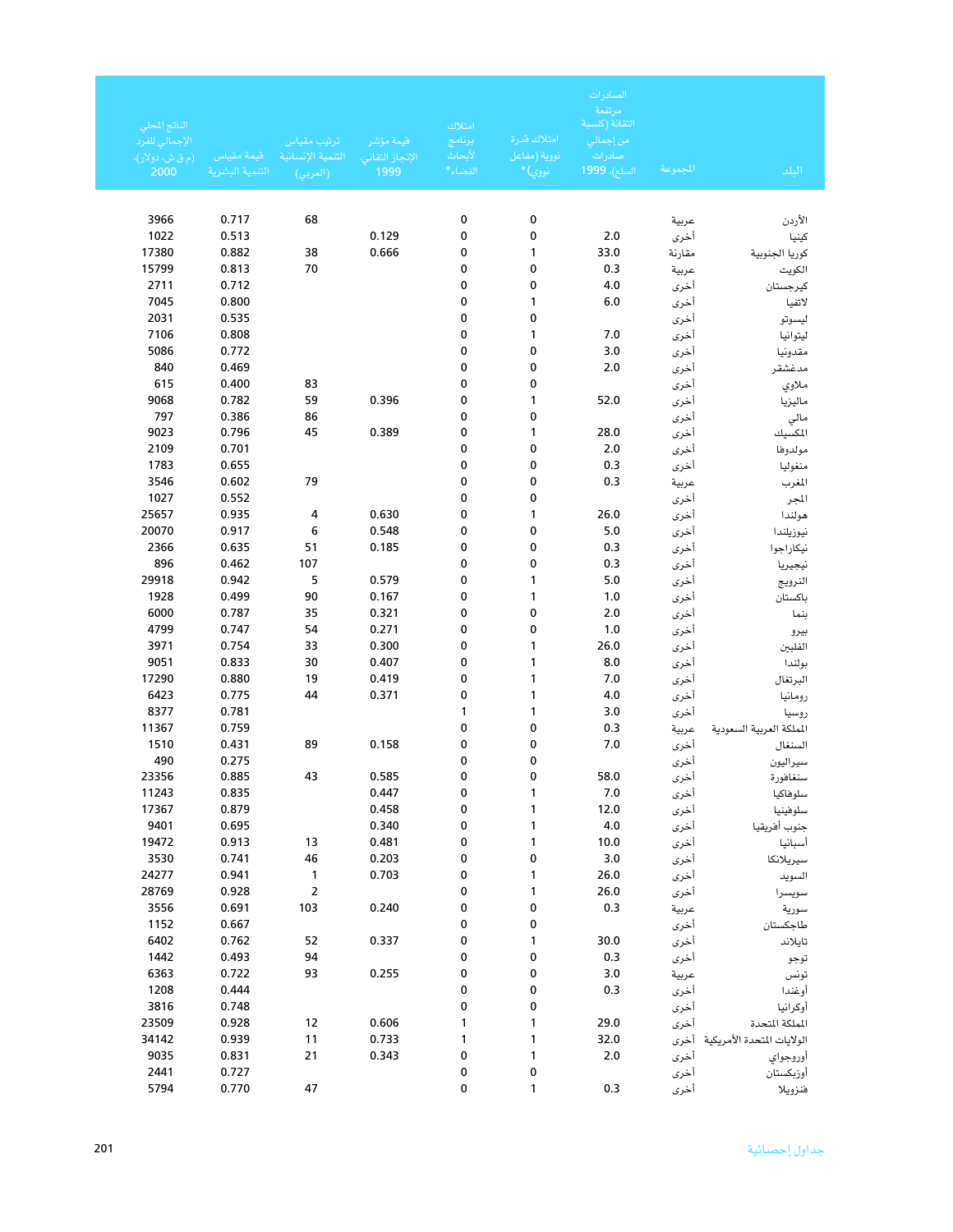| البلد | المجموعة | الصادرات مرتفعة التقانة (كنسبة من إجمالي صادرات السلع)، 1999 | امتلاك قدرة نووية (مفاعل نووي)* | امتلاك برنامج لأبحاث الفضاء* | قيمة مؤشر الإنجاز التقاني، 1999 | ترتيب مقياس التنمية الإنسانية (العربي) | قيمة مقياس التنمية البشرية | الناتج المحلي الإجمالي للفرد (م ق ش، دولار)، 2000 |
|---|---|---|---|---|---|---|---|---|
| الأردن | عربية | | 0 | 0 | | 68 | 0.717 | 3966 |
| كينيا | أخرى | 2.0 | 0 | 0 | 0.129 | | 0.513 | 1022 |
| كوريا الجنوبية | مقارنة | 33.0 | 1 | 0 | 0.666 | 38 | 0.882 | 17380 |
| الكويت | عربية | 0.3 | 0 | 0 | | 70 | 0.813 | 15799 |
| كيرجستان | أخرى | 4.0 | 0 | 0 | | | 0.712 | 2711 |
| لاتفيا | أخرى | 6.0 | 1 | 0 | | | 0.800 | 7045 |
| ليسوتو | أخرى | | 0 | 0 | | | 0.535 | 2031 |
| ليتوانيا | أخرى | 7.0 | 1 | 0 | | | 0.808 | 7106 |
| مقدونيا | أخرى | 3.0 | 0 | 0 | | | 0.772 | 5086 |
| مدغشقر | أخرى | 2.0 | 0 | 0 | | | 0.469 | 840 |
| ملاوي | أخرى | | 0 | 0 | | 83 | 0.400 | 615 |
| ماليزيا | أخرى | 52.0 | 1 | 0 | 0.396 | 59 | 0.782 | 9068 |
| مالي | أخرى | | 0 | 0 | | 86 | 0.386 | 797 |
| المكسيك | أخرى | 28.0 | 1 | 0 | 0.389 | 45 | 0.796 | 9023 |
| مولدوفا | أخرى | 2.0 | 0 | 0 | | | 0.701 | 2109 |
| منغوليا | أخرى | 0.3 | 0 | 0 | | | 0.655 | 1783 |
| المغرب | عربية | 0.3 | 0 | 0 | | 79 | 0.602 | 3546 |
| المجر | أخرى | | 0 | 0 | | | 0.552 | 1027 |
| هولندا | أخرى | 26.0 | 1 | 0 | 0.630 | 4 | 0.935 | 25657 |
| نيوزيلندا | أخرى | 5.0 | 0 | 0 | 0.548 | 6 | 0.917 | 20070 |
| نيكاراجوا | أخرى | 0.3 | 0 | 0 | 0.185 | 51 | 0.635 | 2366 |
| نيجيريا | أخرى | 0.3 | 0 | 0 | | 107 | 0.462 | 896 |
| النرويج | أخرى | 5.0 | 1 | 0 | 0.579 | 5 | 0.942 | 29918 |
| باكستان | أخرى | 1.0 | 1 | 0 | 0.167 | 90 | 0.499 | 1928 |
| بنما | أخرى | 2.0 | 0 | 0 | 0.321 | 35 | 0.787 | 6000 |
| بيرو | أخرى | 1.0 | 0 | 0 | 0.271 | 54 | 0.747 | 4799 |
| الفلبين | أخرى | 26.0 | 1 | 0 | 0.300 | 33 | 0.754 | 3971 |
| بولندا | أخرى | 8.0 | 1 | 0 | 0.407 | 30 | 0.833 | 9051 |
| البرتغال | أخرى | 7.0 | 1 | 0 | 0.419 | 19 | 0.880 | 17290 |
| رومانيا | أخرى | 4.0 | 1 | 0 | 0.371 | 44 | 0.775 | 6423 |
| روسيا | أخرى | 3.0 | 1 | 1 | | | 0.781 | 8377 |
| المملكة العربية السعودية | عربية | 0.3 | 0 | 0 | | | 0.759 | 11367 |
| السنغال | أخرى | 7.0 | 0 | 0 | 0.158 | 89 | 0.431 | 1510 |
| سيراليون | أخرى | | 0 | 0 | | | 0.275 | 490 |
| سنغافورة | أخرى | 58.0 | 0 | 0 | 0.585 | 43 | 0.885 | 23356 |
| سلوفاكيا | أخرى | 7.0 | 1 | 0 | 0.447 | | 0.835 | 11243 |
| سلوفينيا | أخرى | 12.0 | 1 | 0 | 0.458 | | 0.879 | 17367 |
| جنوب أفريقيا | أخرى | 4.0 | 1 | 0 | 0.340 | | 0.695 | 9401 |
| أسبانيا | أخرى | 10.0 | 1 | 0 | 0.481 | 13 | 0.913 | 19472 |
| سيريلانكا | أخرى | 3.0 | 0 | 0 | 0.203 | 46 | 0.741 | 3530 |
| السويد | أخرى | 26.0 | 1 | 0 | 0.703 | 1 | 0.941 | 24277 |
| سويسرا | أخرى | 26.0 | 1 | 0 | | 2 | 0.928 | 28769 |
| سورية | عربية | 0.3 | 0 | 0 | 0.240 | 103 | 0.691 | 3556 |
| طاجكستان | أخرى | | 0 | 0 | | | 0.667 | 1152 |
| تايلاند | أخرى | 30.0 | 1 | 0 | 0.337 | 52 | 0.762 | 6402 |
| توجو | أخرى | 0.3 | 0 | 0 | | 94 | 0.493 | 1442 |
| تونس | عربية | 3.0 | 0 | 0 | 0.255 | 93 | 0.722 | 6363 |
| أوغندا | أخرى | 0.3 | 0 | 0 | | | 0.444 | 1208 |
| أوكرانيا | أخرى | | 0 | 0 | | | 0.748 | 3816 |
| المملكة المتحدة | أخرى | 29.0 | 1 | 1 | 0.606 | 12 | 0.928 | 23509 |
| الولايات المتحدة الأمريكية | أخرى | 32.0 | 1 | 1 | 0.733 | 11 | 0.939 | 34142 |
| أوروجواي | أخرى | 2.0 | 1 | 0 | 0.343 | 21 | 0.831 | 9035 |
| أوزبكستان | أخرى | | 0 | 0 | | | 0.727 | 2441 |
| فنزويلا | أخرى | 0.3 | 1 | 0 | | 47 | 0.770 | 5794 |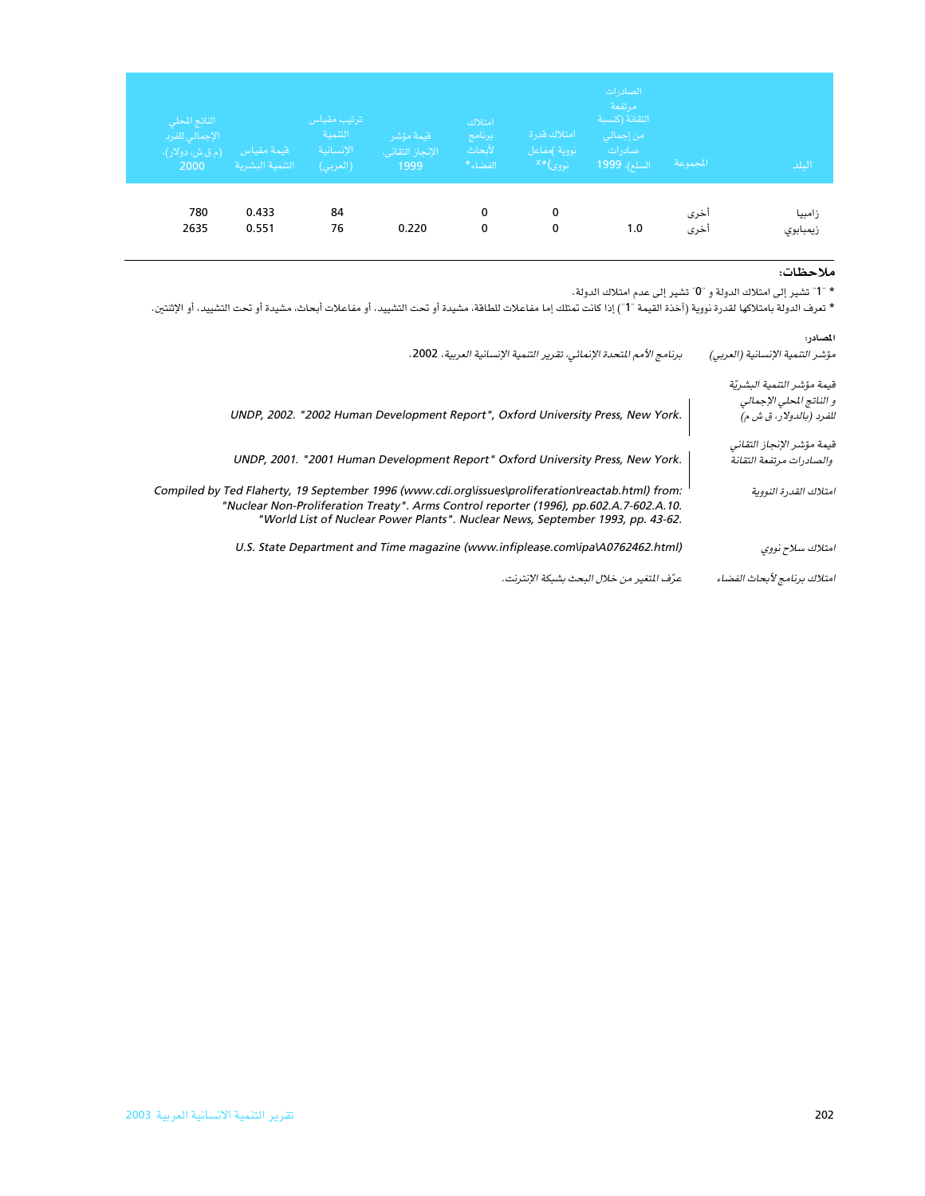| البلد | المجموعة | الصادرات مرتفعة التقانة (كنسبة من إجمالي صادرات السلع)، 1999 | امتلاك قدرة نووية (مفاعل نووي)** | امتلاك برنامج لأبحاث الفضاء* | قيمة مؤشر الإنجاز التقاني، 1999 | ترتيب مقياس التنمية الإنسانية (العربي) | قيمة مقياس التنمية البشرية | الناتج المحلي الإجمالي للفرد (م ق ش، دولار)، 2000 |
|---|---|---|---|---|---|---|---|---|
| زامبيا | أخرى | | 0 | 0 | | 84 | 0.433 | 780 |
| زيمبابوي | أخرى | 1.0 | 0 | 0 | 0.220 | 76 | 0.551 | 2635 |

**ملاحظات:**

* "1" تشير إلى امتلاك الدولة و "0" تشير إلى عدم امتلاك الدولة.

* تعرف الدولة بامتلاكها لقدرة نووية (آخذة القيمة "1") إذا كانت تمتلك إما مفاعلات للطاقة، مشيدة أو تحت التشييد، أو مفاعلات أبحاث، مشيدة أو تحت التشييد، أو الإثنتين.

**المصادر:**

*مؤشر التنمية الإنسانية (العربي)*: *برنامج الأمم المتحدة الإنمائي، تقرير التنمية الإنسانية العربية*، 2002.

*قيمة مؤشر التنمية البشرية و الناتج المحلي الإجمالي للفرد (بالدولار، ق ش م)*: *UNDP, 2002. "2002 Human Development Report", Oxford University Press, New York.*

*قيمة مؤشر الإنجاز التقاني والصادرات مرتفعة التقانة*: *UNDP, 2001. "2001 Human Development Report" Oxford University Press, New York.*

*امتلاك القدرة النووية*: *Compiled by Ted Flaherty, 19 September 1996 (www.cdi.org\issues\proliferation\reactab.html) from: "Nuclear Non-Proliferation Treaty". Arms Control reporter (1996), pp.602.A.7-602.A.10. "World List of Nuclear Power Plants". Nuclear News, September 1993, pp. 43-62.*

*امتلاك سلاح نووي*: *U.S. State Department and Time magazine (www.infiplease.com\ipa\A0762462.html)*

*امتلاك برنامج لأبحاث الفضاء*: *عرّف المتغير من خلال البحث بشبكة الإنترنت.*